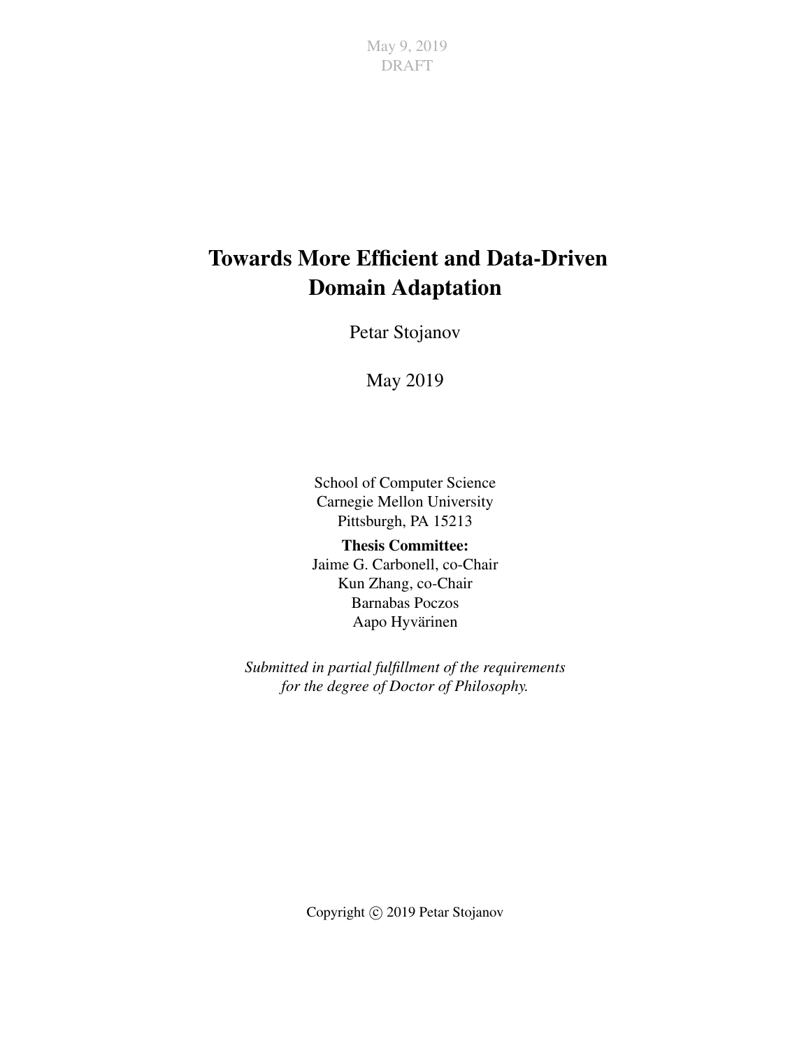May 9, 2019
DRAFT

# Towards More Efficient and Data-Driven Domain Adaptation

Petar Stojanov

May 2019

School of Computer Science
Carnegie Mellon University
Pittsburgh, PA 15213

**Thesis Committee:**
Jaime G. Carbonell, co-Chair
Kun Zhang, co-Chair
Barnabas Poczos
Aapo Hyvärinen

*Submitted in partial fulfillment of the requirements for the degree of Doctor of Philosophy.*

Copyright © 2019 Petar Stojanov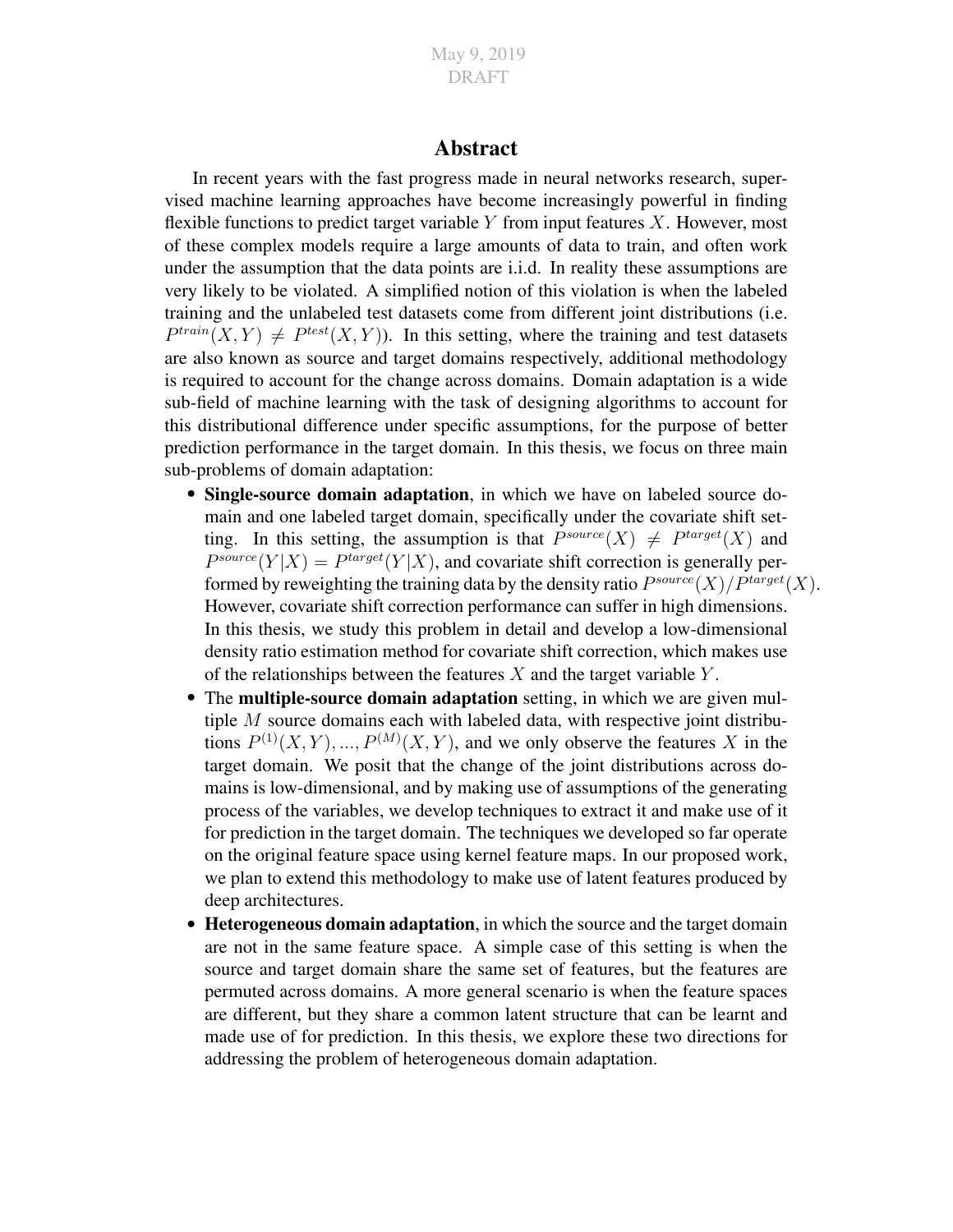## Abstract

In recent years with the fast progress made in neural networks research, supervised machine learning approaches have become increasingly powerful in finding flexible functions to predict target variable $Y$ from input features $X$. However, most of these complex models require a large amounts of data to train, and often work under the assumption that the data points are i.i.d. In reality these assumptions are very likely to be violated. A simplified notion of this violation is when the labeled training and the unlabeled test datasets come from different joint distributions (i.e. $P^{train}(X, Y) \neq P^{test}(X, Y)$). In this setting, where the training and test datasets are also known as source and target domains respectively, additional methodology is required to account for the change across domains. Domain adaptation is a wide sub-field of machine learning with the task of designing algorithms to account for this distributional difference under specific assumptions, for the purpose of better prediction performance in the target domain. In this thesis, we focus on three main sub-problems of domain adaptation:

- **Single-source domain adaptation**, in which we have on labeled source domain and one labeled target domain, specifically under the covariate shift setting. In this setting, the assumption is that $P^{source}(X) \neq P^{target}(X)$ and $P^{source}(Y|X) = P^{target}(Y|X)$, and covariate shift correction is generally performed by reweighting the training data by the density ratio $P^{source}(X)/P^{target}(X)$. However, covariate shift correction performance can suffer in high dimensions. In this thesis, we study this problem in detail and develop a low-dimensional density ratio estimation method for covariate shift correction, which makes use of the relationships between the features $X$ and the target variable $Y$.
- The **multiple-source domain adaptation** setting, in which we are given multiple $M$ source domains each with labeled data, with respective joint distributions $P^{(1)}(X, Y), ..., P^{(M)}(X, Y)$, and we only observe the features $X$ in the target domain. We posit that the change of the joint distributions across domains is low-dimensional, and by making use of assumptions of the generating process of the variables, we develop techniques to extract it and make use of it for prediction in the target domain. The techniques we developed so far operate on the original feature space using kernel feature maps. In our proposed work, we plan to extend this methodology to make use of latent features produced by deep architectures.
- **Heterogeneous domain adaptation**, in which the source and the target domain are not in the same feature space. A simple case of this setting is when the source and target domain share the same set of features, but the features are permuted across domains. A more general scenario is when the feature spaces are different, but they share a common latent structure that can be learnt and made use of for prediction. In this thesis, we explore these two directions for addressing the problem of heterogeneous domain adaptation.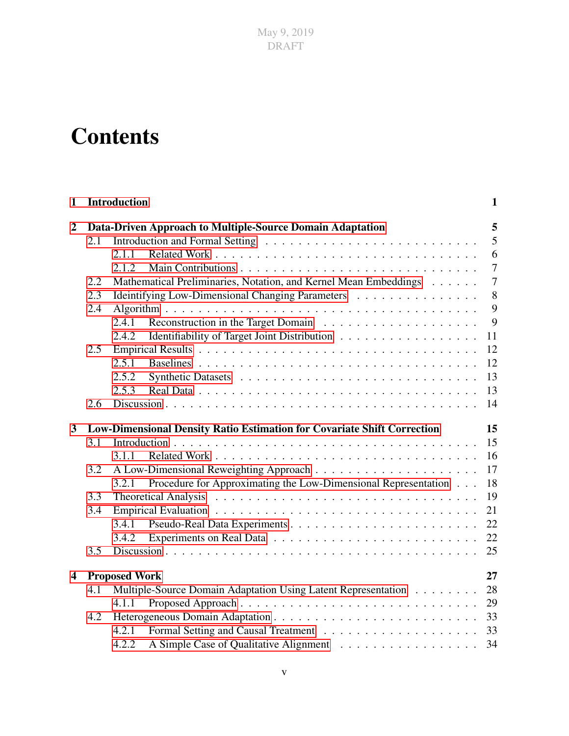# Contents

| | |
|---|---|
| **1 Introduction** | **1** |
| **2 Data-Driven Approach to Multiple-Source Domain Adaptation** | **5** |
| 2.1 Introduction and Formal Setting | 5 |
| 2.1.1 Related Work | 6 |
| 2.1.2 Main Contributions | 7 |
| 2.2 Mathematical Preliminaries, Notation, and Kernel Mean Embeddings | 7 |
| 2.3 Ideintifying Low-Dimensional Changing Parameters | 8 |
| 2.4 Algorithm | 9 |
| 2.4.1 Reconstruction in the Target Domain | 9 |
| 2.4.2 Identifiability of Target Joint Distribution | 11 |
| 2.5 Empirical Results | 12 |
| 2.5.1 Baselines | 12 |
| 2.5.2 Synthetic Datasets | 13 |
| 2.5.3 Real Data | 13 |
| 2.6 Discussion | 14 |
| **3 Low-Dimensional Density Ratio Estimation for Covariate Shift Correction** | **15** |
| 3.1 Introduction | 15 |
| 3.1.1 Related Work | 16 |
| 3.2 A Low-Dimensional Reweighting Approach | 17 |
| 3.2.1 Procedure for Approximating the Low-Dimensional Representation | 18 |
| 3.3 Theoretical Analysis | 19 |
| 3.4 Empirical Evaluation | 21 |
| 3.4.1 Pseudo-Real Data Experiments | 22 |
| 3.4.2 Experiments on Real Data | 22 |
| 3.5 Discussion | 25 |
| **4 Proposed Work** | **27** |
| 4.1 Multiple-Source Domain Adaptation Using Latent Representation | 28 |
| 4.1.1 Proposed Approach | 29 |
| 4.2 Heterogeneous Domain Adaptation | 33 |
| 4.2.1 Formal Setting and Causal Treatment | 33 |
| 4.2.2 A Simple Case of Qualitative Alignment | 34 |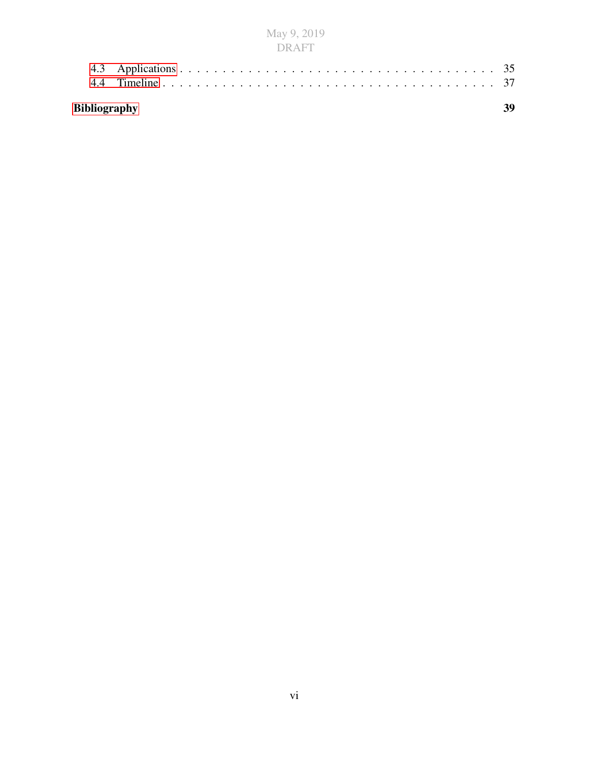4.3 Applications . . . . . . . . . . . . . . . . . . . . . . . . . . . . . . . . . 35
4.4 Timeline . . . . . . . . . . . . . . . . . . . . . . . . . . . . . . . . . . . 37

**Bibliography** **39**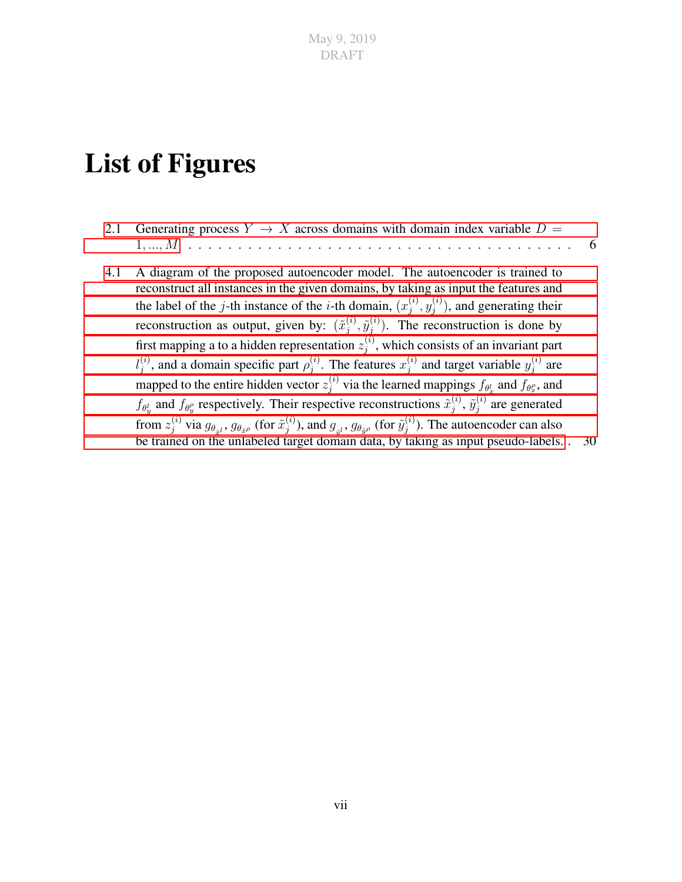# List of Figures

2.1 Generating process $Y \to X$ across domains with domain index variable $D = 1, ..., M$ . . . . . . . . . . . . . . . . . . . . . . . . . . . . . . . . . . . . . 6

4.1 A diagram of the proposed autoencoder model. The autoencoder is trained to reconstruct all instances in the given domains, by taking as input the features and the label of the $j$-th instance of the $i$-th domain, $(x_j^{(i)}, y_j^{(i)})$, and generating their reconstruction as output, given by: $(\tilde{x}_j^{(i)}, \tilde{y}_j^{(i)})$. The reconstruction is done by first mapping a to a hidden representation $z_j^{(i)}$, which consists of an invariant part $l_j^{(i)}$, and a domain specific part $\rho_j^{(i)}$. The features $x_j^{(i)}$ and target variable $y_j^{(i)}$ are mapped to the entire hidden vector $z_j^{(i)}$ via the learned mappings $f_{\theta_x^l}$ and $f_{\theta_x^\rho}$, and $f_{\theta_y^l}$ and $f_{\theta_y^\rho}$ respectively. Their respective reconstructions $\tilde{x}_j^{(i)}$, $\tilde{y}_j^{(i)}$ are generated from $z_j^{(i)}$ via $g_{\theta_{\tilde{x}^l}}$, $g_{\theta_{\tilde{x}^\rho}}$ (for $\tilde{x}_j^{(i)}$), and $g_{_{\tilde{y}^l}}$, $g_{\theta_{\tilde{y}^\rho}}$ (for $\tilde{y}_j^{(i)}$). The autoencoder can also be trained on the unlabeled target domain data, by taking as input pseudo-labels. . 30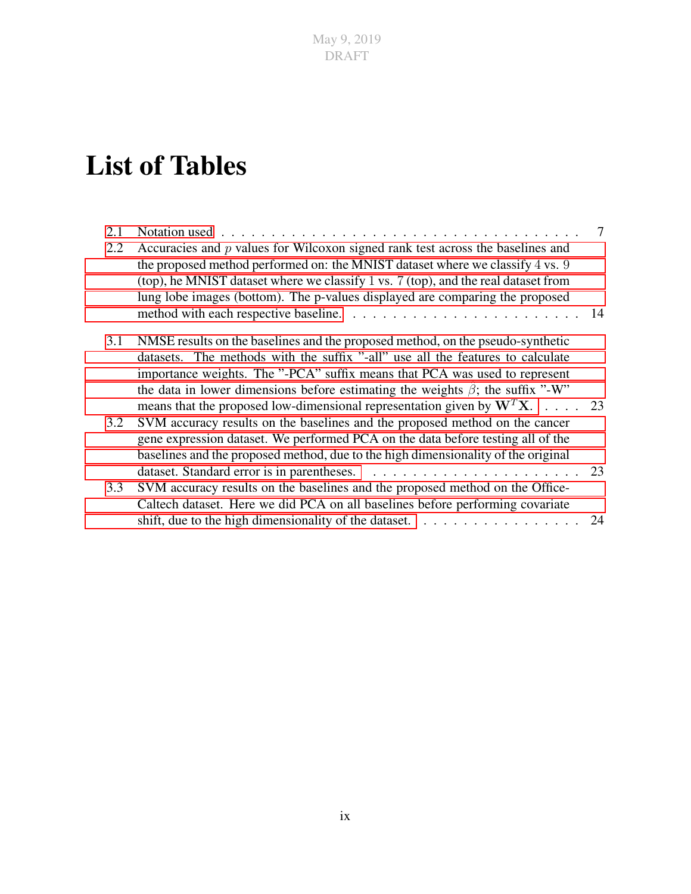# List of Tables

2.1 Notation used . . . . . . . . . . . . . . . . . . . . . . . . . . . . . . . . . . . . 7

2.2 Accuracies and $p$ values for Wilcoxon signed rank test across the baselines and the proposed method performed on: the MNIST dataset where we classify $4$ vs. $9$ (top), he MNIST dataset where we classify $1$ vs. $7$ (top), and the real dataset from lung lobe images (bottom). The p-values displayed are comparing the proposed method with each respective baseline. . . . . . . . . . . . . . . . . . . . . . . . . 14

3.1 NMSE results on the baselines and the proposed method, on the pseudo-synthetic datasets. The methods with the suffix "-all" use all the features to calculate importance weights. The "-PCA" suffix means that PCA was used to represent the data in lower dimensions before estimating the weights $\beta$; the suffix "-W" means that the proposed low-dimensional representation given by $\mathbf{W}^T\mathbf{X}$. . . . . 23

3.2 SVM accuracy results on the baselines and the proposed method on the cancer gene expression dataset. We performed PCA on the data before testing all of the baselines and the proposed method, due to the high dimensionality of the original dataset. Standard error is in parentheses. . . . . . . . . . . . . . . . . . . . . . . 23

3.3 SVM accuracy results on the baselines and the proposed method on the Office-Caltech dataset. Here we did PCA on all baselines before performing covariate shift, due to the high dimensionality of the dataset. . . . . . . . . . . . . . . . . . 24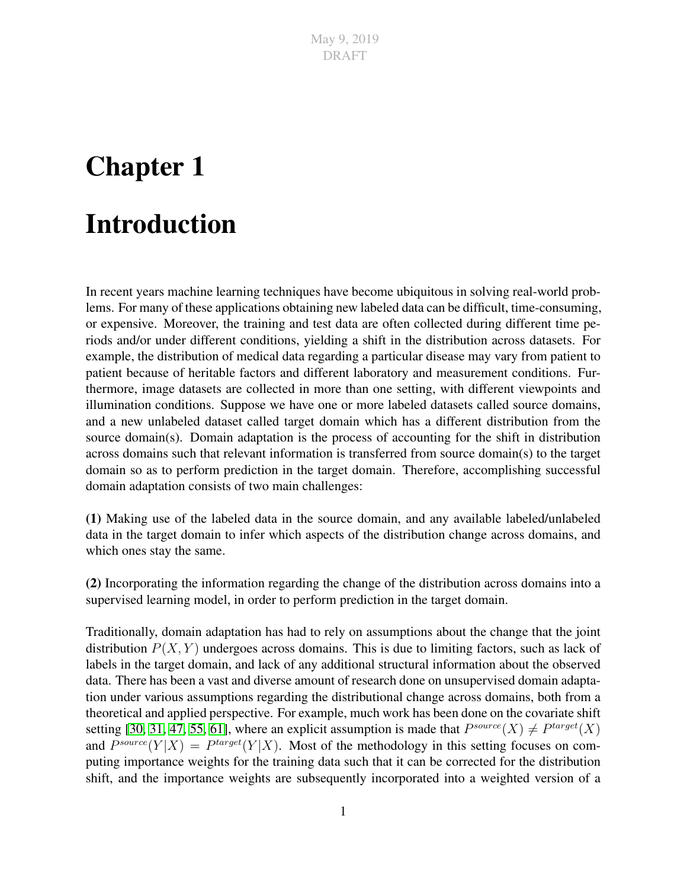# Chapter 1

# Introduction

In recent years machine learning techniques have become ubiquitous in solving real-world problems. For many of these applications obtaining new labeled data can be difficult, time-consuming, or expensive. Moreover, the training and test data are often collected during different time periods and/or under different conditions, yielding a shift in the distribution across datasets. For example, the distribution of medical data regarding a particular disease may vary from patient to patient because of heritable factors and different laboratory and measurement conditions. Furthermore, image datasets are collected in more than one setting, with different viewpoints and illumination conditions. Suppose we have one or more labeled datasets called source domains, and a new unlabeled dataset called target domain which has a different distribution from the source domain(s). Domain adaptation is the process of accounting for the shift in distribution across domains such that relevant information is transferred from source domain(s) to the target domain so as to perform prediction in the target domain. Therefore, accomplishing successful domain adaptation consists of two main challenges:

**(1)** Making use of the labeled data in the source domain, and any available labeled/unlabeled data in the target domain to infer which aspects of the distribution change across domains, and which ones stay the same.

**(2)** Incorporating the information regarding the change of the distribution across domains into a supervised learning model, in order to perform prediction in the target domain.

Traditionally, domain adaptation has had to rely on assumptions about the change that the joint distribution $P(X, Y)$ undergoes across domains. This is due to limiting factors, such as lack of labels in the target domain, and lack of any additional structural information about the observed data. There has been a vast and diverse amount of research done on unsupervised domain adaptation under various assumptions regarding the distributional change across domains, both from a theoretical and applied perspective. For example, much work has been done on the covariate shift setting [30, 31, 47, 55, 61], where an explicit assumption is made that $P^{source}(X) \neq P^{target}(X)$ and $P^{source}(Y|X) = P^{target}(Y|X)$. Most of the methodology in this setting focuses on computing importance weights for the training data such that it can be corrected for the distribution shift, and the importance weights are subsequently incorporated into a weighted version of a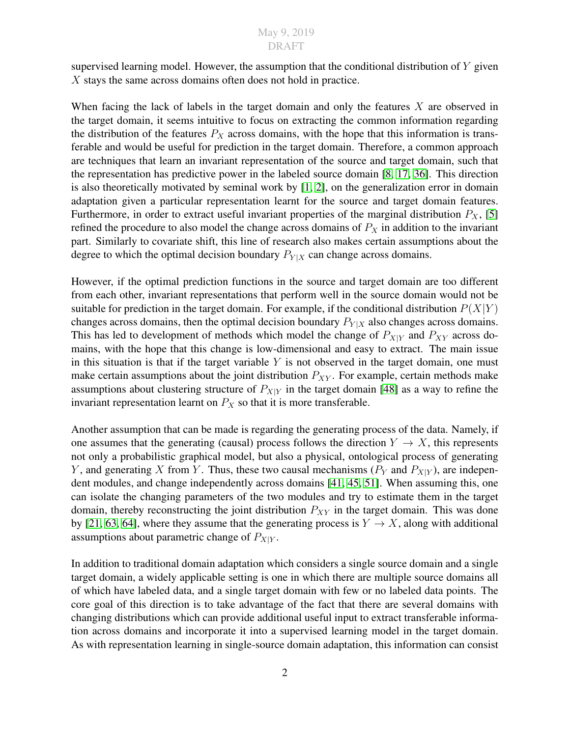supervised learning model. However, the assumption that the conditional distribution of $Y$ given $X$ stays the same across domains often does not hold in practice.

When facing the lack of labels in the target domain and only the features $X$ are observed in the target domain, it seems intuitive to focus on extracting the common information regarding the distribution of the features $P_X$ across domains, with the hope that this information is transferable and would be useful for prediction in the target domain. Therefore, a common approach are techniques that learn an invariant representation of the source and target domain, such that the representation has predictive power in the labeled source domain [8, 17, 36]. This direction is also theoretically motivated by seminal work by [1, 2], on the generalization error in domain adaptation given a particular representation learnt for the source and target domain features. Furthermore, in order to extract useful invariant properties of the marginal distribution $P_X$, [5] refined the procedure to also model the change across domains of $P_X$ in addition to the invariant part. Similarly to covariate shift, this line of research also makes certain assumptions about the degree to which the optimal decision boundary $P_{Y|X}$ can change across domains.

However, if the optimal prediction functions in the source and target domain are too different from each other, invariant representations that perform well in the source domain would not be suitable for prediction in the target domain. For example, if the conditional distribution $P(X|Y)$ changes across domains, then the optimal decision boundary $P_{Y|X}$ also changes across domains. This has led to development of methods which model the change of $P_{X|Y}$ and $P_{XY}$ across domains, with the hope that this change is low-dimensional and easy to extract. The main issue in this situation is that if the target variable $Y$ is not observed in the target domain, one must make certain assumptions about the joint distribution $P_{XY}$. For example, certain methods make assumptions about clustering structure of $P_{X|Y}$ in the target domain [48] as a way to refine the invariant representation learnt on $P_X$ so that it is more transferable.

Another assumption that can be made is regarding the generating process of the data. Namely, if one assumes that the generating (causal) process follows the direction $Y \to X$, this represents not only a probabilistic graphical model, but also a physical, ontological process of generating $Y$, and generating $X$ from $Y$. Thus, these two causal mechanisms ($P_Y$ and $P_{X|Y}$), are independent modules, and change independently across domains [41, 45, 51]. When assuming this, one can isolate the changing parameters of the two modules and try to estimate them in the target domain, thereby reconstructing the joint distribution $P_{XY}$ in the target domain. This was done by [21, 63, 64], where they assume that the generating process is $Y \to X$, along with additional assumptions about parametric change of $P_{X|Y}$.

In addition to traditional domain adaptation which considers a single source domain and a single target domain, a widely applicable setting is one in which there are multiple source domains all of which have labeled data, and a single target domain with few or no labeled data points. The core goal of this direction is to take advantage of the fact that there are several domains with changing distributions which can provide additional useful input to extract transferable information across domains and incorporate it into a supervised learning model in the target domain. As with representation learning in single-source domain adaptation, this information can consist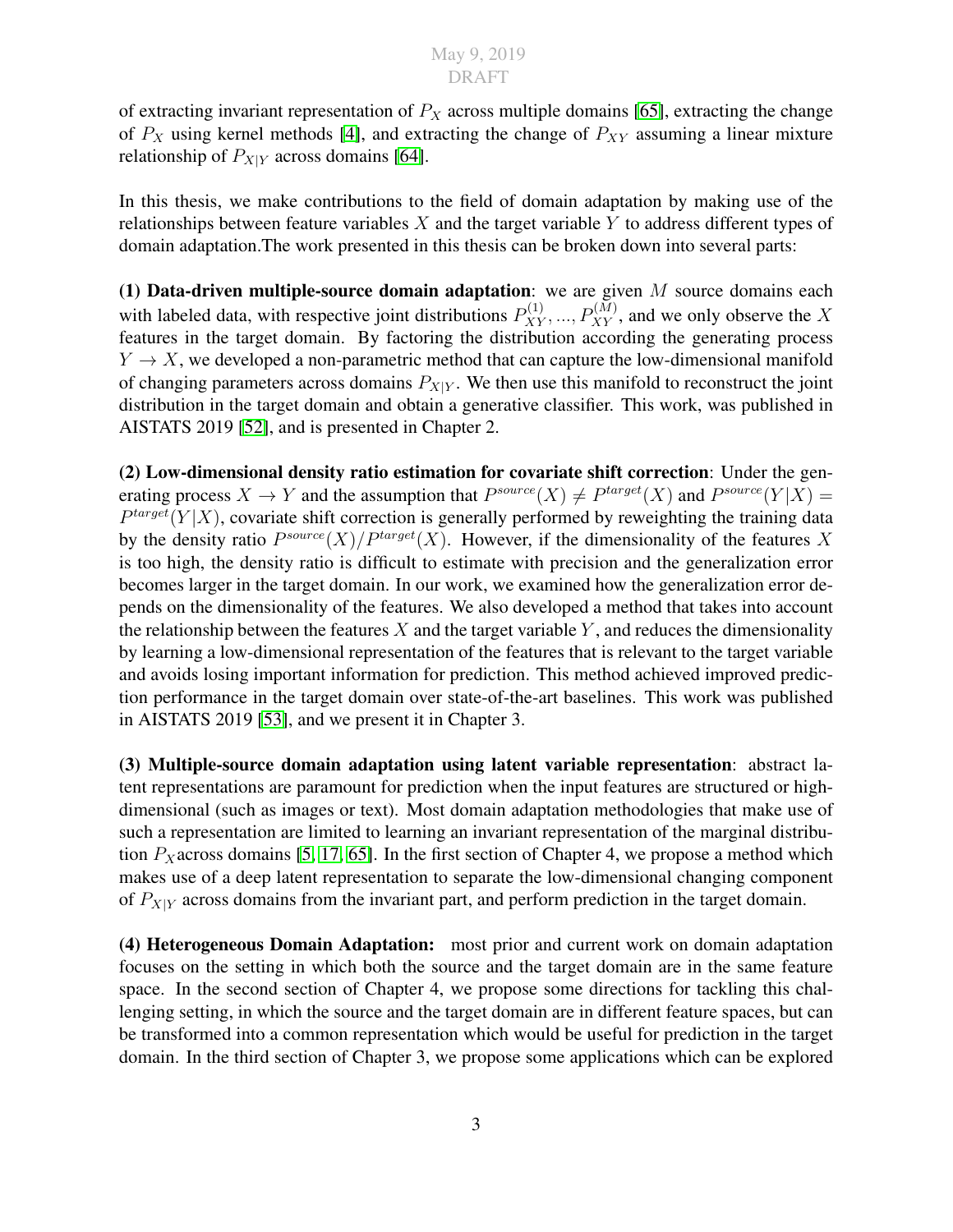of extracting invariant representation of $P_X$ across multiple domains [65], extracting the change of $P_X$ using kernel methods [4], and extracting the change of $P_{XY}$ assuming a linear mixture relationship of $P_{X|Y}$ across domains [64].

In this thesis, we make contributions to the field of domain adaptation by making use of the relationships between feature variables $X$ and the target variable $Y$ to address different types of domain adaptation.The work presented in this thesis can be broken down into several parts:

**(1) Data-driven multiple-source domain adaptation**: we are given $M$ source domains each with labeled data, with respective joint distributions $P_{XY}^{(1)}, ..., P_{XY}^{(M)}$, and we only observe the $X$ features in the target domain. By factoring the distribution according the generating process $Y \to X$, we developed a non-parametric method that can capture the low-dimensional manifold of changing parameters across domains $P_{X|Y}$. We then use this manifold to reconstruct the joint distribution in the target domain and obtain a generative classifier. This work, was published in AISTATS 2019 [52], and is presented in Chapter 2.

**(2) Low-dimensional density ratio estimation for covariate shift correction**: Under the generating process $X \to Y$ and the assumption that $P^{source}(X) \neq P^{target}(X)$ and $P^{source}(Y|X) = P^{target}(Y|X)$, covariate shift correction is generally performed by reweighting the training data by the density ratio $P^{source}(X)/P^{target}(X)$. However, if the dimensionality of the features $X$ is too high, the density ratio is difficult to estimate with precision and the generalization error becomes larger in the target domain. In our work, we examined how the generalization error depends on the dimensionality of the features. We also developed a method that takes into account the relationship between the features $X$ and the target variable $Y$, and reduces the dimensionality by learning a low-dimensional representation of the features that is relevant to the target variable and avoids losing important information for prediction. This method achieved improved prediction performance in the target domain over state-of-the-art baselines. This work was published in AISTATS 2019 [53], and we present it in Chapter 3.

**(3) Multiple-source domain adaptation using latent variable representation**: abstract latent representations are paramount for prediction when the input features are structured or high-dimensional (such as images or text). Most domain adaptation methodologies that make use of such a representation are limited to learning an invariant representation of the marginal distribution $P_X$across domains [5, 17, 65]. In the first section of Chapter 4, we propose a method which makes use of a deep latent representation to separate the low-dimensional changing component of $P_{X|Y}$ across domains from the invariant part, and perform prediction in the target domain.

**(4) Heterogeneous Domain Adaptation:** most prior and current work on domain adaptation focuses on the setting in which both the source and the target domain are in the same feature space. In the second section of Chapter 4, we propose some directions for tackling this challenging setting, in which the source and the target domain are in different feature spaces, but can be transformed into a common representation which would be useful for prediction in the target domain. In the third section of Chapter 3, we propose some applications which can be explored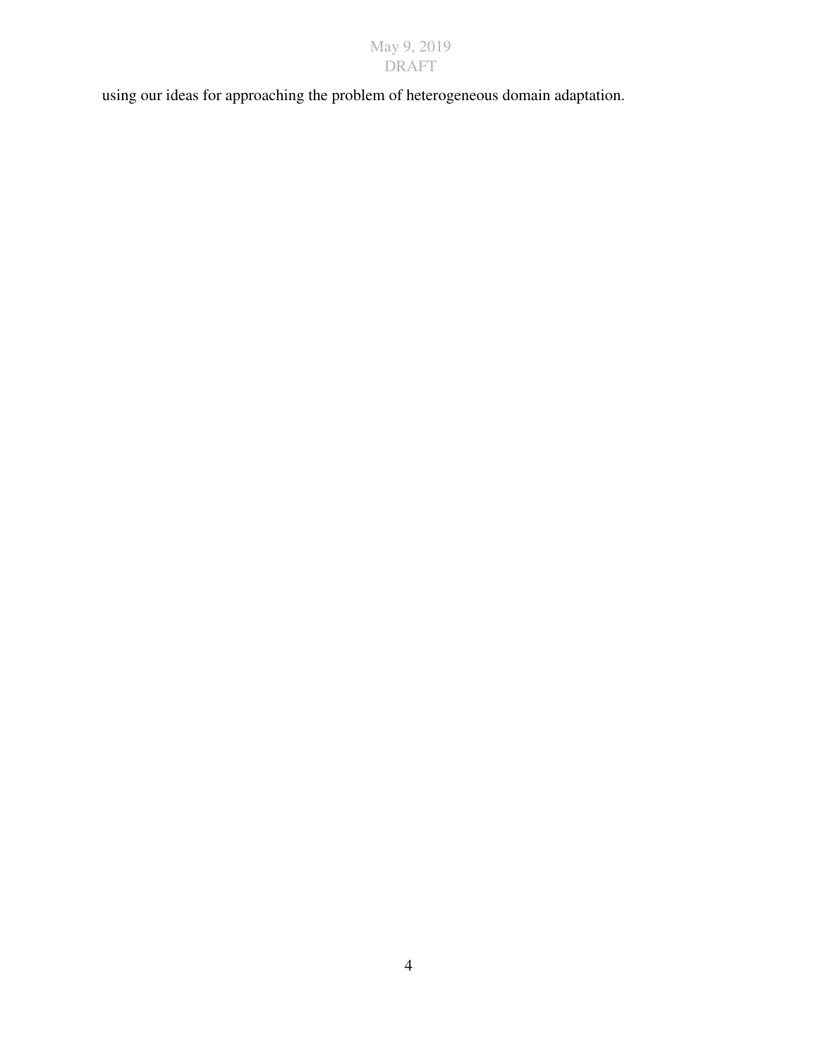using our ideas for approaching the problem of heterogeneous domain adaptation.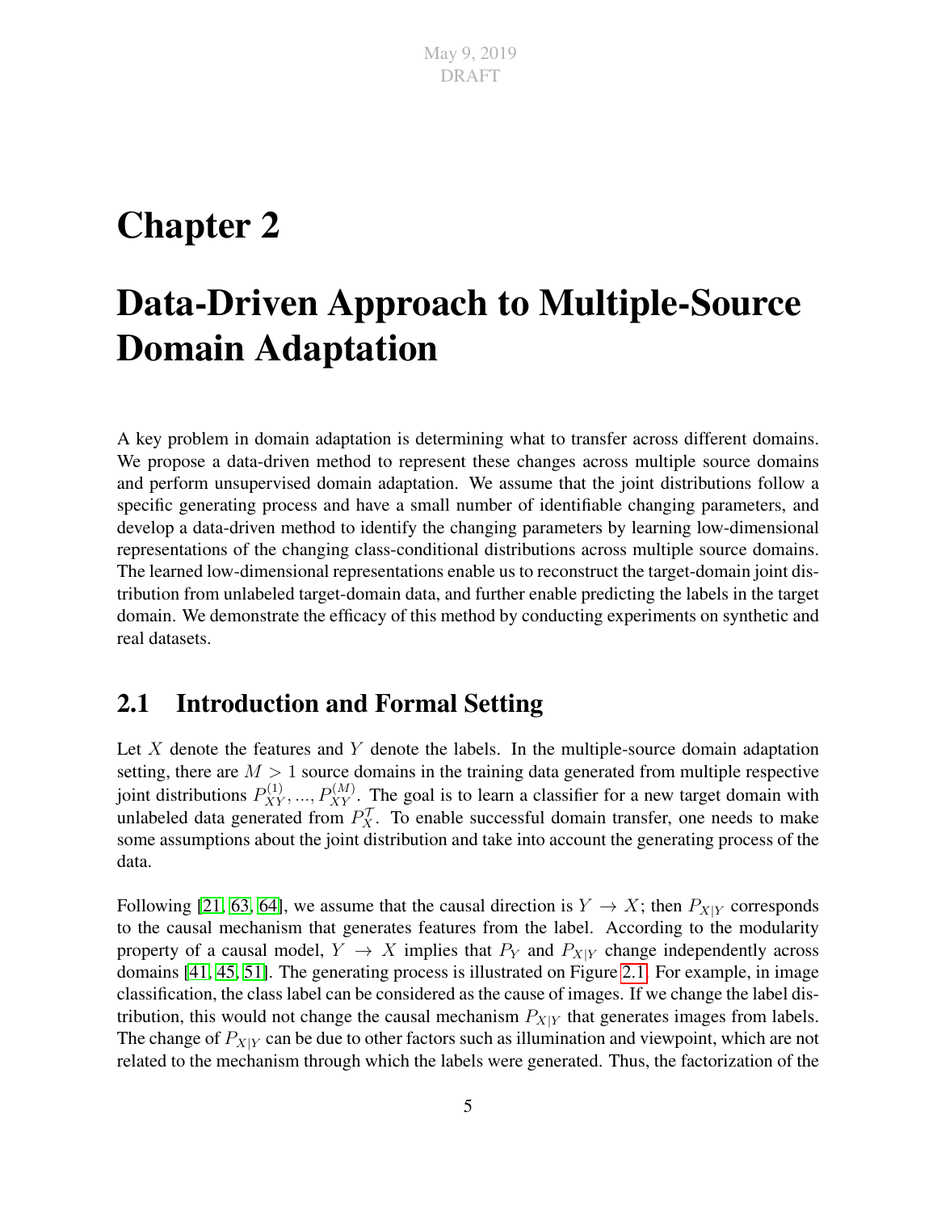# Chapter 2

# Data-Driven Approach to Multiple-Source Domain Adaptation

A key problem in domain adaptation is determining what to transfer across different domains. We propose a data-driven method to represent these changes across multiple source domains and perform unsupervised domain adaptation. We assume that the joint distributions follow a specific generating process and have a small number of identifiable changing parameters, and develop a data-driven method to identify the changing parameters by learning low-dimensional representations of the changing class-conditional distributions across multiple source domains. The learned low-dimensional representations enable us to reconstruct the target-domain joint distribution from unlabeled target-domain data, and further enable predicting the labels in the target domain. We demonstrate the efficacy of this method by conducting experiments on synthetic and real datasets.

## 2.1 Introduction and Formal Setting

Let $X$ denote the features and $Y$ denote the labels. In the multiple-source domain adaptation setting, there are $M > 1$ source domains in the training data generated from multiple respective joint distributions $P_{XY}^{(1)}, ..., P_{XY}^{(M)}$. The goal is to learn a classifier for a new target domain with unlabeled data generated from $P_X^{\mathcal{T}}$. To enable successful domain transfer, one needs to make some assumptions about the joint distribution and take into account the generating process of the data.

Following [21, 63, 64], we assume that the causal direction is $Y \to X$; then $P_{X|Y}$ corresponds to the causal mechanism that generates features from the label. According to the modularity property of a causal model, $Y \to X$ implies that $P_Y$ and $P_{X|Y}$ change independently across domains [41, 45, 51]. The generating process is illustrated on Figure 2.1. For example, in image classification, the class label can be considered as the cause of images. If we change the label distribution, this would not change the causal mechanism $P_{X|Y}$ that generates images from labels. The change of $P_{X|Y}$ can be due to other factors such as illumination and viewpoint, which are not related to the mechanism through which the labels were generated. Thus, the factorization of the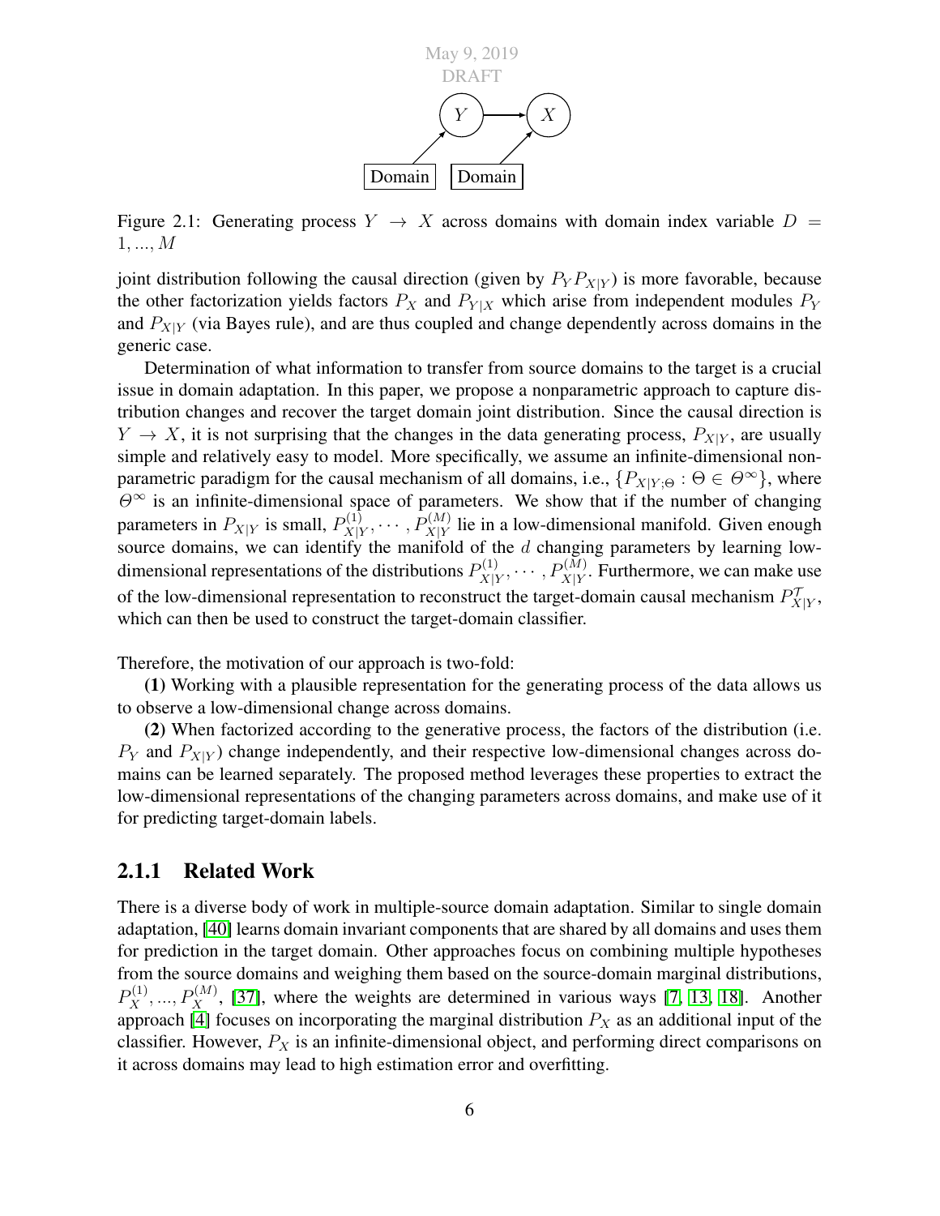Figure 2.1: Generating process $Y \rightarrow X$ across domains with domain index variable $D = 1, ..., M$

joint distribution following the causal direction (given by $P_Y P_{X|Y}$) is more favorable, because the other factorization yields factors $P_X$ and $P_{Y|X}$ which arise from independent modules $P_Y$ and $P_{X|Y}$ (via Bayes rule), and are thus coupled and change dependently across domains in the generic case.

Determination of what information to transfer from source domains to the target is a crucial issue in domain adaptation. In this paper, we propose a nonparametric approach to capture distribution changes and recover the target domain joint distribution. Since the causal direction is $Y \rightarrow X$, it is not surprising that the changes in the data generating process, $P_{X|Y}$, are usually simple and relatively easy to model. More specifically, we assume an infinite-dimensional nonparametric paradigm for the causal mechanism of all domains, i.e., $\{P_{X|Y;\Theta} : \Theta \in \Theta^{\infty}\}$, where $\Theta^{\infty}$ is an infinite-dimensional space of parameters. We show that if the number of changing parameters in $P_{X|Y}$ is small, $P_{X|Y}^{(1)}, \cdots, P_{X|Y}^{(M)}$ lie in a low-dimensional manifold. Given enough source domains, we can identify the manifold of the $d$ changing parameters by learning low-dimensional representations of the distributions $P_{X|Y}^{(1)}, \cdots, P_{X|Y}^{(M)}$. Furthermore, we can make use of the low-dimensional representation to reconstruct the target-domain causal mechanism $P_{X|Y}^{\mathcal{T}}$, which can then be used to construct the target-domain classifier.

Therefore, the motivation of our approach is two-fold:

**(1)** Working with a plausible representation for the generating process of the data allows us to observe a low-dimensional change across domains.

**(2)** When factorized according to the generative process, the factors of the distribution (i.e. $P_Y$ and $P_{X|Y}$) change independently, and their respective low-dimensional changes across domains can be learned separately. The proposed method leverages these properties to extract the low-dimensional representations of the changing parameters across domains, and make use of it for predicting target-domain labels.

### 2.1.1 Related Work

There is a diverse body of work in multiple-source domain adaptation. Similar to single domain adaptation, [40] learns domain invariant components that are shared by all domains and uses them for prediction in the target domain. Other approaches focus on combining multiple hypotheses from the source domains and weighing them based on the source-domain marginal distributions, $P_X^{(1)}, ..., P_X^{(M)}$, [37], where the weights are determined in various ways [7, 13, 18]. Another approach [4] focuses on incorporating the marginal distribution $P_X$ as an additional input of the classifier. However, $P_X$ is an infinite-dimensional object, and performing direct comparisons on it across domains may lead to high estimation error and overfitting.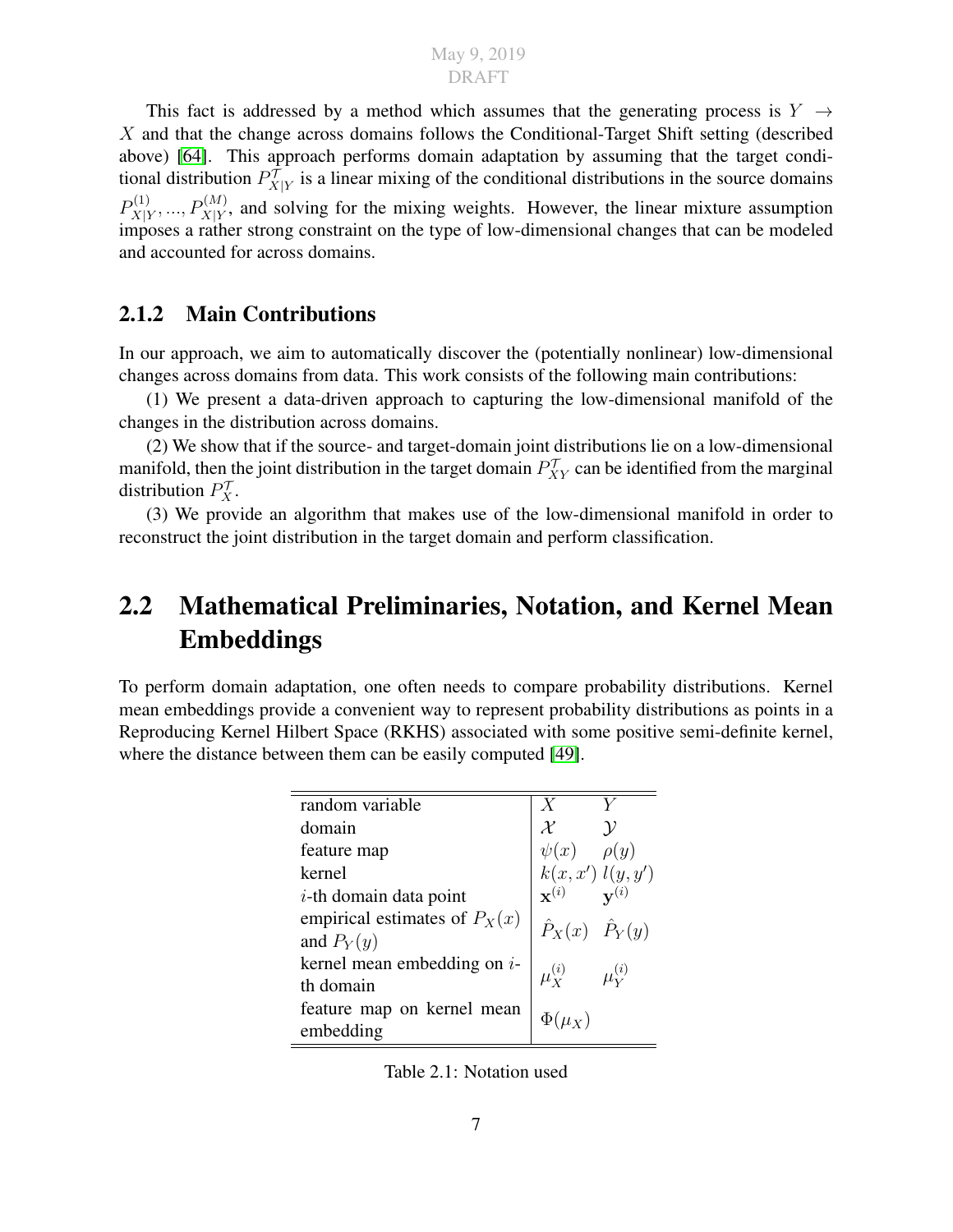This fact is addressed by a method which assumes that the generating process is $Y \rightarrow X$ and that the change across domains follows the Conditional-Target Shift setting (described above) [64]. This approach performs domain adaptation by assuming that the target conditional distribution $P^{\mathcal{T}}_{X|Y}$ is a linear mixing of the conditional distributions in the source domains $P^{(1)}_{X|Y}, ..., P^{(M)}_{X|Y}$, and solving for the mixing weights. However, the linear mixture assumption imposes a rather strong constraint on the type of low-dimensional changes that can be modeled and accounted for across domains.

### 2.1.2 Main Contributions

In our approach, we aim to automatically discover the (potentially nonlinear) low-dimensional changes across domains from data. This work consists of the following main contributions:

(1) We present a data-driven approach to capturing the low-dimensional manifold of the changes in the distribution across domains.

(2) We show that if the source- and target-domain joint distributions lie on a low-dimensional manifold, then the joint distribution in the target domain $P^{\mathcal{T}}_{XY}$ can be identified from the marginal distribution $P^{\mathcal{T}}_{X}$.

(3) We provide an algorithm that makes use of the low-dimensional manifold in order to reconstruct the joint distribution in the target domain and perform classification.

## 2.2 Mathematical Preliminaries, Notation, and Kernel Mean Embeddings

To perform domain adaptation, one often needs to compare probability distributions. Kernel mean embeddings provide a convenient way to represent probability distributions as points in a Reproducing Kernel Hilbert Space (RKHS) associated with some positive semi-definite kernel, where the distance between them can be easily computed [49].

| | | |
|---|---|---|
| random variable | $X$ | $Y$ |
| domain | $\mathcal{X}$ | $\mathcal{Y}$ |
| feature map | $\psi(x)$ | $\rho(y)$ |
| kernel | $k(x, x')$ | $l(y, y')$ |
| $i$-th domain data point | $\mathbf{x}^{(i)}$ | $\mathbf{y}^{(i)}$ |
| empirical estimates of $P_X(x)$ and $P_Y(y)$ | $\hat{P}_X(x)$ | $\hat{P}_Y(y)$ |
| kernel mean embedding on $i$-th domain | $\mu_X^{(i)}$ | $\mu_Y^{(i)}$ |
| feature map on kernel mean embedding | $\Phi(\mu_X)$ | |

Table 2.1: Notation used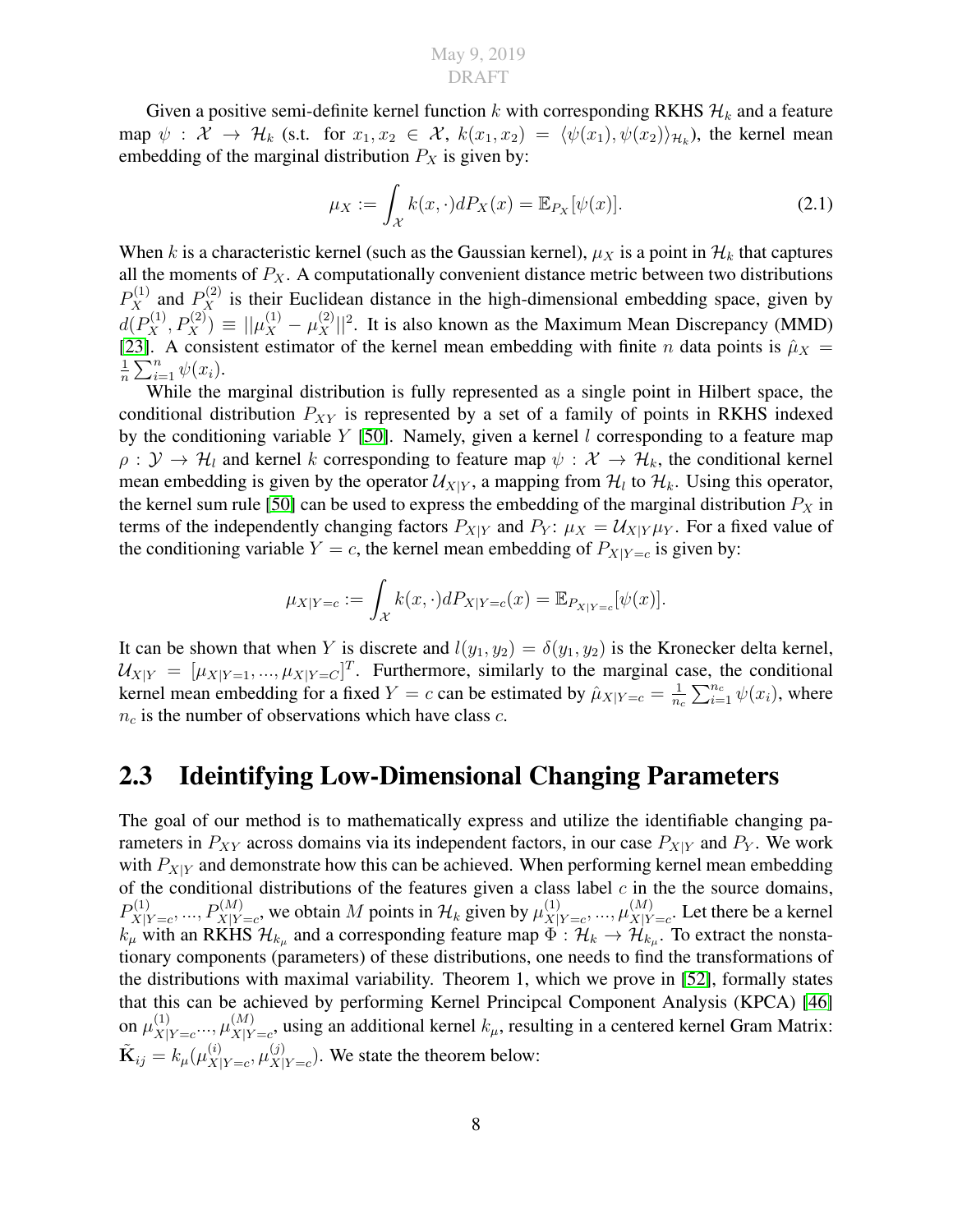Given a positive semi-definite kernel function $k$ with corresponding RKHS $\mathcal{H}_k$ and a feature map $\psi : \mathcal{X} \rightarrow \mathcal{H}_k$ (s.t. for $x_1, x_2 \in \mathcal{X}$, $k(x_1, x_2) = \langle \psi(x_1), \psi(x_2) \rangle_{\mathcal{H}_k}$), the kernel mean embedding of the marginal distribution $P_X$ is given by:

$$\mu_X := \int_{\mathcal{X}} k(x, \cdot) dP_X(x) = \mathbb{E}_{P_X}[\psi(x)]. \tag{2.1}$$

When $k$ is a characteristic kernel (such as the Gaussian kernel), $\mu_X$ is a point in $\mathcal{H}_k$ that captures all the moments of $P_X$. A computationally convenient distance metric between two distributions $P_X^{(1)}$ and $P_X^{(2)}$ is their Euclidean distance in the high-dimensional embedding space, given by $d(P_X^{(1)}, P_X^{(2)}) \equiv ||\mu_X^{(1)} - \mu_X^{(2)}||^2$. It is also known as the Maximum Mean Discrepancy (MMD) [23]. A consistent estimator of the kernel mean embedding with finite $n$ data points is $\hat{\mu}_X = \frac{1}{n} \sum_{i=1}^{n} \psi(x_i)$.

While the marginal distribution is fully represented as a single point in Hilbert space, the conditional distribution $P_{XY}$ is represented by a set of a family of points in RKHS indexed by the conditioning variable $Y$ [50]. Namely, given a kernel $l$ corresponding to a feature map $\rho : \mathcal{Y} \rightarrow \mathcal{H}_l$ and kernel $k$ corresponding to feature map $\psi : \mathcal{X} \rightarrow \mathcal{H}_k$, the conditional kernel mean embedding is given by the operator $\mathcal{U}_{X|Y}$, a mapping from $\mathcal{H}_l$ to $\mathcal{H}_k$. Using this operator, the kernel sum rule [50] can be used to express the embedding of the marginal distribution $P_X$ in terms of the independently changing factors $P_{X|Y}$ and $P_Y$: $\mu_X = \mathcal{U}_{X|Y} \mu_Y$. For a fixed value of the conditioning variable $Y = c$, the kernel mean embedding of $P_{X|Y=c}$ is given by:

$$\mu_{X|Y=c} := \int_{\mathcal{X}} k(x, \cdot) dP_{X|Y=c}(x) = \mathbb{E}_{P_{X|Y=c}}[\psi(x)].$$

It can be shown that when $Y$ is discrete and $l(y_1, y_2) = \delta(y_1, y_2)$ is the Kronecker delta kernel, $\mathcal{U}_{X|Y} = [\mu_{X|Y=1}, ..., \mu_{X|Y=C}]^T$. Furthermore, similarly to the marginal case, the conditional kernel mean embedding for a fixed $Y = c$ can be estimated by $\hat{\mu}_{X|Y=c} = \frac{1}{n_c} \sum_{i=1}^{n_c} \psi(x_i)$, where $n_c$ is the number of observations which have class $c$.

## 2.3 Ideintifying Low-Dimensional Changing Parameters

The goal of our method is to mathematically express and utilize the identifiable changing parameters in $P_{XY}$ across domains via its independent factors, in our case $P_{X|Y}$ and $P_Y$. We work with $P_{X|Y}$ and demonstrate how this can be achieved. When performing kernel mean embedding of the conditional distributions of the features given a class label $c$ in the the source domains, $P_{X|Y=c}^{(1)}, ..., P_{X|Y=c}^{(M)}$, we obtain $M$ points in $\mathcal{H}_k$ given by $\mu_{X|Y=c}^{(1)}, ..., \mu_{X|Y=c}^{(M)}$. Let there be a kernel $k_\mu$ with an RKHS $\mathcal{H}_{k_\mu}$ and a corresponding feature map $\Phi : \mathcal{H}_k \rightarrow \mathcal{H}_{k_\mu}$. To extract the nonstationary components (parameters) of these distributions, one needs to find the transformations of the distributions with maximal variability. Theorem 1, which we prove in [52], formally states that this can be achieved by performing Kernel Principcal Component Analysis (KPCA) [46] on $\mu_{X|Y=c}^{(1)} ..., \mu_{X|Y=c}^{(M)}$, using an additional kernel $k_\mu$, resulting in a centered kernel Gram Matrix: $\tilde{\mathbf{K}}_{ij} = k_\mu(\mu_{X|Y=c}^{(i)}, \mu_{X|Y=c}^{(j)})$. We state the theorem below: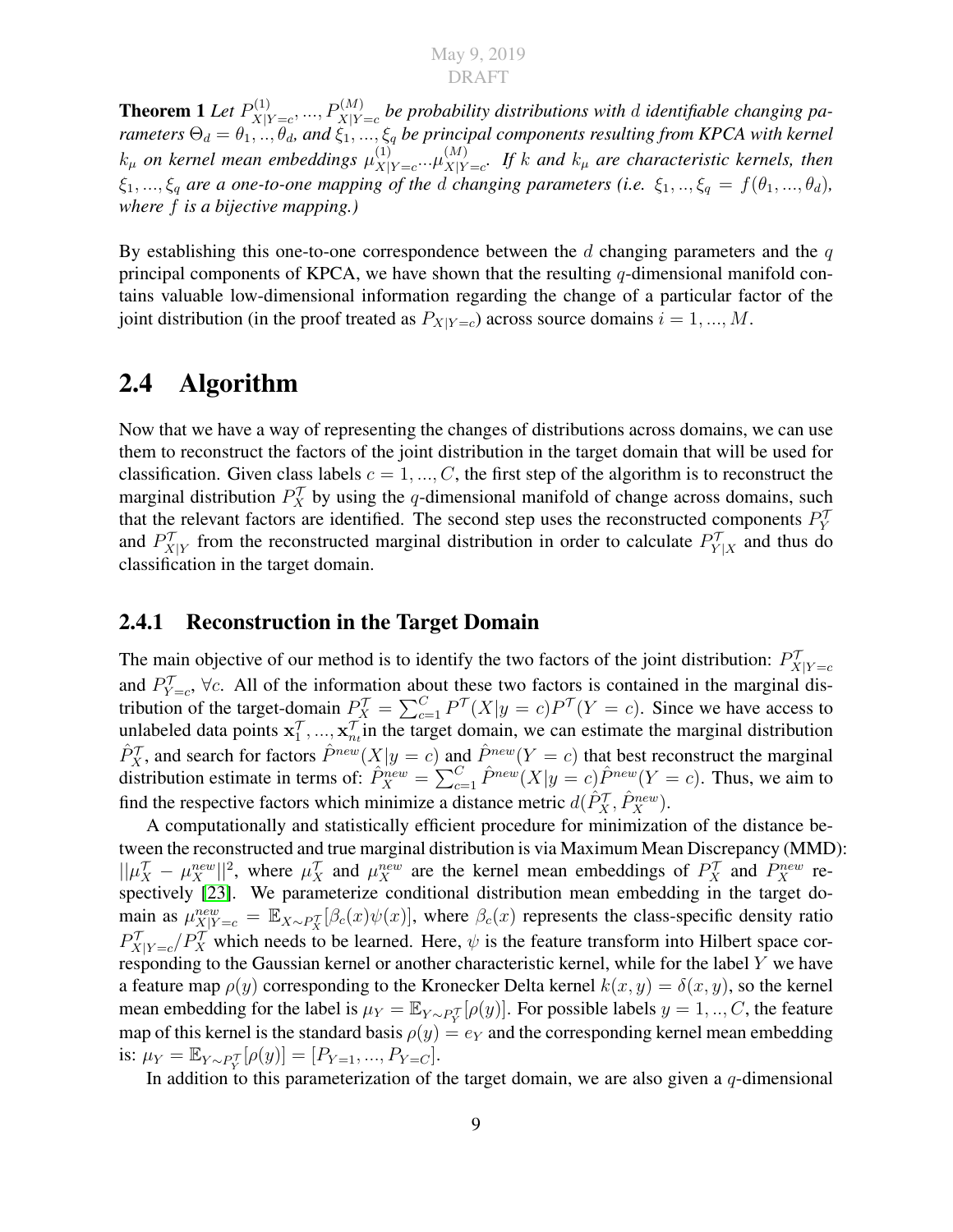**Theorem 1** *Let $P^{(1)}_{X|Y=c}, ..., P^{(M)}_{X|Y=c}$ be probability distributions with $d$ identifiable changing parameters $\Theta_d = \theta_1, .., \theta_d$, and $\xi_1, ..., \xi_q$ be principal components resulting from KPCA with kernel $k_\mu$ on kernel mean embeddings $\mu^{(1)}_{X|Y=c} ... \mu^{(M)}_{X|Y=c}$. If $k$ and $k_\mu$ are characteristic kernels, then $\xi_1, ..., \xi_q$ are a one-to-one mapping of the $d$ changing parameters (i.e. $\xi_1, .., \xi_q = f(\theta_1, ..., \theta_d)$, where $f$ is a bijective mapping.)*

By establishing this one-to-one correspondence between the $d$ changing parameters and the $q$ principal components of KPCA, we have shown that the resulting $q$-dimensional manifold contains valuable low-dimensional information regarding the change of a particular factor of the joint distribution (in the proof treated as $P_{X|Y=c}$) across source domains $i = 1, ..., M$.

## 2.4 Algorithm

Now that we have a way of representing the changes of distributions across domains, we can use them to reconstruct the factors of the joint distribution in the target domain that will be used for classification. Given class labels $c = 1, ..., C$, the first step of the algorithm is to reconstruct the marginal distribution $P^{\mathcal{T}}_X$ by using the $q$-dimensional manifold of change across domains, such that the relevant factors are identified. The second step uses the reconstructed components $P^{\mathcal{T}}_Y$ and $P^{\mathcal{T}}_{X|Y}$ from the reconstructed marginal distribution in order to calculate $P^{\mathcal{T}}_{Y|X}$ and thus do classification in the target domain.

### 2.4.1 Reconstruction in the Target Domain

The main objective of our method is to identify the two factors of the joint distribution: $P^{\mathcal{T}}_{X|Y=c}$ and $P^{\mathcal{T}}_{Y=c}$, $\forall c$. All of the information about these two factors is contained in the marginal distribution of the target-domain $P^{\mathcal{T}}_X = \sum_{c=1}^{C} P^{\mathcal{T}}(X|y=c)P^{\mathcal{T}}(Y=c)$. Since we have access to unlabeled data points $\mathbf{x}^{\mathcal{T}}_1, ..., \mathbf{x}^{\mathcal{T}}_{n_t}$ in the target domain, we can estimate the marginal distribution $\hat{P}^{\mathcal{T}}_X$, and search for factors $\hat{P}^{new}(X|y=c)$ and $\hat{P}^{new}(Y=c)$ that best reconstruct the marginal distribution estimate in terms of: $\hat{P}^{new}_X = \sum_{c=1}^{C} \hat{P}^{new}(X|y=c)\hat{P}^{new}(Y=c)$. Thus, we aim to find the respective factors which minimize a distance metric $d(\hat{P}^{\mathcal{T}}_X, \hat{P}^{new}_X)$.

A computationally and statistically efficient procedure for minimization of the distance between the reconstructed and true marginal distribution is via Maximum Mean Discrepancy (MMD): $||\mu^{\mathcal{T}}_X - \mu^{new}_X||^2$, where $\mu^{\mathcal{T}}_X$ and $\mu^{new}_X$ are the kernel mean embeddings of $P^{\mathcal{T}}_X$ and $P^{new}_X$ respectively [23]. We parameterize conditional distribution mean embedding in the target domain as $\mu^{new}_{X|Y=c} = \mathbb{E}_{X \sim P^{\mathcal{T}}_X}[\beta_c(x)\psi(x)]$, where $\beta_c(x)$ represents the class-specific density ratio $P^{\mathcal{T}}_{X|Y=c}/P^{\mathcal{T}}_X$ which needs to be learned. Here, $\psi$ is the feature transform into Hilbert space corresponding to the Gaussian kernel or another characteristic kernel, while for the label $Y$ we have a feature map $\rho(y)$ corresponding to the Kronecker Delta kernel $k(x, y) = \delta(x, y)$, so the kernel mean embedding for the label is $\mu_Y = \mathbb{E}_{Y \sim P^{\mathcal{T}}_Y}[\rho(y)]$. For possible labels $y = 1, .., C$, the feature map of this kernel is the standard basis $\rho(y) = e_Y$ and the corresponding kernel mean embedding is: $\mu_Y = \mathbb{E}_{Y \sim P^{\mathcal{T}}_Y}[\rho(y)] = [P_{Y=1}, ..., P_{Y=C}]$.

In addition to this parameterization of the target domain, we are also given a $q$-dimensional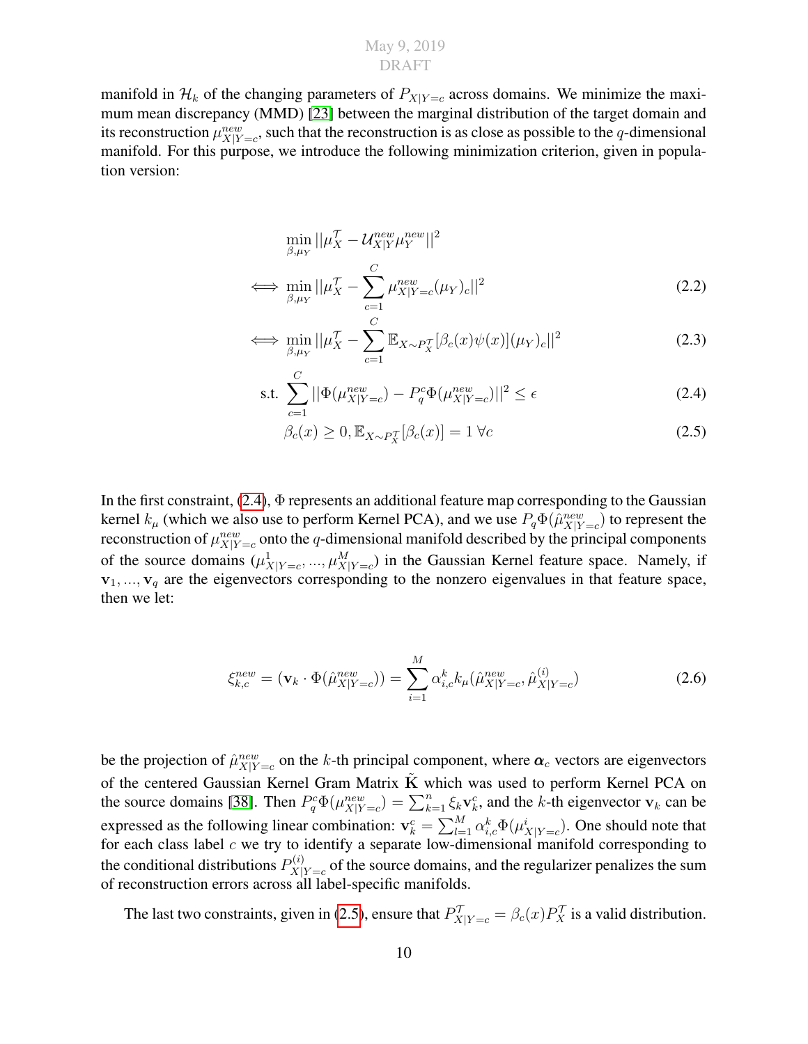manifold in $\mathcal{H}_k$ of the changing parameters of $P_{X|Y=c}$ across domains. We minimize the maximum mean discrepancy (MMD) [23] between the marginal distribution of the target domain and its reconstruction $\mu^{new}_{X|Y=c}$, such that the reconstruction is as close as possible to the $q$-dimensional manifold. For this purpose, we introduce the following minimization criterion, given in population version:

$$
\begin{aligned}
& \min_{\beta,\mu_Y} ||\mu_X^{\mathcal{T}} - \mathcal{U}^{new}_{X|Y}\mu_Y^{new}||^2 \\
\iff & \min_{\beta,\mu_Y} ||\mu_X^{\mathcal{T}} - \sum_{c=1}^{C} \mu^{new}_{X|Y=c}(\mu_Y)_c||^2 \quad (2.2)\\
\iff & \min_{\beta,\mu_Y} ||\mu_X^{\mathcal{T}} - \sum_{c=1}^{C} \mathbb{E}_{X\sim P_X^{\mathcal{T}}}[\beta_c(x)\psi(x)](\mu_Y)_c||^2 \quad (2.3)\\
\text{s.t. } & \sum_{c=1}^{C} ||\Phi(\mu^{new}_{X|Y=c}) - P_q^c\Phi(\mu^{new}_{X|Y=c})||^2 \leq \epsilon \quad (2.4)\\
& \beta_c(x) \geq 0, \mathbb{E}_{X\sim P_X^{\mathcal{T}}}[\beta_c(x)] = 1 \; \forall c \quad (2.5)
\end{aligned}
$$

In the first constraint, (2.4), $\Phi$ represents an additional feature map corresponding to the Gaussian kernel $k_\mu$ (which we also use to perform Kernel PCA), and we use $P_q\Phi(\hat{\mu}^{new}_{X|Y=c})$ to represent the reconstruction of $\mu^{new}_{X|Y=c}$ onto the $q$-dimensional manifold described by the principal components of the source domains $(\mu^1_{X|Y=c}, ..., \mu^M_{X|Y=c})$ in the Gaussian Kernel feature space. Namely, if $\mathbf{v}_1, ..., \mathbf{v}_q$ are the eigenvectors corresponding to the nonzero eigenvalues in that feature space, then we let:

$$
\xi^{new}_{k,c} = (\mathbf{v}_k \cdot \Phi(\hat{\mu}^{new}_{X|Y=c})) = \sum_{i=1}^{M} \alpha^k_{i,c} k_\mu(\hat{\mu}^{new}_{X|Y=c}, \hat{\mu}^{(i)}_{X|Y=c}) \quad (2.6)
$$

be the projection of $\hat{\mu}^{new}_{X|Y=c}$ on the $k$-th principal component, where $\boldsymbol{\alpha}_c$ vectors are eigenvectors of the centered Gaussian Kernel Gram Matrix $\tilde{\mathbf{K}}$ which was used to perform Kernel PCA on the source domains [38]. Then $P_q^c\Phi(\mu^{new}_{X|Y=c}) = \sum_{k=1}^{n} \xi_k \mathbf{v}^c_k$, and the $k$-th eigenvector $\mathbf{v}_k$ can be expressed as the following linear combination: $\mathbf{v}^c_k = \sum_{l=1}^{M} \alpha^k_{i,c}\Phi(\mu^i_{X|Y=c})$. One should note that for each class label $c$ we try to identify a separate low-dimensional manifold corresponding to the conditional distributions $P^{(i)}_{X|Y=c}$ of the source domains, and the regularizer penalizes the sum of reconstruction errors across all label-specific manifolds.

The last two constraints, given in (2.5), ensure that $P^{\mathcal{T}}_{X|Y=c} = \beta_c(x)P^{\mathcal{T}}_X$ is a valid distribution.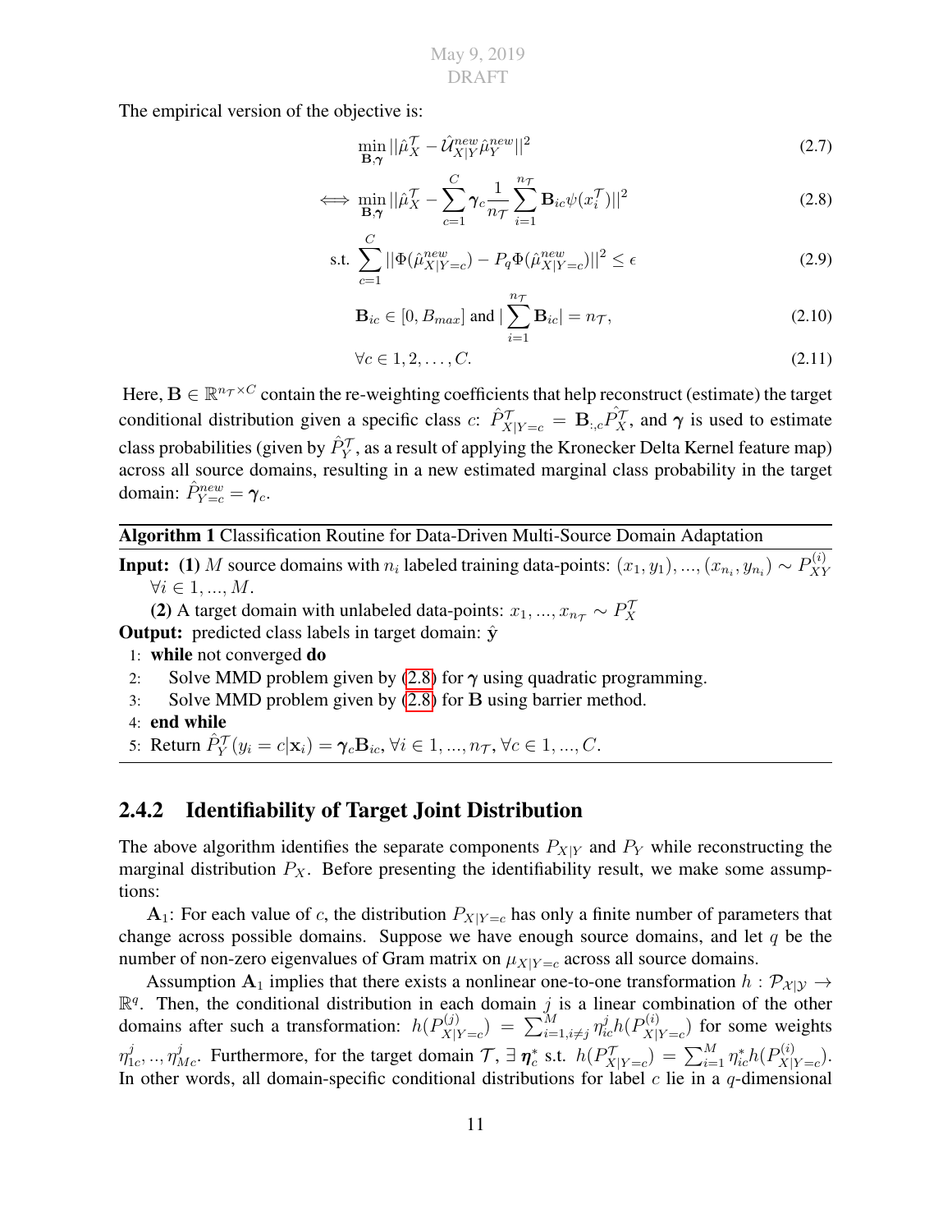The empirical version of the objective is:

$$\min_{\mathbf{B},\boldsymbol{\gamma}} ||\hat{\mu}_X^{\mathcal{T}} - \hat{\mathcal{U}}_{X|Y}^{new}\hat{\mu}_Y^{new}||^2 \tag{2.7}$$

$$\iff \min_{\mathbf{B},\boldsymbol{\gamma}} ||\hat{\mu}_X^{\mathcal{T}} - \sum_{c=1}^{C} \boldsymbol{\gamma}_c \frac{1}{n_{\mathcal{T}}} \sum_{i=1}^{n_{\mathcal{T}}} \mathbf{B}_{ic}\psi(x_i^{\mathcal{T}})||^2 \tag{2.8}$$

$$\text{s.t. } \sum_{c=1}^{C} ||\Phi(\hat{\mu}_{X|Y=c}^{new}) - P_q\Phi(\hat{\mu}_{X|Y=c}^{new})||^2 \leq \epsilon \tag{2.9}$$

$$\mathbf{B}_{ic} \in [0, B_{max}] \text{ and } |\sum_{i=1}^{n_{\mathcal{T}}} \mathbf{B}_{ic}| = n_{\mathcal{T}}, \tag{2.10}$$

$$\forall c \in 1, 2, \ldots, C. \tag{2.11}$$

Here, $\mathbf{B} \in \mathbb{R}^{n_{\mathcal{T}} \times C}$ contain the re-weighting coefficients that help reconstruct (estimate) the target conditional distribution given a specific class $c$: $\hat{P}_{X|Y=c}^{\mathcal{T}} = \mathbf{B}_{:,c}\hat{P}_X^{\mathcal{T}}$, and $\boldsymbol{\gamma}$ is used to estimate class probabilities (given by $\hat{P}_Y^{\mathcal{T}}$, as a result of applying the Kronecker Delta Kernel feature map) across all source domains, resulting in a new estimated marginal class probability in the target domain: $\hat{P}_{Y=c}^{new} = \boldsymbol{\gamma}_c$.

---

**Algorithm 1** Classification Routine for Data-Driven Multi-Source Domain Adaptation

---

**Input:** **(1)** $M$ source domains with $n_i$ labeled training data-points: $(x_1, y_1), ..., (x_{n_i}, y_{n_i}) \sim P_{XY}^{(i)}$ $\forall i \in 1, ..., M$.

**(2)** A target domain with unlabeled data-points: $x_1, ..., x_{n_{\mathcal{T}}} \sim P_X^{\mathcal{T}}$

**Output:** predicted class labels in target domain: $\hat{\mathbf{y}}$

1: **while** not converged **do**
2: Solve MMD problem given by (2.8) for $\boldsymbol{\gamma}$ using quadratic programming.
3: Solve MMD problem given by (2.8) for $\mathbf{B}$ using barrier method.
4: **end while**
5: Return $\hat{P}_Y^{\mathcal{T}}(y_i = c|\mathbf{x}_i) = \boldsymbol{\gamma}_c\mathbf{B}_{ic}, \forall i \in 1, ..., n_{\mathcal{T}}, \forall c \in 1, ..., C.$

---

### 2.4.2 Identifiability of Target Joint Distribution

The above algorithm identifies the separate components $P_{X|Y}$ and $P_Y$ while reconstructing the marginal distribution $P_X$. Before presenting the identifiability result, we make some assumptions:

$\mathbf{A}_1$: For each value of $c$, the distribution $P_{X|Y=c}$ has only a finite number of parameters that change across possible domains. Suppose we have enough source domains, and let $q$ be the number of non-zero eigenvalues of Gram matrix on $\mu_{X|Y=c}$ across all source domains.

Assumption $\mathbf{A}_1$ implies that there exists a nonlinear one-to-one transformation $h : \mathcal{P}_{\mathcal{X}|\mathcal{Y}} \rightarrow \mathbb{R}^q$. Then, the conditional distribution in each domain $j$ is a linear combination of the other domains after such a transformation: $h(P_{X|Y=c}^{(j)}) = \sum_{i=1, i\neq j}^{M} \eta_{ic}^j h(P_{X|Y=c}^{(i)})$ for some weights $\eta_{1c}^j, .., \eta_{Mc}^j$. Furthermore, for the target domain $\mathcal{T}$, $\exists$ $\boldsymbol{\eta}_c^*$ s.t. $h(P_{X|Y=c}^{\mathcal{T}}) = \sum_{i=1}^{M} \eta_{ic}^* h(P_{X|Y=c}^{(i)})$. In other words, all domain-specific conditional distributions for label $c$ lie in a $q$-dimensional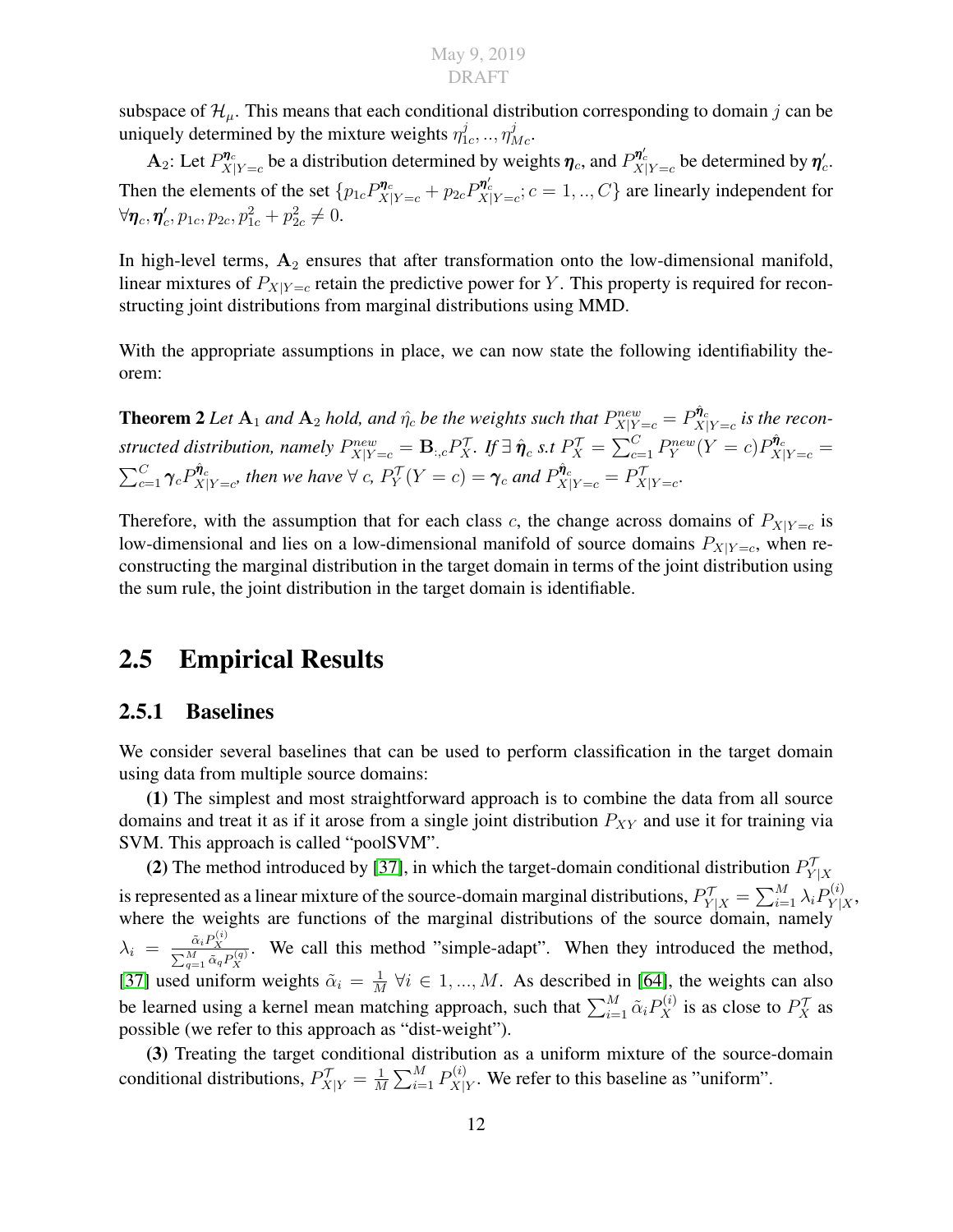subspace of $\mathcal{H}_\mu$. This means that each conditional distribution corresponding to domain $j$ can be uniquely determined by the mixture weights $\eta^j_{1c}, .., \eta^j_{Mc}$.

$\mathbf{A}_2$: Let $P^{\boldsymbol{\eta}_c}_{X|Y=c}$ be a distribution determined by weights $\boldsymbol{\eta}_c$, and $P^{\boldsymbol{\eta}'_c}_{X|Y=c}$ be determined by $\boldsymbol{\eta}'_c$. Then the elements of the set $\{p_{1c}P^{\boldsymbol{\eta}_c}_{X|Y=c} + p_{2c}P^{\boldsymbol{\eta}'_c}_{X|Y=c}; c = 1, .., C\}$ are linearly independent for $\forall \boldsymbol{\eta}_c, \boldsymbol{\eta}'_c, p_{1c}, p_{2c}, p^2_{1c} + p^2_{2c} \neq 0$.

In high-level terms, $\mathbf{A}_2$ ensures that after transformation onto the low-dimensional manifold, linear mixtures of $P_{X|Y=c}$ retain the predictive power for $Y$. This property is required for reconstructing joint distributions from marginal distributions using MMD.

With the appropriate assumptions in place, we can now state the following identifiability theorem:

**Theorem 2** *Let $\mathbf{A}_1$ and $\mathbf{A}_2$ hold, and $\hat{\eta}_c$ be the weights such that $P^{new}_{X|Y=c} = P^{\hat{\boldsymbol{\eta}}_c}_{X|Y=c}$ is the reconstructed distribution, namely $P^{new}_{X|Y=c} = \mathbf{B}_{:,c}P^{\mathcal{T}}_X$. If $\exists\, \hat{\boldsymbol{\eta}}_c$ s.t $P^{\mathcal{T}}_X = \sum_{c=1}^{C} P^{new}_Y(Y = c)P^{\hat{\boldsymbol{\eta}}_c}_{X|Y=c} = \sum_{c=1}^{C} \boldsymbol{\gamma}_c P^{\hat{\boldsymbol{\eta}}_c}_{X|Y=c}$, then we have $\forall$ c, $P^{\mathcal{T}}_Y(Y = c) = \boldsymbol{\gamma}_c$ and $P^{\hat{\boldsymbol{\eta}}_c}_{X|Y=c} = P^{\mathcal{T}}_{X|Y=c}$.*

Therefore, with the assumption that for each class $c$, the change across domains of $P_{X|Y=c}$ is low-dimensional and lies on a low-dimensional manifold of source domains $P_{X|Y=c}$, when reconstructing the marginal distribution in the target domain in terms of the joint distribution using the sum rule, the joint distribution in the target domain is identifiable.

## 2.5 Empirical Results

### 2.5.1 Baselines

We consider several baselines that can be used to perform classification in the target domain using data from multiple source domains:

**(1)** The simplest and most straightforward approach is to combine the data from all source domains and treat it as if it arose from a single joint distribution $P_{XY}$ and use it for training via SVM. This approach is called "poolSVM".

**(2)** The method introduced by [37], in which the target-domain conditional distribution $P^{\mathcal{T}}_{Y|X}$ is represented as a linear mixture of the source-domain marginal distributions, $P^{\mathcal{T}}_{Y|X} = \sum_{i=1}^{M} \lambda_i P^{(i)}_{Y|X}$, where the weights are functions of the marginal distributions of the source domain, namely $\lambda_i = \frac{\tilde{\alpha}_i P^{(i)}_X}{\sum_{q=1}^{M} \tilde{\alpha}_q P^{(q)}_X}$. We call this method "simple-adapt". When they introduced the method, [37] used uniform weights $\tilde{\alpha}_i = \frac{1}{M}\ \forall i \in 1, ..., M$. As described in [64], the weights can also be learned using a kernel mean matching approach, such that $\sum_{i=1}^{M} \tilde{\alpha}_i P^{(i)}_X$ is as close to $P^{\mathcal{T}}_X$ as possible (we refer to this approach as "dist-weight").

**(3)** Treating the target conditional distribution as a uniform mixture of the source-domain conditional distributions, $P^{\mathcal{T}}_{X|Y} = \frac{1}{M}\sum_{i=1}^{M} P^{(i)}_{X|Y}$. We refer to this baseline as "uniform".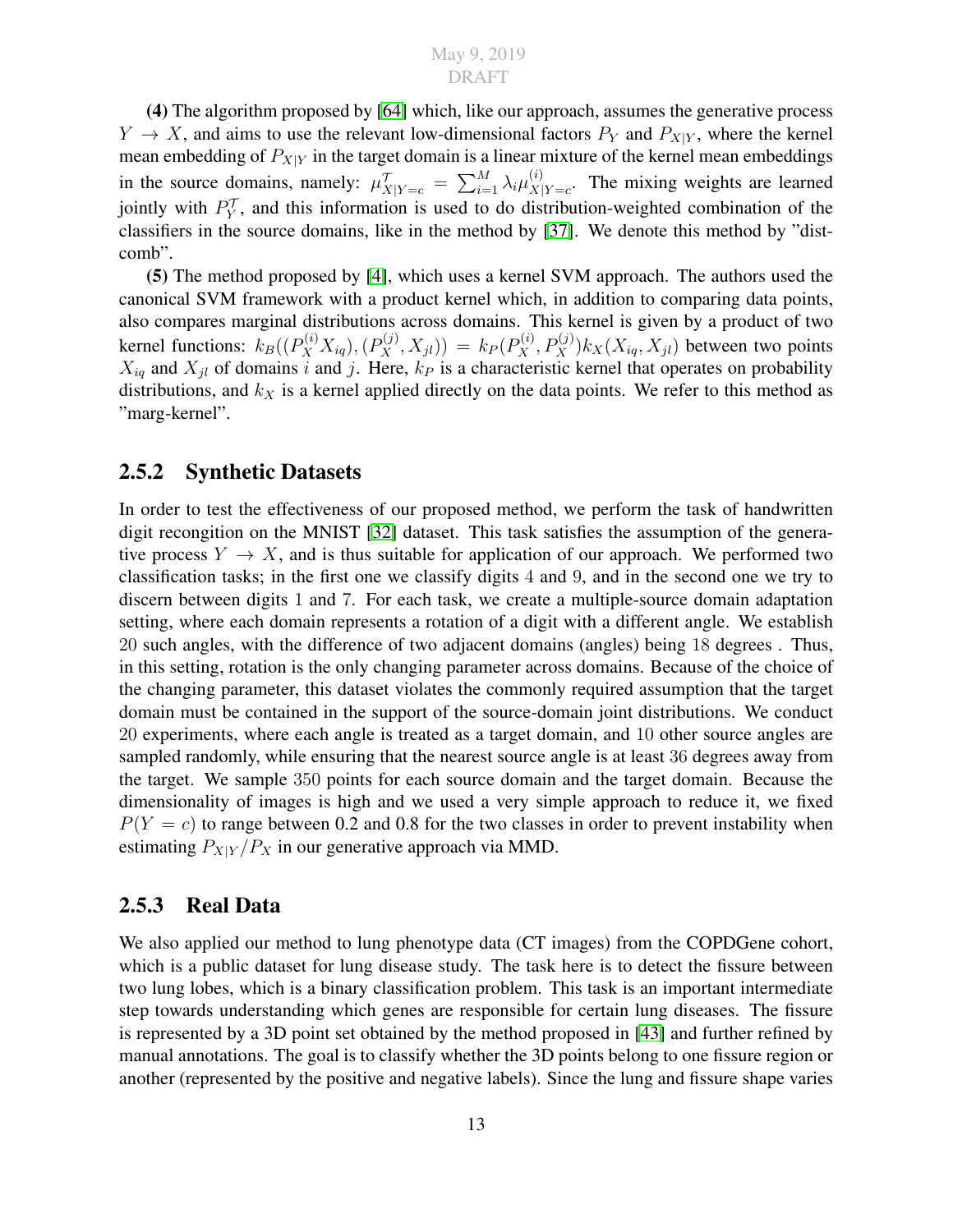**(4)** The algorithm proposed by [64] which, like our approach, assumes the generative process $Y \to X$, and aims to use the relevant low-dimensional factors $P_Y$ and $P_{X|Y}$, where the kernel mean embedding of $P_{X|Y}$ in the target domain is a linear mixture of the kernel mean embeddings in the source domains, namely: $\mu^{\mathcal{T}}_{X|Y=c} = \sum_{i=1}^{M} \lambda_i \mu^{(i)}_{X|Y=c}$. The mixing weights are learned jointly with $P^{\mathcal{T}}_Y$, and this information is used to do distribution-weighted combination of the classifiers in the source domains, like in the method by [37]. We denote this method by "dist-comb".

**(5)** The method proposed by [4], which uses a kernel SVM approach. The authors used the canonical SVM framework with a product kernel which, in addition to comparing data points, also compares marginal distributions across domains. This kernel is given by a product of two kernel functions: $k_B((P^{(i)}_X X_{iq}), (P^{(j)}_X, X_{jl})) = k_P(P^{(i)}_X, P^{(j)}_X) k_X(X_{iq}, X_{jl})$ between two points $X_{iq}$ and $X_{jl}$ of domains $i$ and $j$. Here, $k_P$ is a characteristic kernel that operates on probability distributions, and $k_X$ is a kernel applied directly on the data points. We refer to this method as "marg-kernel".

### 2.5.2 Synthetic Datasets

In order to test the effectiveness of our proposed method, we perform the task of handwritten digit recognition on the MNIST [32] dataset. This task satisfies the assumption of the generative process $Y \to X$, and is thus suitable for application of our approach. We performed two classification tasks; in the first one we classify digits 4 and 9, and in the second one we try to discern between digits 1 and 7. For each task, we create a multiple-source domain adaptation setting, where each domain represents a rotation of a digit with a different angle. We establish 20 such angles, with the difference of two adjacent domains (angles) being 18 degrees . Thus, in this setting, rotation is the only changing parameter across domains. Because of the choice of the changing parameter, this dataset violates the commonly required assumption that the target domain must be contained in the support of the source-domain joint distributions. We conduct 20 experiments, where each angle is treated as a target domain, and 10 other source angles are sampled randomly, while ensuring that the nearest source angle is at least 36 degrees away from the target. We sample 350 points for each source domain and the target domain. Because the dimensionality of images is high and we used a very simple approach to reduce it, we fixed $P(Y = c)$ to range between 0.2 and 0.8 for the two classes in order to prevent instability when estimating $P_{X|Y}/P_X$ in our generative approach via MMD.

### 2.5.3 Real Data

We also applied our method to lung phenotype data (CT images) from the COPDGene cohort, which is a public dataset for lung disease study. The task here is to detect the fissure between two lung lobes, which is a binary classification problem. This task is an important intermediate step towards understanding which genes are responsible for certain lung diseases. The fissure is represented by a 3D point set obtained by the method proposed in [43] and further refined by manual annotations. The goal is to classify whether the 3D points belong to one fissure region or another (represented by the positive and negative labels). Since the lung and fissure shape varies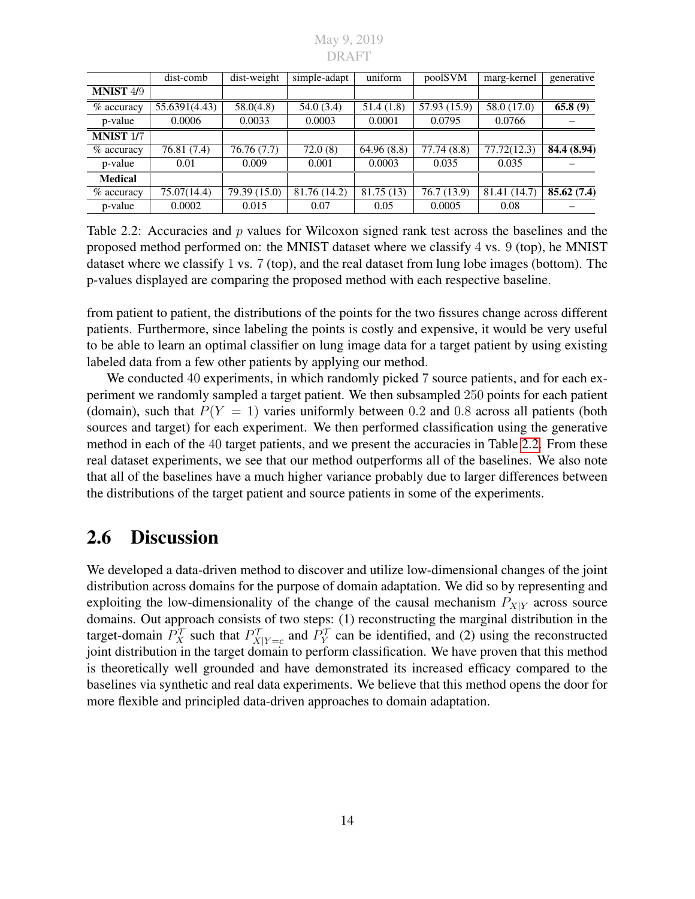| | dist-comb | dist-weight | simple-adapt | uniform | poolSVM | marg-kernel | generative |
|---|---|---|---|---|---|---|---|
| **MNIST** 4/9 | | | | | | | |
| % accuracy | 55.6391(4.43) | 58.0(4.8) | 54.0 (3.4) | 51.4 (1.8) | 57.93 (15.9) | 58.0 (17.0) | **65.8 (9)** |
| p-value | 0.0006 | 0.0033 | 0.0003 | 0.0001 | 0.0795 | 0.0766 | – |
| **MNIST** 1/7 | | | | | | | |
| % accuracy | 76.81 (7.4) | 76.76 (7.7) | 72.0 (8) | 64.96 (8.8) | 77.74 (8.8) | 77.72(12.3) | **84.4 (8.94)** |
| p-value | 0.01 | 0.009 | 0.001 | 0.0003 | 0.035 | 0.035 | – |
| **Medical** | | | | | | | |
| % accuracy | 75.07(14.4) | 79.39 (15.0) | 81.76 (14.2) | 81.75 (13) | 76.7 (13.9) | 81.41 (14.7) | **85.62 (7.4)** |
| p-value | 0.0002 | 0.015 | 0.07 | 0.05 | 0.0005 | 0.08 | – |

Table 2.2: Accuracies and $p$ values for Wilcoxon signed rank test across the baselines and the proposed method performed on: the MNIST dataset where we classify 4 vs. 9 (top), he MNIST dataset where we classify 1 vs. 7 (top), and the real dataset from lung lobe images (bottom). The p-values displayed are comparing the proposed method with each respective baseline.

from patient to patient, the distributions of the points for the two fissures change across different patients. Furthermore, since labeling the points is costly and expensive, it would be very useful to be able to learn an optimal classifier on lung image data for a target patient by using existing labeled data from a few other patients by applying our method.

We conducted 40 experiments, in which randomly picked 7 source patients, and for each experiment we randomly sampled a target patient. We then subsampled 250 points for each patient (domain), such that $P(Y = 1)$ varies uniformly between 0.2 and 0.8 across all patients (both sources and target) for each experiment. We then performed classification using the generative method in each of the 40 target patients, and we present the accuracies in Table 2.2. From these real dataset experiments, we see that our method outperforms all of the baselines. We also note that all of the baselines have a much higher variance probably due to larger differences between the distributions of the target patient and source patients in some of the experiments.

## 2.6 Discussion

We developed a data-driven method to discover and utilize low-dimensional changes of the joint distribution across domains for the purpose of domain adaptation. We did so by representing and exploiting the low-dimensionality of the change of the causal mechanism $P_{X|Y}$ across source domains. Out approach consists of two steps: (1) reconstructing the marginal distribution in the target-domain $P_X^{\mathcal{T}}$ such that $P_{X|Y=c}^{\mathcal{T}}$ and $P_Y^{\mathcal{T}}$ can be identified, and (2) using the reconstructed joint distribution in the target domain to perform classification. We have proven that this method is theoretically well grounded and have demonstrated its increased efficacy compared to the baselines via synthetic and real data experiments. We believe that this method opens the door for more flexible and principled data-driven approaches to domain adaptation.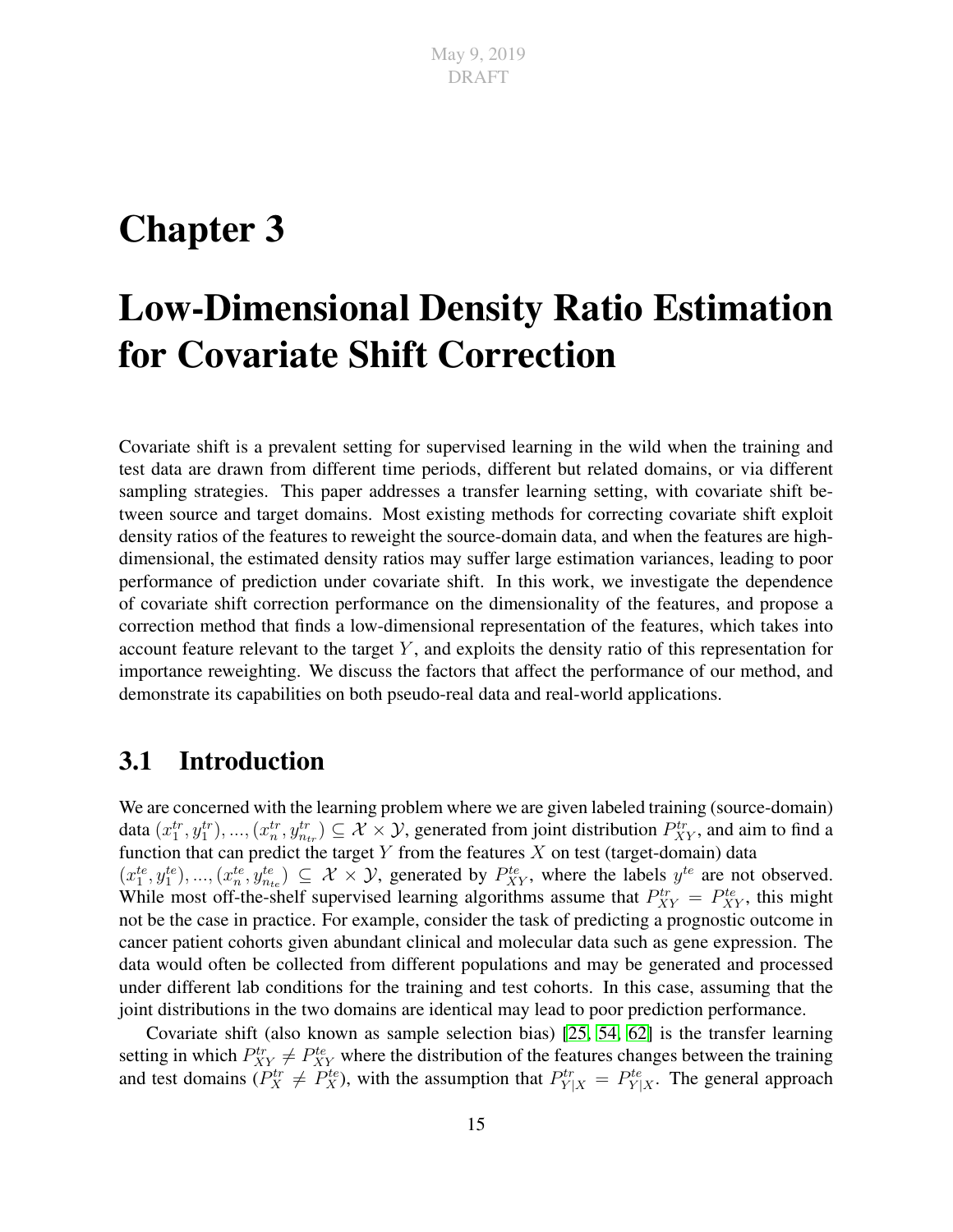# Chapter 3

# Low-Dimensional Density Ratio Estimation for Covariate Shift Correction

Covariate shift is a prevalent setting for supervised learning in the wild when the training and test data are drawn from different time periods, different but related domains, or via different sampling strategies. This paper addresses a transfer learning setting, with covariate shift between source and target domains. Most existing methods for correcting covariate shift exploit density ratios of the features to reweight the source-domain data, and when the features are high-dimensional, the estimated density ratios may suffer large estimation variances, leading to poor performance of prediction under covariate shift. In this work, we investigate the dependence of covariate shift correction performance on the dimensionality of the features, and propose a correction method that finds a low-dimensional representation of the features, which takes into account feature relevant to the target $Y$, and exploits the density ratio of this representation for importance reweighting. We discuss the factors that affect the performance of our method, and demonstrate its capabilities on both pseudo-real data and real-world applications.

## 3.1 Introduction

We are concerned with the learning problem where we are given labeled training (source-domain) data $(x_1^{tr}, y_1^{tr}), ..., (x_n^{tr}, y_{n_{tr}}^{tr}) \subseteq \mathcal{X} \times \mathcal{Y}$, generated from joint distribution $P_{XY}^{tr}$, and aim to find a function that can predict the target $Y$ from the features $X$ on test (target-domain) data $(x_1^{te}, y_1^{te}), ..., (x_n^{te}, y_{n_{te}}^{te}) \subseteq \mathcal{X} \times \mathcal{Y}$, generated by $P_{XY}^{te}$, where the labels $y^{te}$ are not observed. While most off-the-shelf supervised learning algorithms assume that $P_{XY}^{tr} = P_{XY}^{te}$, this might not be the case in practice. For example, consider the task of predicting a prognostic outcome in cancer patient cohorts given abundant clinical and molecular data such as gene expression. The data would often be collected from different populations and may be generated and processed under different lab conditions for the training and test cohorts. In this case, assuming that the joint distributions in the two domains are identical may lead to poor prediction performance.

Covariate shift (also known as sample selection bias) [25, 54, 62] is the transfer learning setting in which $P_{XY}^{tr} \neq P_{XY}^{te}$ where the distribution of the features changes between the training and test domains ($P_X^{tr} \neq P_X^{te}$), with the assumption that $P_{Y|X}^{tr} = P_{Y|X}^{te}$. The general approach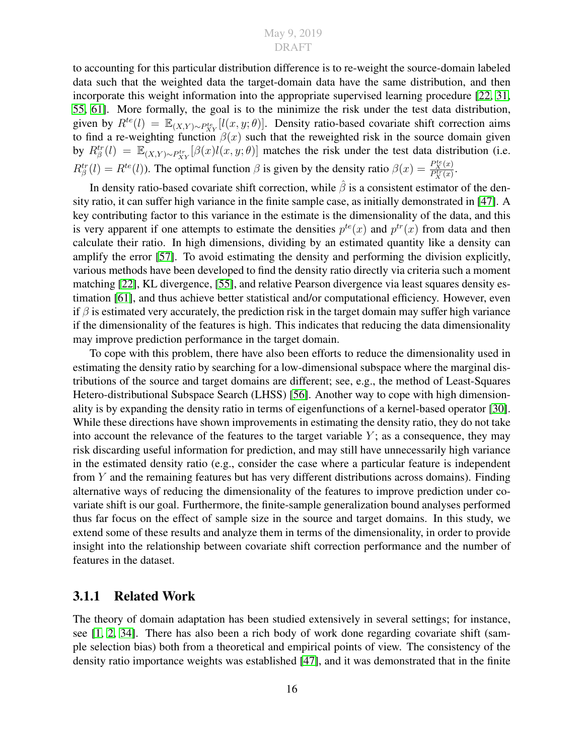to accounting for this particular distribution difference is to re-weight the source-domain labeled data such that the weighted data the target-domain data have the same distribution, and then incorporate this weight information into the appropriate supervised learning procedure [22, 31, 55, 61]. More formally, the goal is to the minimize the risk under the test data distribution, given by $R^{te}(l) = \mathbb{E}_{(X,Y)\sim P_{XY}^{te}}[l(x,y;\theta)]$. Density ratio-based covariate shift correction aims to find a re-weighting function $\beta(x)$ such that the reweighted risk in the source domain given by $R_{\beta}^{tr}(l) = \mathbb{E}_{(X,Y)\sim P_{XY}^{tr}}[\beta(x)l(x,y;\theta)]$ matches the risk under the test data distribution (i.e. $R_{\beta}^{tr}(l) = R^{te}(l)$). The optimal function $\beta$ is given by the density ratio $\beta(x) = \frac{P_X^{te}(x)}{P_X^{tr}(x)}$.

In density ratio-based covariate shift correction, while $\hat{\beta}$ is a consistent estimator of the density ratio, it can suffer high variance in the finite sample case, as initially demonstrated in [47]. A key contributing factor to this variance in the estimate is the dimensionality of the data, and this is very apparent if one attempts to estimate the densities $p^{te}(x)$ and $p^{tr}(x)$ from data and then calculate their ratio. In high dimensions, dividing by an estimated quantity like a density can amplify the error [57]. To avoid estimating the density and performing the division explicitly, various methods have been developed to find the density ratio directly via criteria such a moment matching [22], KL divergence, [55], and relative Pearson divergence via least squares density estimation [61], and thus achieve better statistical and/or computational efficiency. However, even if $\beta$ is estimated very accurately, the prediction risk in the target domain may suffer high variance if the dimensionality of the features is high. This indicates that reducing the data dimensionality may improve prediction performance in the target domain.

To cope with this problem, there have also been efforts to reduce the dimensionality used in estimating the density ratio by searching for a low-dimensional subspace where the marginal distributions of the source and target domains are different; see, e.g., the method of Least-Squares Hetero-distributional Subspace Search (LHSS) [56]. Another way to cope with high dimensionality is by expanding the density ratio in terms of eigenfunctions of a kernel-based operator [30]. While these directions have shown improvements in estimating the density ratio, they do not take into account the relevance of the features to the target variable $Y$; as a consequence, they may risk discarding useful information for prediction, and may still have unnecessarily high variance in the estimated density ratio (e.g., consider the case where a particular feature is independent from $Y$ and the remaining features but has very different distributions across domains). Finding alternative ways of reducing the dimensionality of the features to improve prediction under covariate shift is our goal. Furthermore, the finite-sample generalization bound analyses performed thus far focus on the effect of sample size in the source and target domains. In this study, we extend some of these results and analyze them in terms of the dimensionality, in order to provide insight into the relationship between covariate shift correction performance and the number of features in the dataset.

### 3.1.1 Related Work

The theory of domain adaptation has been studied extensively in several settings; for instance, see [1, 2, 34]. There has also been a rich body of work done regarding covariate shift (sample selection bias) both from a theoretical and empirical points of view. The consistency of the density ratio importance weights was established [47], and it was demonstrated that in the finite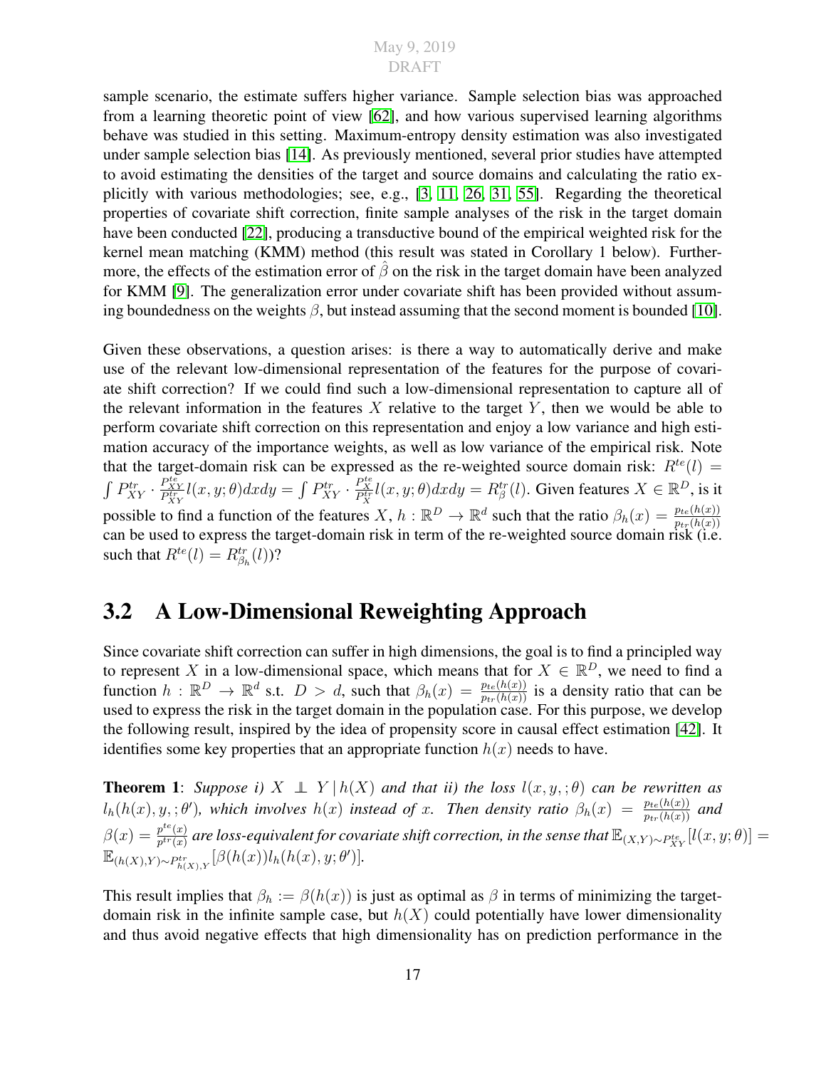sample scenario, the estimate suffers higher variance. Sample selection bias was approached from a learning theoretic point of view [62], and how various supervised learning algorithms behave was studied in this setting. Maximum-entropy density estimation was also investigated under sample selection bias [14]. As previously mentioned, several prior studies have attempted to avoid estimating the densities of the target and source domains and calculating the ratio explicitly with various methodologies; see, e.g., [3, 11, 26, 31, 55]. Regarding the theoretical properties of covariate shift correction, finite sample analyses of the risk in the target domain have been conducted [22], producing a transductive bound of the empirical weighted risk for the kernel mean matching (KMM) method (this result was stated in Corollary 1 below). Furthermore, the effects of the estimation error of $\hat{\beta}$ on the risk in the target domain have been analyzed for KMM [9]. The generalization error under covariate shift has been provided without assuming boundedness on the weights $\beta$, but instead assuming that the second moment is bounded [10].

Given these observations, a question arises: is there a way to automatically derive and make use of the relevant low-dimensional representation of the features for the purpose of covariate shift correction? If we could find such a low-dimensional representation to capture all of the relevant information in the features $X$ relative to the target $Y$, then we would be able to perform covariate shift correction on this representation and enjoy a low variance and high estimation accuracy of the importance weights, as well as low variance of the empirical risk. Note that the target-domain risk can be expressed as the re-weighted source domain risk: $R^{te}(l) = \int P^{tr}_{XY} \cdot \frac{P^{te}_{XY}}{P^{tr}_{XY}} l(x, y; \theta) dx dy = \int P^{tr}_{XY} \cdot \frac{P^{te}_{X}}{P^{tr}_{X}} l(x, y; \theta) dx dy = R^{tr}_{\beta}(l)$. Given features $X \in \mathbb{R}^D$, is it possible to find a function of the features $X$, $h : \mathbb{R}^D \to \mathbb{R}^d$ such that the ratio $\beta_h(x) = \frac{p_{te}(h(x))}{p_{tr}(h(x))}$ can be used to express the target-domain risk in term of the re-weighted source domain risk (i.e. such that $R^{te}(l) = R^{tr}_{\beta_h}(l)$)?

## 3.2 A Low-Dimensional Reweighting Approach

Since covariate shift correction can suffer in high dimensions, the goal is to find a principled way to represent $X$ in a low-dimensional space, which means that for $X \in \mathbb{R}^D$, we need to find a function $h : \mathbb{R}^D \to \mathbb{R}^d$ s.t. $D > d$, such that $\beta_h(x) = \frac{p_{te}(h(x))}{p_{tr}(h(x))}$ is a density ratio that can be used to express the risk in the target domain in the population case. For this purpose, we develop the following result, inspired by the idea of propensity score in causal effect estimation [42]. It identifies some key properties that an appropriate function $h(x)$ needs to have.

**Theorem 1**: *Suppose i) $X \perp\!\!\!\perp Y \,|\, h(X)$ and that ii) the loss $l(x, y, ; \theta)$ can be rewritten as $l_h(h(x), y, ; \theta')$, which involves $h(x)$ instead of $x$. Then density ratio $\beta_h(x) = \frac{p_{te}(h(x))}{p_{tr}(h(x))}$ and $\beta(x) = \frac{p^{te}(x)}{p^{tr}(x)}$ are loss-equivalent for covariate shift correction, in the sense that $\mathbb{E}_{(X,Y)\sim P^{te}_{XY}}[l(x, y; \theta)] = \mathbb{E}_{(h(X),Y)\sim P^{tr}_{h(X),Y}}[\beta(h(x)) l_h(h(x), y; \theta')]$.*

This result implies that $\beta_h := \beta(h(x))$ is just as optimal as $\beta$ in terms of minimizing the target-domain risk in the infinite sample case, but $h(X)$ could potentially have lower dimensionality and thus avoid negative effects that high dimensionality has on prediction performance in the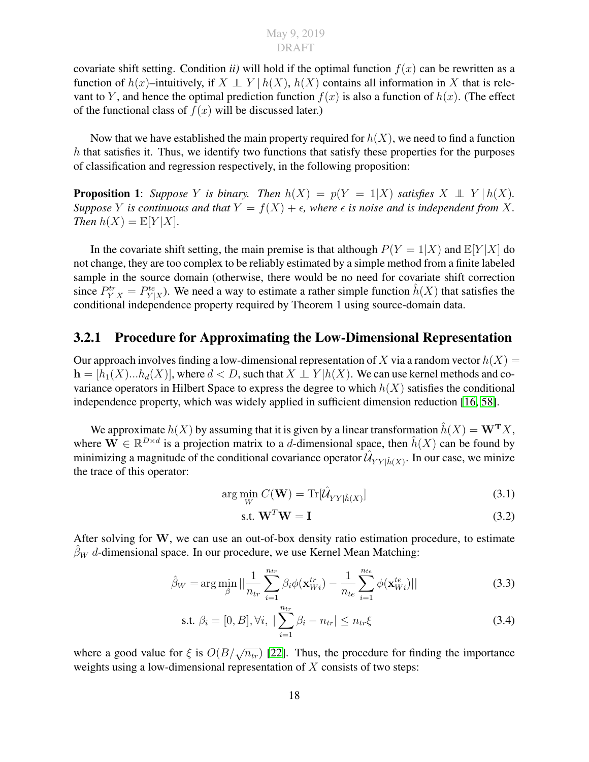covariate shift setting. Condition *ii)* will hold if the optimal function $f(x)$ can be rewritten as a function of $h(x)$–intuitively, if $X \perp\!\!\!\perp Y \mid h(X)$, $h(X)$ contains all information in $X$ that is relevant to $Y$, and hence the optimal prediction function $f(x)$ is also a function of $h(x)$. (The effect of the functional class of $f(x)$ will be discussed later.)

Now that we have established the main property required for $h(X)$, we need to find a function $h$ that satisfies it. Thus, we identify two functions that satisfy these properties for the purposes of classification and regression respectively, in the following proposition:

**Proposition 1**: *Suppose $Y$ is binary. Then $h(X) = p(Y = 1|X)$ satisfies $X \perp\!\!\!\perp Y \mid h(X)$. Suppose $Y$ is continuous and that $Y = f(X) + \epsilon$, where $\epsilon$ is noise and is independent from $X$. Then $h(X) = \mathbb{E}[Y|X]$.*

In the covariate shift setting, the main premise is that although $P(Y = 1|X)$ and $\mathbb{E}[Y|X]$ do not change, they are too complex to be reliably estimated by a simple method from a finite labeled sample in the source domain (otherwise, there would be no need for covariate shift correction since $P^{tr}_{Y|X} = P^{te}_{Y|X}$). We need a way to estimate a rather simple function $\hat{h}(X)$ that satisfies the conditional independence property required by Theorem 1 using source-domain data.

### 3.2.1 Procedure for Approximating the Low-Dimensional Representation

Our approach involves finding a low-dimensional representation of $X$ via a random vector $h(X) = \mathbf{h} = [h_1(X)...h_d(X)]$, where $d < D$, such that $X \perp\!\!\!\perp Y|h(X)$. We can use kernel methods and covariance operators in Hilbert Space to express the degree to which $h(X)$ satisfies the conditional independence property, which was widely applied in sufficient dimension reduction [16, 58].

We approximate $h(X)$ by assuming that it is given by a linear transformation $\hat{h}(X) = \mathbf{W^T}X$, where $\mathbf{W} \in \mathbb{R}^{D\times d}$ is a projection matrix to a $d$-dimensional space, then $\hat{h}(X)$ can be found by minimizing a magnitude of the conditional covariance operator $\hat{\mathcal{U}}_{YY|\hat{h}(X)}$. In our case, we minize the trace of this operator:

$$\arg\min_{W} C(\mathbf{W}) = \mathrm{Tr}[\hat{\mathcal{U}}_{YY|\hat{h}(X)}] \tag{3.1}$$

$$\text{s.t. } \mathbf{W}^T\mathbf{W} = \mathbf{I} \tag{3.2}$$

After solving for $\mathbf{W}$, we can use an out-of-box density ratio estimation procedure, to estimate $\hat{\beta}_W$ $d$-dimensional space. In our procedure, we use Kernel Mean Matching:

$$\hat{\beta}_W = \arg\min_{\beta} ||\frac{1}{n_{tr}}\sum_{i=1}^{n_{tr}} \beta_i \phi(\mathbf{x}^{tr}_{Wi}) - \frac{1}{n_{te}}\sum_{i=1}^{n_{te}} \phi(\mathbf{x}^{te}_{Wi})|| \tag{3.3}$$

$$\text{s.t. } \beta_i = [0, B], \forall i, \ |\sum_{i=1}^{n_{tr}} \beta_i - n_{tr}| \leq n_{tr}\xi \tag{3.4}$$

where a good value for $\xi$ is $O(B/\sqrt{n_{tr}})$ [22]. Thus, the procedure for finding the importance weights using a low-dimensional representation of $X$ consists of two steps: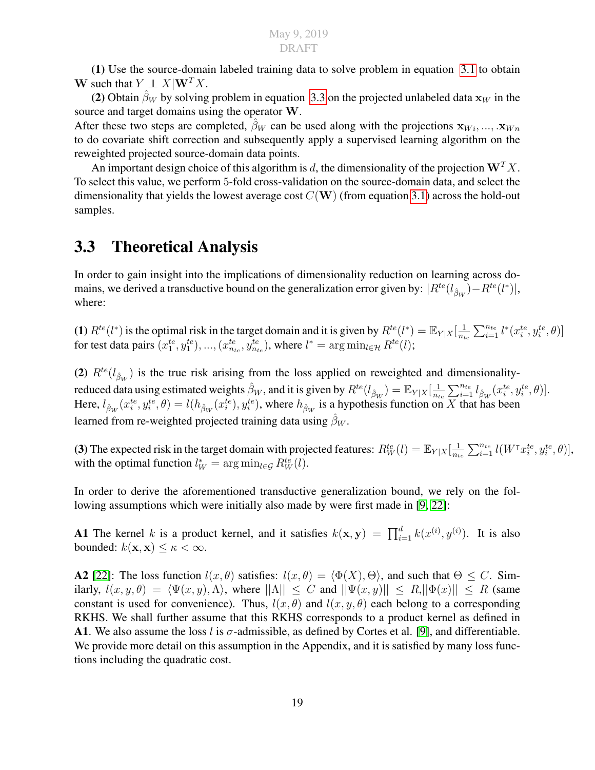**(1)** Use the source-domain labeled training data to solve problem in equation 3.1 to obtain $\mathbf{W}$ such that $Y \perp\!\!\!\perp X | \mathbf{W}^T X$.

**(2)** Obtain $\hat{\beta}_W$ by solving problem in equation 3.3 on the projected unlabeled data $\mathbf{x}_W$ in the source and target domains using the operator $\mathbf{W}$.

After these two steps are completed, $\hat{\beta}_W$ can be used along with the projections $\mathbf{x}_{Wi}, ..., .\mathbf{x}_{Wn}$ to do covariate shift correction and subsequently apply a supervised learning algorithm on the reweighted projected source-domain data points.

An important design choice of this algorithm is $d$, the dimensionality of the projection $\mathbf{W}^T X$. To select this value, we perform 5-fold cross-validation on the source-domain data, and select the dimensionality that yields the lowest average cost $C(\mathbf{W})$ (from equation 3.1) across the hold-out samples.

## 3.3 Theoretical Analysis

In order to gain insight into the implications of dimensionality reduction on learning across domains, we derived a transductive bound on the generalization error given by: $|R^{te}(l_{\hat{\beta}_W}) - R^{te}(l^*)|$, where:

**(1)** $R^{te}(l^*)$ is the optimal risk in the target domain and it is given by $R^{te}(l^*) = \mathbb{E}_{Y|X}[\frac{1}{n_{te}} \sum_{i=1}^{n_{te}} l^*(x_i^{te}, y_i^{te}, \theta)]$ for test data pairs $(x_1^{te}, y_1^{te}), ..., (x_{n_{te}}^{te}, y_{n_{te}}^{te})$, where $l^* = \arg\min_{l \in \mathcal{H}} R^{te}(l)$;

**(2)** $R^{te}(l_{\hat{\beta}_W})$ is the true risk arising from the loss applied on reweighted and dimensionality-reduced data using estimated weights $\hat{\beta}_W$, and it is given by $R^{te}(l_{\hat{\beta}_W}) = \mathbb{E}_{Y|X}[\frac{1}{n_{te}} \sum_{i=1}^{n_{te}} l_{\hat{\beta}_W}(x_i^{te}, y_i^{te}, \theta)]$. Here, $l_{\hat{\beta}_W}(x_i^{te}, y_i^{te}, \theta) = l(h_{\hat{\beta}_W}(x_i^{te}), y_i^{te})$, where $h_{\hat{\beta}_W}$ is a hypothesis function on $X$ that has been learned from re-weighted projected training data using $\hat{\beta}_W$.

**(3)** The expected risk in the target domain with projected features: $R_W^{te}(l) = \mathbb{E}_{Y|X}[\frac{1}{n_{te}} \sum_{i=1}^{n_{te}} l(W^\intercal x_i^{te}, y_i^{te}, \theta)]$, with the optimal function $l_W^* = \arg\min_{l \in \mathcal{G}} R_W^{te}(l)$.

In order to derive the aforementioned transductive generalization bound, we rely on the following assumptions which were initially also made by were first made in [9, 22]:

**A1** The kernel $k$ is a product kernel, and it satisfies $k(\mathbf{x}, \mathbf{y}) = \prod_{i=1}^{d} k(x^{(i)}, y^{(i)})$. It is also bounded: $k(\mathbf{x}, \mathbf{x}) \leq \kappa < \infty$.

**A2** [22]: The loss function $l(x, \theta)$ satisfies: $l(x, \theta) = \langle \Phi(X), \Theta \rangle$, and such that $\Theta \leq C$. Similarly, $l(x, y, \theta) = \langle \Psi(x, y), \Lambda \rangle$, where $||\Lambda|| \leq C$ and $||\Psi(x, y)|| \leq R, ||\Phi(x)|| \leq R$ (same constant is used for convenience). Thus, $l(x, \theta)$ and $l(x, y, \theta)$ each belong to a corresponding RKHS. We shall further assume that this RKHS corresponds to a product kernel as defined in **A1**. We also assume the loss $l$ is $\sigma$-admissible, as defined by Cortes et al. [9], and differentiable. We provide more detail on this assumption in the Appendix, and it is satisfied by many loss functions including the quadratic cost.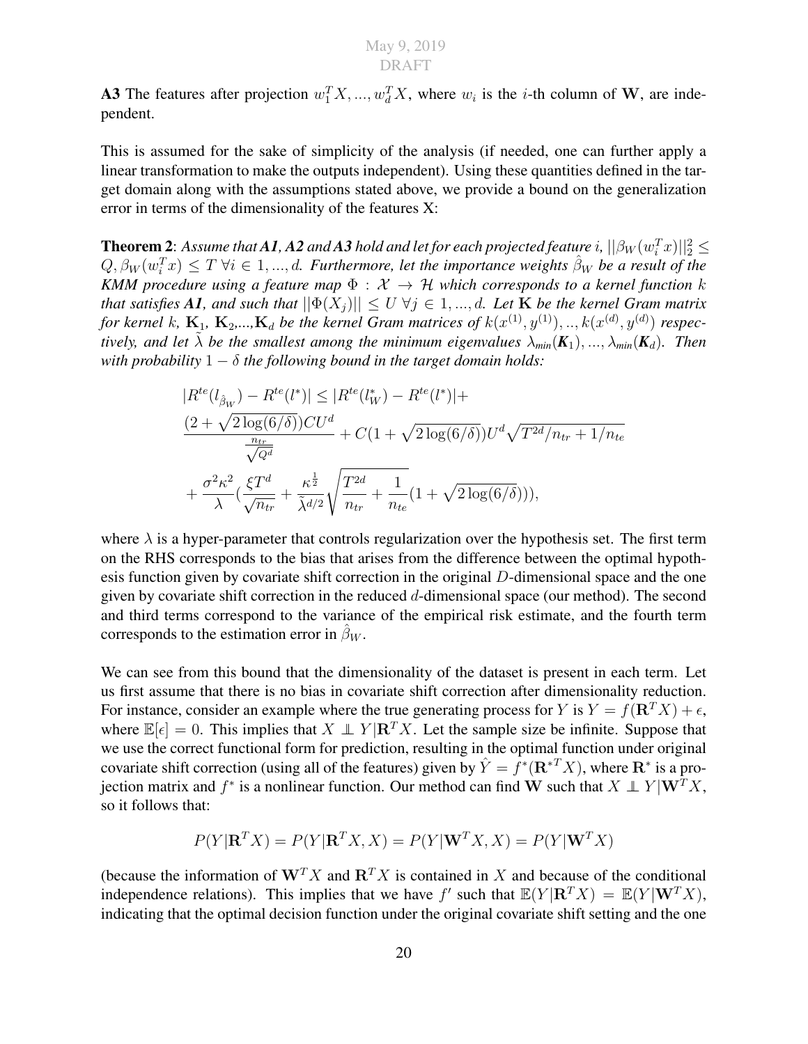**A3** The features after projection $w_1^T X, ..., w_d^T X$, where $w_i$ is the $i$-th column of $\mathbf{W}$, are independent.

This is assumed for the sake of simplicity of the analysis (if needed, one can further apply a linear transformation to make the outputs independent). Using these quantities defined in the target domain along with the assumptions stated above, we provide a bound on the generalization error in terms of the dimensionality of the features X:

**Theorem 2**: *Assume that **A1**, **A2** and **A3** hold and let for each projected feature $i$, $||\beta_W(w_i^T x)||_2^2 \leq Q, \beta_W(w_i^T x) \leq T \; \forall i \in 1, ..., d$. Furthermore, let the importance weights $\hat{\beta}_W$ be a result of the KMM procedure using a feature map $\Phi : \mathcal{X} \rightarrow \mathcal{H}$ which corresponds to a kernel function $k$ that satisfies **A1**, and such that $||\Phi(X_j)|| \leq U \; \forall j \in 1, ..., d$. Let $\mathbf{K}$ be the kernel Gram matrix for kernel $k$, $\mathbf{K}_1$, $\mathbf{K}_2$,...,$\mathbf{K}_d$ be the kernel Gram matrices of $k(x^{(1)}, y^{(1)}), .., k(x^{(d)}, y^{(d)})$ respectively, and let $\tilde{\lambda}$ be the smallest among the minimum eigenvalues $\lambda_{min}(\mathbf{K}_1), ..., \lambda_{min}(\mathbf{K}_d)$. Then with probability $1 - \delta$ the following bound in the target domain holds:*

$$
\begin{aligned}
&|R^{te}(l_{\hat{\beta}_W}) - R^{te}(l^*)| \leq |R^{te}(l_W^*) - R^{te}(l^*)| + \\
&\frac{(2 + \sqrt{2\log(6/\delta)})CU^d}{\frac{n_{tr}}{\sqrt{Q^d}}} + C(1 + \sqrt{2\log(6/\delta)})U^d \sqrt{T^{2d}/n_{tr} + 1/n_{te}} \\
&+ \frac{\sigma^2 \kappa^2}{\lambda}\left(\frac{\xi T^d}{\sqrt{n_{tr}}} + \frac{\kappa^{\frac{1}{2}}}{\tilde{\lambda}^{d/2}} \sqrt{\frac{T^{2d}}{n_{tr}} + \frac{1}{n_{te}}}(1 + \sqrt{2\log(6/\delta)})\right),
\end{aligned}
$$

where $\lambda$ is a hyper-parameter that controls regularization over the hypothesis set. The first term on the RHS corresponds to the bias that arises from the difference between the optimal hypothesis function given by covariate shift correction in the original $D$-dimensional space and the one given by covariate shift correction in the reduced $d$-dimensional space (our method). The second and third terms correspond to the variance of the empirical risk estimate, and the fourth term corresponds to the estimation error in $\hat{\beta}_W$.

We can see from this bound that the dimensionality of the dataset is present in each term. Let us first assume that there is no bias in covariate shift correction after dimensionality reduction. For instance, consider an example where the true generating process for $Y$ is $Y = f(\mathbf{R}^T X) + \epsilon$, where $\mathbb{E}[\epsilon] = 0$. This implies that $X \perp\!\!\!\perp Y | \mathbf{R}^T X$. Let the sample size be infinite. Suppose that we use the correct functional form for prediction, resulting in the optimal function under original covariate shift correction (using all of the features) given by $\hat{Y} = f^*(\mathbf{R}^{*T} X)$, where $\mathbf{R}^*$ is a projection matrix and $f^*$ is a nonlinear function. Our method can find $\mathbf{W}$ such that $X \perp\!\!\!\perp Y | \mathbf{W}^T X$, so it follows that:

$$
P(Y|\mathbf{R}^T X) = P(Y|\mathbf{R}^T X, X) = P(Y|\mathbf{W}^T X, X) = P(Y|\mathbf{W}^T X)
$$

(because the information of $\mathbf{W}^T X$ and $\mathbf{R}^T X$ is contained in $X$ and because of the conditional independence relations). This implies that we have $f'$ such that $\mathbb{E}(Y|\mathbf{R}^T X) = \mathbb{E}(Y|\mathbf{W}^T X)$, indicating that the optimal decision function under the original covariate shift setting and the one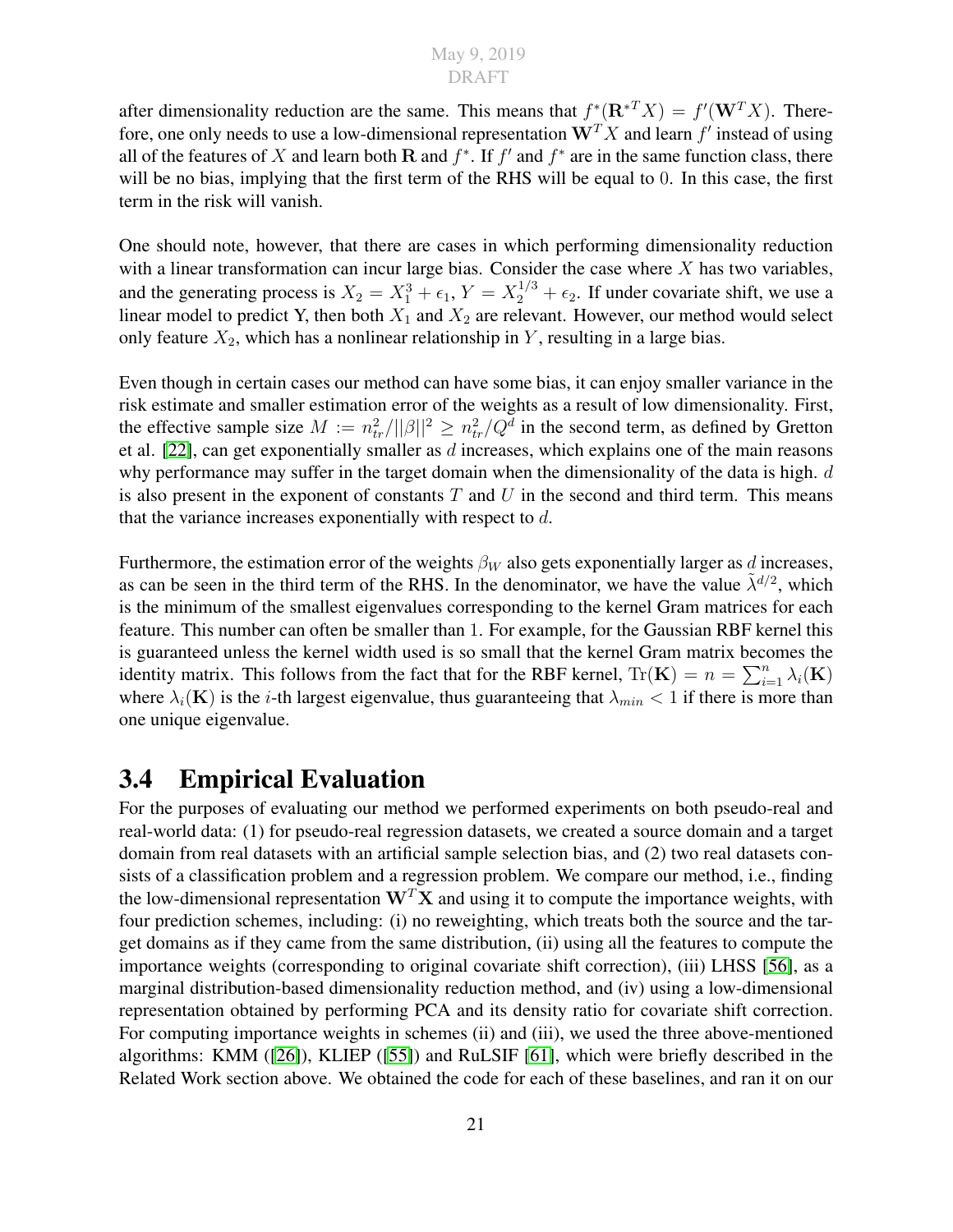after dimensionality reduction are the same. This means that $f^*(\mathbf{R}^{*T}X) = f'(\mathbf{W}^T X)$. Therefore, one only needs to use a low-dimensional representation $\mathbf{W}^T X$ and learn $f'$ instead of using all of the features of $X$ and learn both $\mathbf{R}$ and $f^*$. If $f'$ and $f^*$ are in the same function class, there will be no bias, implying that the first term of the RHS will be equal to 0. In this case, the first term in the risk will vanish.

One should note, however, that there are cases in which performing dimensionality reduction with a linear transformation can incur large bias. Consider the case where $X$ has two variables, and the generating process is $X_2 = X_1^3 + \epsilon_1$, $Y = X_2^{1/3} + \epsilon_2$. If under covariate shift, we use a linear model to predict Y, then both $X_1$ and $X_2$ are relevant. However, our method would select only feature $X_2$, which has a nonlinear relationship in $Y$, resulting in a large bias.

Even though in certain cases our method can have some bias, it can enjoy smaller variance in the risk estimate and smaller estimation error of the weights as a result of low dimensionality. First, the effective sample size $M := n_{tr}^2/||\beta||^2 \geq n_{tr}^2/Q^d$ in the second term, as defined by Gretton et al. [22], can get exponentially smaller as $d$ increases, which explains one of the main reasons why performance may suffer in the target domain when the dimensionality of the data is high. $d$ is also present in the exponent of constants $T$ and $U$ in the second and third term. This means that the variance increases exponentially with respect to $d$.

Furthermore, the estimation error of the weights $\beta_W$ also gets exponentially larger as $d$ increases, as can be seen in the third term of the RHS. In the denominator, we have the value $\tilde{\lambda}^{d/2}$, which is the minimum of the smallest eigenvalues corresponding to the kernel Gram matrices for each feature. This number can often be smaller than 1. For example, for the Gaussian RBF kernel this is guaranteed unless the kernel width used is so small that the kernel Gram matrix becomes the identity matrix. This follows from the fact that for the RBF kernel, $\text{Tr}(\mathbf{K}) = n = \sum_{i=1}^{n} \lambda_i(\mathbf{K})$ where $\lambda_i(\mathbf{K})$ is the $i$-th largest eigenvalue, thus guaranteeing that $\lambda_{min} < 1$ if there is more than one unique eigenvalue.

## 3.4 Empirical Evaluation

For the purposes of evaluating our method we performed experiments on both pseudo-real and real-world data: (1) for pseudo-real regression datasets, we created a source domain and a target domain from real datasets with an artificial sample selection bias, and (2) two real datasets consists of a classification problem and a regression problem. We compare our method, i.e., finding the low-dimensional representation $\mathbf{W}^T\mathbf{X}$ and using it to compute the importance weights, with four prediction schemes, including: (i) no reweighting, which treats both the source and the target domains as if they came from the same distribution, (ii) using all the features to compute the importance weights (corresponding to original covariate shift correction), (iii) LHSS [56], as a marginal distribution-based dimensionality reduction method, and (iv) using a low-dimensional representation obtained by performing PCA and its density ratio for covariate shift correction. For computing importance weights in schemes (ii) and (iii), we used the three above-mentioned algorithms: KMM ([26]), KLIEP ([55]) and RuLSIF [61], which were briefly described in the Related Work section above. We obtained the code for each of these baselines, and ran it on our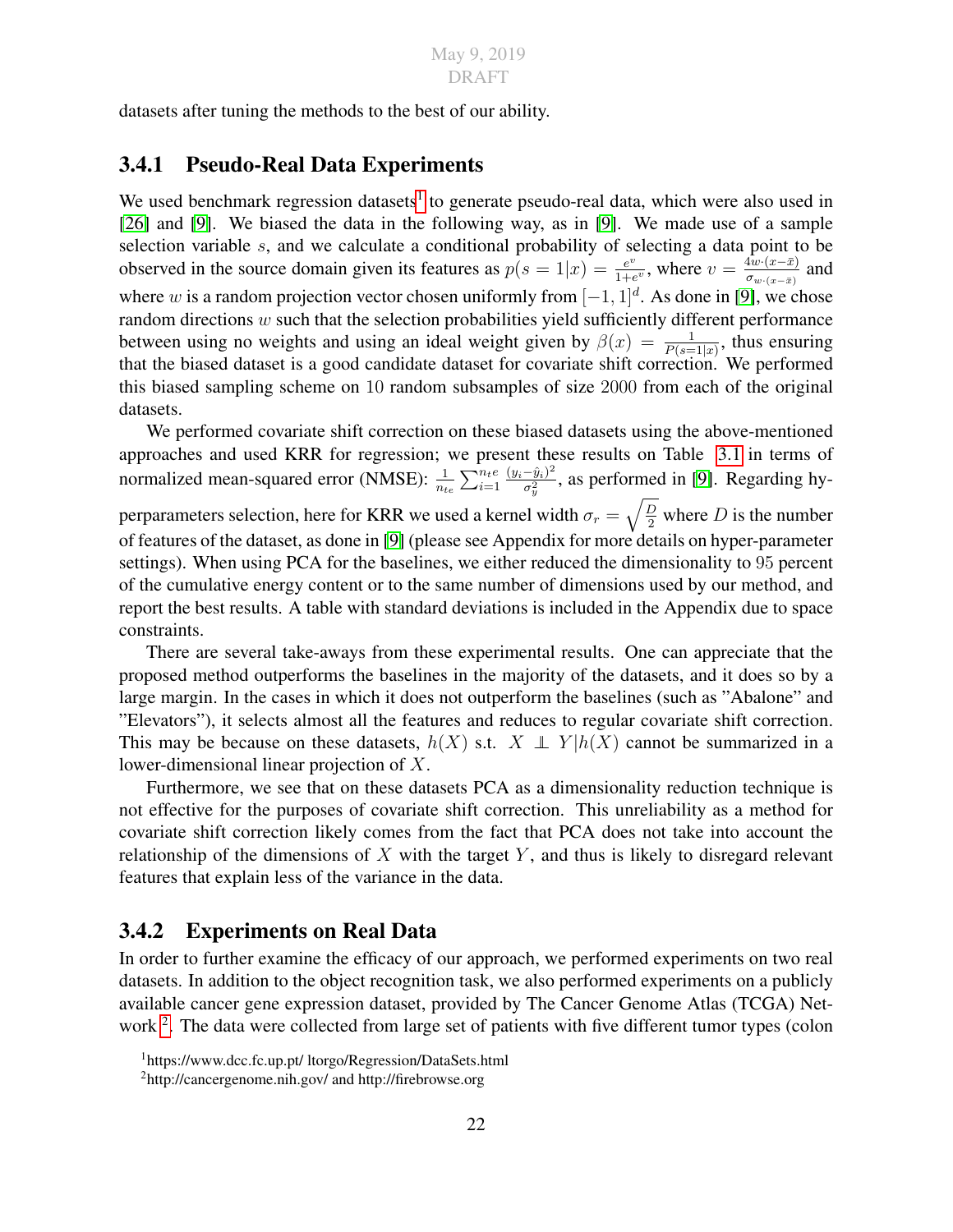datasets after tuning the methods to the best of our ability.

### 3.4.1 Pseudo-Real Data Experiments

We used benchmark regression datasets[1] to generate pseudo-real data, which were also used in [26] and [9]. We biased the data in the following way, as in [9]. We made use of a sample selection variable $s$, and we calculate a conditional probability of selecting a data point to be observed in the source domain given its features as $p(s=1|x) = \frac{e^v}{1+e^v}$, where $v = \frac{4w\cdot(x-\bar{x})}{\sigma_{w\cdot(x-\bar{x})}}$ and where $w$ is a random projection vector chosen uniformly from $[-1,1]^d$. As done in [9], we chose random directions $w$ such that the selection probabilities yield sufficiently different performance between using no weights and using an ideal weight given by $\beta(x) = \frac{1}{P(s=1|x)}$, thus ensuring that the biased dataset is a good candidate dataset for covariate shift correction. We performed this biased sampling scheme on 10 random subsamples of size 2000 from each of the original datasets.

We performed covariate shift correction on these biased datasets using the above-mentioned approaches and used KRR for regression; we present these results on Table 3.1 in terms of normalized mean-squared error (NMSE): $\frac{1}{n_{te}}\sum_{i=1}^{n_te}\frac{(y_i-\hat{y}_i)^2}{\sigma_y^2}$, as performed in [9]. Regarding hyperparameters selection, here for KRR we used a kernel width $\sigma_r = \sqrt{\frac{D}{2}}$ where $D$ is the number of features of the dataset, as done in [9] (please see Appendix for more details on hyper-parameter settings). When using PCA for the baselines, we either reduced the dimensionality to 95 percent of the cumulative energy content or to the same number of dimensions used by our method, and report the best results. A table with standard deviations is included in the Appendix due to space constraints.

There are several take-aways from these experimental results. One can appreciate that the proposed method outperforms the baselines in the majority of the datasets, and it does so by a large margin. In the cases in which it does not outperform the baselines (such as "Abalone" and "Elevators"), it selects almost all the features and reduces to regular covariate shift correction. This may be because on these datasets, $h(X)$ s.t. $X \perp\!\!\!\perp Y|h(X)$ cannot be summarized in a lower-dimensional linear projection of $X$.

Furthermore, we see that on these datasets PCA as a dimensionality reduction technique is not effective for the purposes of covariate shift correction. This unreliability as a method for covariate shift correction likely comes from the fact that PCA does not take into account the relationship of the dimensions of $X$ with the target $Y$, and thus is likely to disregard relevant features that explain less of the variance in the data.

### 3.4.2 Experiments on Real Data

In order to further examine the efficacy of our approach, we performed experiments on two real datasets. In addition to the object recognition task, we also performed experiments on a publicly available cancer gene expression dataset, provided by The Cancer Genome Atlas (TCGA) Network [2]. The data were collected from large set of patients with five different tumor types (colon

[1] https://www.dcc.fc.up.pt/ ltorgo/Regression/DataSets.html

[2] http://cancergenome.nih.gov/ and http://firebrowse.org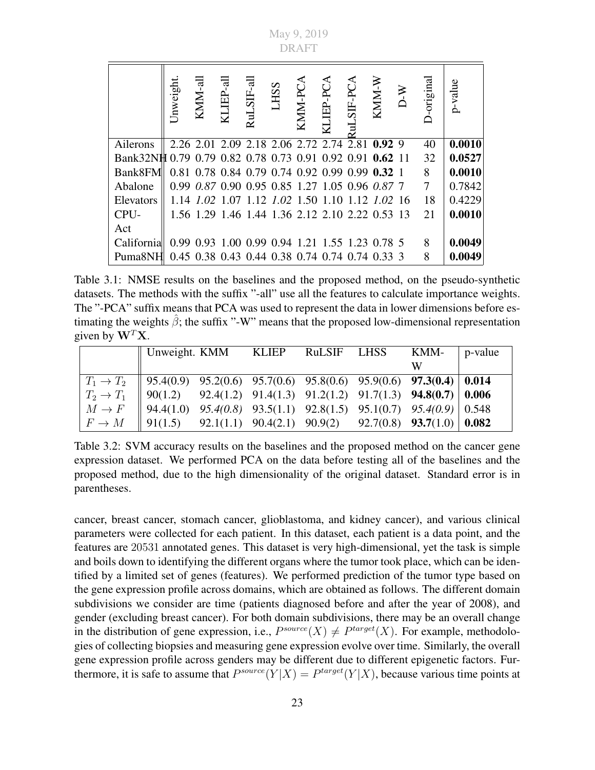|  | Unweight. | KMM-all | KLIEP-all | RuLSIF-all | LHSS | KMM-PCA | KLIEP-PCA | RuLSIF-PCA | KMM-W | D-W | D-original | p-value |
|---|---|---|---|---|---|---|---|---|---|---|---|---|
| Ailerons | 2.26 | 2.01 | 2.09 | 2.18 | 2.06 | 2.72 | 2.74 | 2.81 | **0.92** | 9 | 40 | **0.0010** |
| Bank32NH | 0.79 | 0.79 | 0.82 | 0.78 | 0.73 | 0.91 | 0.92 | 0.91 | **0.62** | 11 | 32 | **0.0527** |
| Bank8FM | 0.81 | 0.78 | 0.84 | 0.79 | 0.74 | 0.92 | 0.99 | 0.99 | **0.32** | 1 | 8 | **0.0010** |
| Abalone | 0.99 | *0.87* | 0.90 | 0.95 | 0.85 | 1.27 | 1.05 | 0.96 | *0.87* | 7 | 7 | 0.7842 |
| Elevators | 1.14 | *1.02* | 1.07 | 1.12 | *1.02* | 1.50 | 1.10 | 1.12 | *1.02* | 16 | 18 | 0.4229 |
| CPU-Act | 1.56 | 1.29 | 1.46 | 1.44 | 1.36 | 2.12 | 2.10 | 2.22 | 0.53 | 13 | 21 | **0.0010** |
| California | 0.99 | 0.93 | 1.00 | 0.99 | 0.94 | 1.21 | 1.55 | 1.23 | 0.78 | 5 | 8 | **0.0049** |
| Puma8NH | 0.45 | 0.38 | 0.43 | 0.44 | 0.38 | 0.74 | 0.74 | 0.74 | 0.33 | 3 | 8 | **0.0049** |

Table 3.1: NMSE results on the baselines and the proposed method, on the pseudo-synthetic datasets. The methods with the suffix "-all" use all the features to calculate importance weights. The "-PCA" suffix means that PCA was used to represent the data in lower dimensions before estimating the weights $\hat{\beta}$; the suffix "-W" means that the proposed low-dimensional representation given by $\mathbf{W}^T\mathbf{X}$.

|  | Unweight. | KMM | KLIEP | RuLSIF | LHSS | KMM-W | p-value |
|---|---|---|---|---|---|---|---|
| $T_1 \rightarrow T_2$ | 95.4(0.9) | 95.2(0.6) | 95.7(0.6) | 95.8(0.6) | 95.9(0.6) | **97.3(0.4)** | **0.014** |
| $T_2 \rightarrow T_1$ | 90(1.2) | 92.4(1.2) | 91.4(1.3) | 91.2(1.2) | 91.7(1.3) | **94.8(0.7)** | **0.006** |
| $M \rightarrow F$ | 94.4(1.0) | *95.4(0.8)* | 93.5(1.1) | 92.8(1.5) | 95.1(0.7) | *95.4(0.9)* | 0.548 |
| $F \rightarrow M$ | 91(1.5) | 92.1(1.1) | 90.4(2.1) | 90.9(2) | 92.7(0.8) | **93.7**(1.0) | **0.082** |

Table 3.2: SVM accuracy results on the baselines and the proposed method on the cancer gene expression dataset. We performed PCA on the data before testing all of the baselines and the proposed method, due to the high dimensionality of the original dataset. Standard error is in parentheses.

cancer, breast cancer, stomach cancer, glioblastoma, and kidney cancer), and various clinical parameters were collected for each patient. In this dataset, each patient is a data point, and the features are 20531 annotated genes. This dataset is very high-dimensional, yet the task is simple and boils down to identifying the different organs where the tumor took place, which can be identified by a limited set of genes (features). We performed prediction of the tumor type based on the gene expression profile across domains, which are obtained as follows. The different domain subdivisions we consider are time (patients diagnosed before and after the year of 2008), and gender (excluding breast cancer). For both domain subdivisions, there may be an overall change in the distribution of gene expression, i.e., $P^{source}(X) \neq P^{target}(X)$. For example, methodologies of collecting biopsies and measuring gene expression evolve over time. Similarly, the overall gene expression profile across genders may be different due to different epigenetic factors. Furthermore, it is safe to assume that $P^{source}(Y|X) = P^{target}(Y|X)$, because various time points at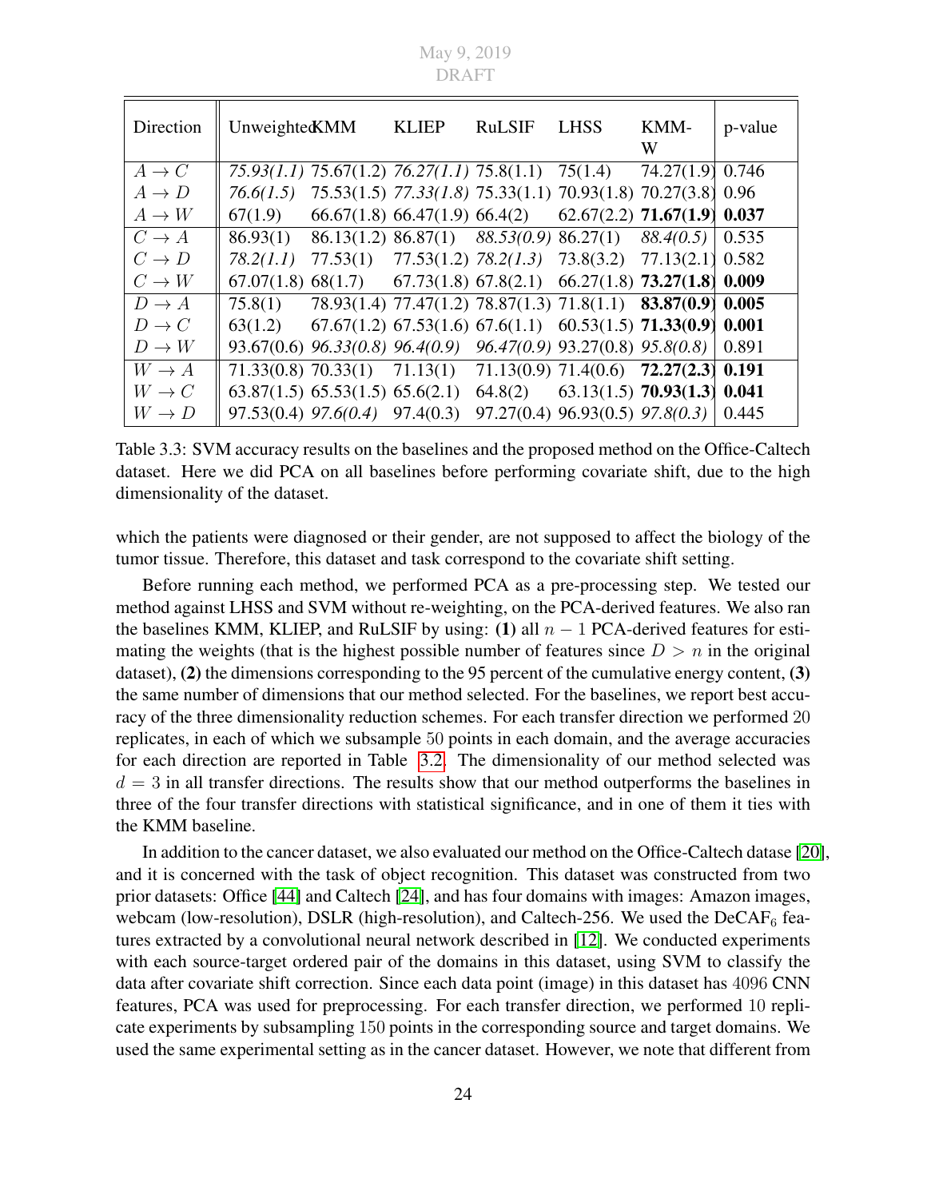| Direction | Unweighted | KMM | KLIEP | RuLSIF | LHSS | KMM-W | p-value |
|---|---|---|---|---|---|---|---|
| $A \rightarrow C$ | *75.93(1.1)* | 75.67(1.2) | *76.27(1.1)* | 75.8(1.1) | 75(1.4) | 74.27(1.9) | 0.746 |
| $A \rightarrow D$ | *76.6(1.5)* | 75.53(1.5) | *77.33(1.8)* | 75.33(1.1) | 70.93(1.8) | 70.27(3.8) | 0.96 |
| $A \rightarrow W$ | 67(1.9) | 66.67(1.8) | 66.47(1.9) | 66.4(2) | 62.67(2.2) | **71.67(1.9)** | **0.037** |
| $C \rightarrow A$ | 86.93(1) | 86.13(1.2) | 86.87(1) | *88.53(0.9)* | 86.27(1) | *88.4(0.5)* | 0.535 |
| $C \rightarrow D$ | *78.2(1.1)* | 77.53(1) | 77.53(1.2) | *78.2(1.3)* | 73.8(3.2) | 77.13(2.1) | 0.582 |
| $C \rightarrow W$ | 67.07(1.8) | 68(1.7) | 67.73(1.8) | 67.8(2.1) | 66.27(1.8) | **73.27(1.8)** | **0.009** |
| $D \rightarrow A$ | 75.8(1) | 78.93(1.4) | 77.47(1.2) | 78.87(1.3) | 71.8(1.1) | **83.87(0.9)** | **0.005** |
| $D \rightarrow C$ | 63(1.2) | 67.67(1.2) | 67.53(1.6) | 67.6(1.1) | 60.53(1.5) | **71.33(0.9)** | **0.001** |
| $D \rightarrow W$ | 93.67(0.6) | *96.33(0.8)* | *96.4(0.9)* | *96.47(0.9)* | 93.27(0.8) | *95.8(0.8)* | 0.891 |
| $W \rightarrow A$ | 71.33(0.8) | 70.33(1) | 71.13(1) | 71.13(0.9) | 71.4(0.6) | **72.27(2.3)** | **0.191** |
| $W \rightarrow C$ | 63.87(1.5) | 65.53(1.5) | 65.6(2.1) | 64.8(2) | 63.13(1.5) | **70.93(1.3)** | **0.041** |
| $W \rightarrow D$ | 97.53(0.4) | *97.6(0.4)* | 97.4(0.3) | 97.27(0.4) | 96.93(0.5) | *97.8(0.3)* | 0.445 |

Table 3.3: SVM accuracy results on the baselines and the proposed method on the Office-Caltech dataset. Here we did PCA on all baselines before performing covariate shift, due to the high dimensionality of the dataset.

which the patients were diagnosed or their gender, are not supposed to affect the biology of the tumor tissue. Therefore, this dataset and task correspond to the covariate shift setting.

Before running each method, we performed PCA as a pre-processing step. We tested our method against LHSS and SVM without re-weighting, on the PCA-derived features. We also ran the baselines KMM, KLIEP, and RuLSIF by using: **(1)** all $n-1$ PCA-derived features for estimating the weights (that is the highest possible number of features since $D > n$ in the original dataset), **(2)** the dimensions corresponding to the 95 percent of the cumulative energy content, **(3)** the same number of dimensions that our method selected. For the baselines, we report best accuracy of the three dimensionality reduction schemes. For each transfer direction we performed 20 replicates, in each of which we subsample 50 points in each domain, and the average accuracies for each direction are reported in Table 3.2. The dimensionality of our method selected was $d = 3$ in all transfer directions. The results show that our method outperforms the baselines in three of the four transfer directions with statistical significance, and in one of them it ties with the KMM baseline.

In addition to the cancer dataset, we also evaluated our method on the Office-Caltech datase [20], and it is concerned with the task of object recognition. This dataset was constructed from two prior datasets: Office [44] and Caltech [24], and has four domains with images: Amazon images, webcam (low-resolution), DSLR (high-resolution), and Caltech-256. We used the DeCAF$_6$ features extracted by a convolutional neural network described in [12]. We conducted experiments with each source-target ordered pair of the domains in this dataset, using SVM to classify the data after covariate shift correction. Since each data point (image) in this dataset has 4096 CNN features, PCA was used for preprocessing. For each transfer direction, we performed 10 replicate experiments by subsampling 150 points in the corresponding source and target domains. We used the same experimental setting as in the cancer dataset. However, we note that different from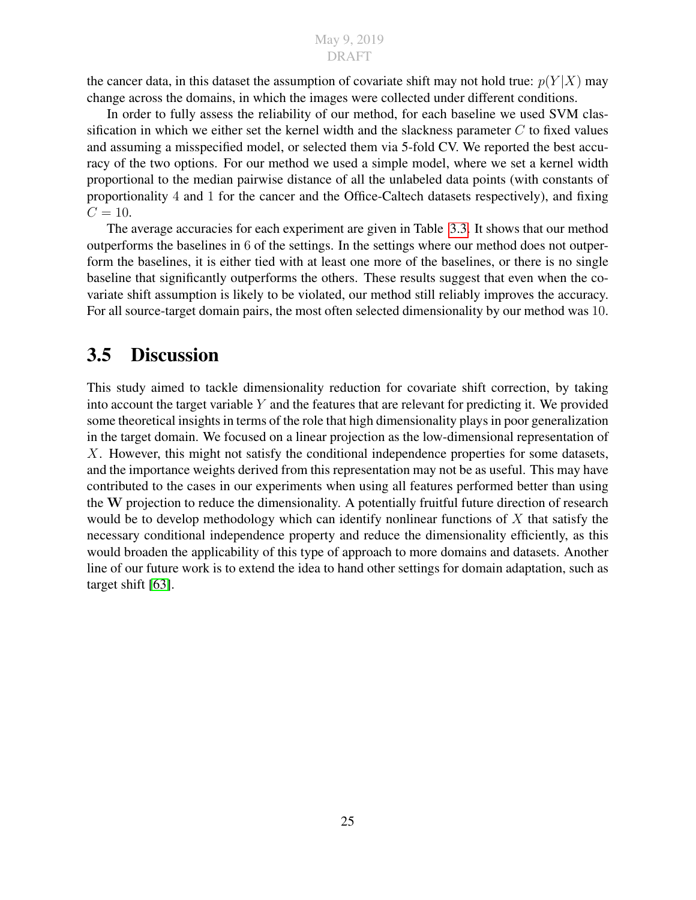the cancer data, in this dataset the assumption of covariate shift may not hold true: $p(Y|X)$ may change across the domains, in which the images were collected under different conditions.

In order to fully assess the reliability of our method, for each baseline we used SVM classification in which we either set the kernel width and the slackness parameter $C$ to fixed values and assuming a misspecified model, or selected them via 5-fold CV. We reported the best accuracy of the two options. For our method we used a simple model, where we set a kernel width proportional to the median pairwise distance of all the unlabeled data points (with constants of proportionality 4 and 1 for the cancer and the Office-Caltech datasets respectively), and fixing $C = 10$.

The average accuracies for each experiment are given in Table 3.3. It shows that our method outperforms the baselines in 6 of the settings. In the settings where our method does not outperform the baselines, it is either tied with at least one more of the baselines, or there is no single baseline that significantly outperforms the others. These results suggest that even when the covariate shift assumption is likely to be violated, our method still reliably improves the accuracy. For all source-target domain pairs, the most often selected dimensionality by our method was 10.

## 3.5 Discussion

This study aimed to tackle dimensionality reduction for covariate shift correction, by taking into account the target variable $Y$ and the features that are relevant for predicting it. We provided some theoretical insights in terms of the role that high dimensionality plays in poor generalization in the target domain. We focused on a linear projection as the low-dimensional representation of $X$. However, this might not satisfy the conditional independence properties for some datasets, and the importance weights derived from this representation may not be as useful. This may have contributed to the cases in our experiments when using all features performed better than using the $\mathbf{W}$ projection to reduce the dimensionality. A potentially fruitful future direction of research would be to develop methodology which can identify nonlinear functions of $X$ that satisfy the necessary conditional independence property and reduce the dimensionality efficiently, as this would broaden the applicability of this type of approach to more domains and datasets. Another line of our future work is to extend the idea to hand other settings for domain adaptation, such as target shift [63].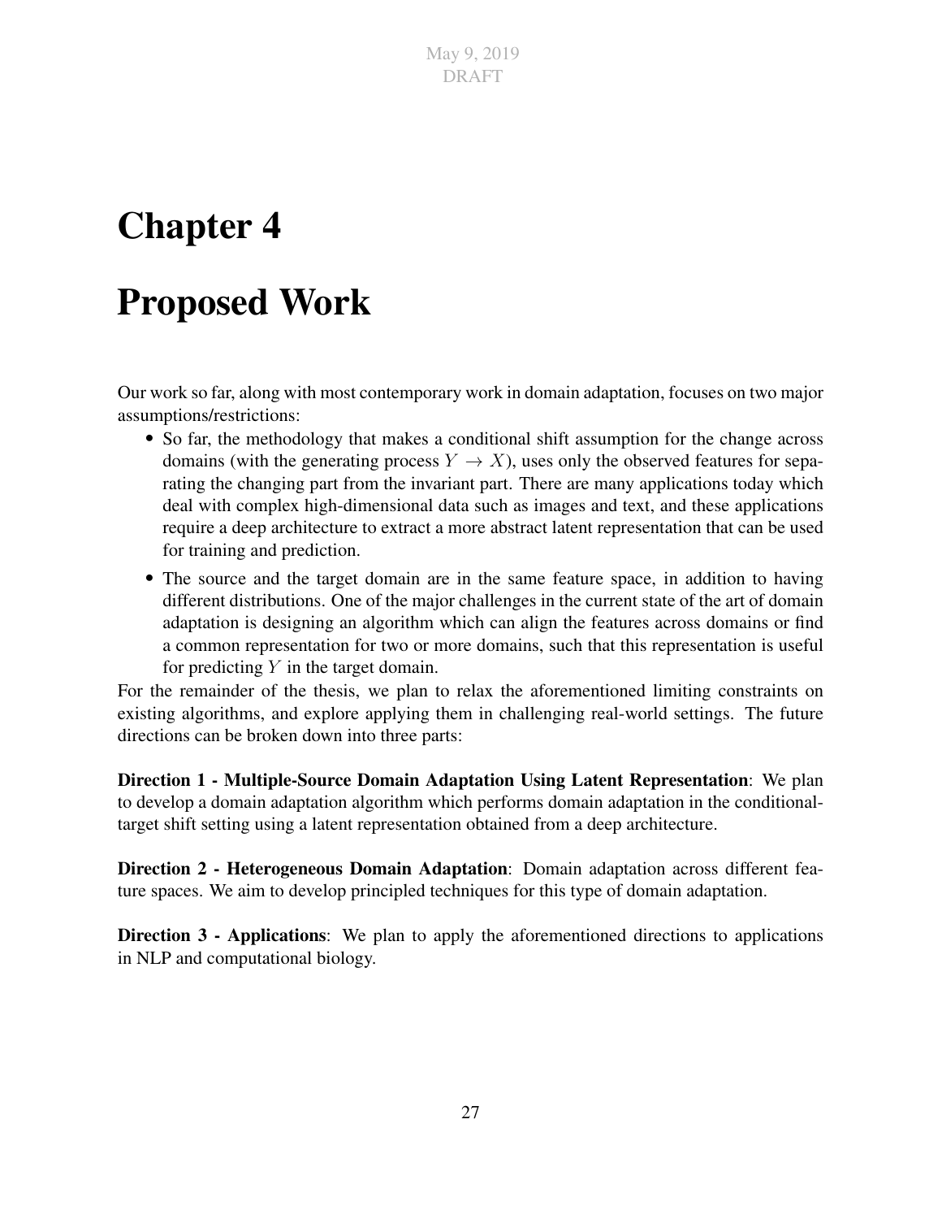# Chapter 4

# Proposed Work

Our work so far, along with most contemporary work in domain adaptation, focuses on two major assumptions/restrictions:

- So far, the methodology that makes a conditional shift assumption for the change across domains (with the generating process $Y \rightarrow X$), uses only the observed features for separating the changing part from the invariant part. There are many applications today which deal with complex high-dimensional data such as images and text, and these applications require a deep architecture to extract a more abstract latent representation that can be used for training and prediction.
- The source and the target domain are in the same feature space, in addition to having different distributions. One of the major challenges in the current state of the art of domain adaptation is designing an algorithm which can align the features across domains or find a common representation for two or more domains, such that this representation is useful for predicting $Y$ in the target domain.

For the remainder of the thesis, we plan to relax the aforementioned limiting constraints on existing algorithms, and explore applying them in challenging real-world settings. The future directions can be broken down into three parts:

**Direction 1 - Multiple-Source Domain Adaptation Using Latent Representation**: We plan to develop a domain adaptation algorithm which performs domain adaptation in the conditional-target shift setting using a latent representation obtained from a deep architecture.

**Direction 2 - Heterogeneous Domain Adaptation**: Domain adaptation across different feature spaces. We aim to develop principled techniques for this type of domain adaptation.

**Direction 3 - Applications**: We plan to apply the aforementioned directions to applications in NLP and computational biology.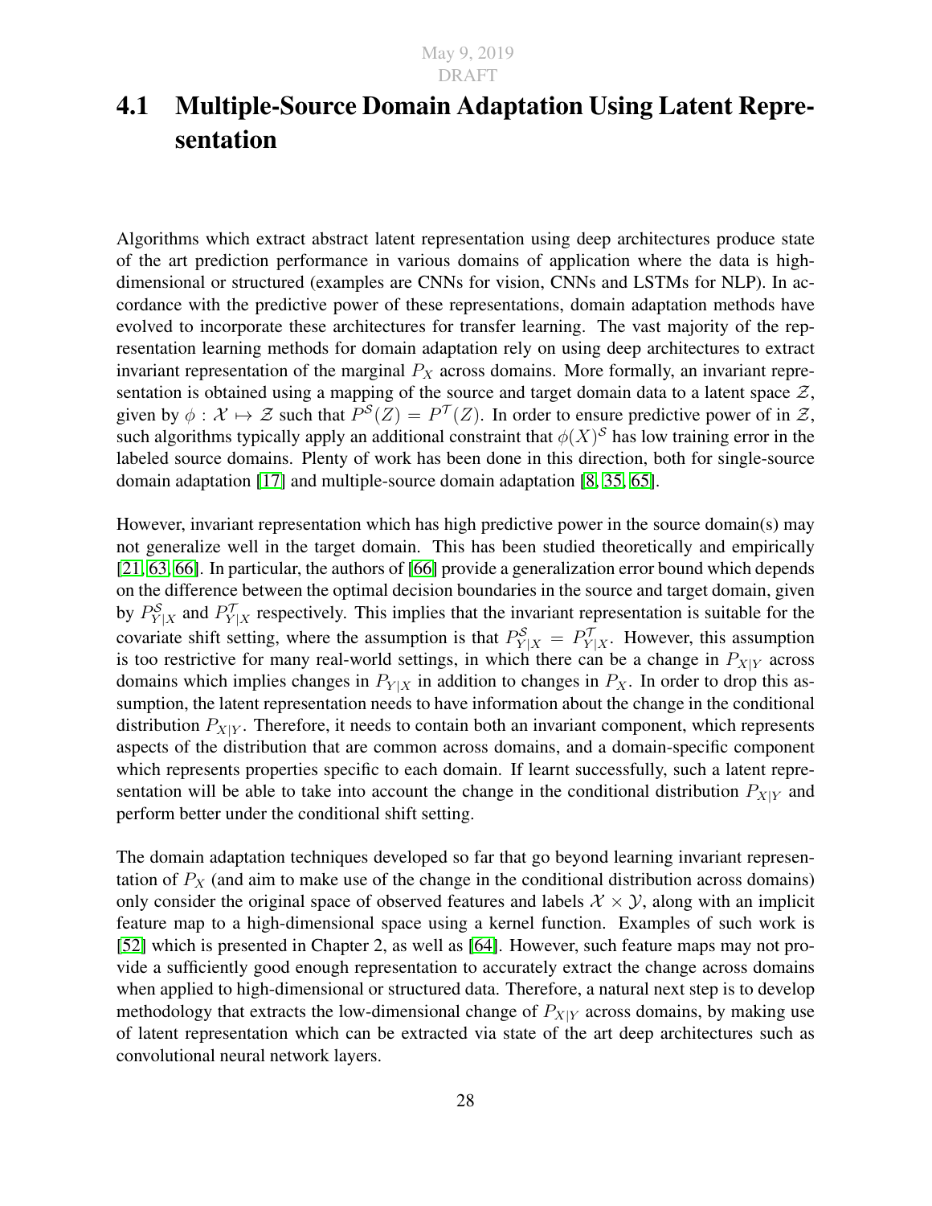## 4.1 Multiple-Source Domain Adaptation Using Latent Representation

Algorithms which extract abstract latent representation using deep architectures produce state of the art prediction performance in various domains of application where the data is high-dimensional or structured (examples are CNNs for vision, CNNs and LSTMs for NLP). In accordance with the predictive power of these representations, domain adaptation methods have evolved to incorporate these architectures for transfer learning. The vast majority of the representation learning methods for domain adaptation rely on using deep architectures to extract invariant representation of the marginal $P_X$ across domains. More formally, an invariant representation is obtained using a mapping of the source and target domain data to a latent space $\mathcal{Z}$, given by $\phi : \mathcal{X} \mapsto \mathcal{Z}$ such that $P^{\mathcal{S}}(Z) = P^{\mathcal{T}}(Z)$. In order to ensure predictive power of in $\mathcal{Z}$, such algorithms typically apply an additional constraint that $\phi(X)^{\mathcal{S}}$ has low training error in the labeled source domains. Plenty of work has been done in this direction, both for single-source domain adaptation [17] and multiple-source domain adaptation [8, 35, 65].

However, invariant representation which has high predictive power in the source domain(s) may not generalize well in the target domain. This has been studied theoretically and empirically [21, 63, 66]. In particular, the authors of [66] provide a generalization error bound which depends on the difference between the optimal decision boundaries in the source and target domain, given by $P^{\mathcal{S}}_{Y|X}$ and $P^{\mathcal{T}}_{Y|X}$ respectively. This implies that the invariant representation is suitable for the covariate shift setting, where the assumption is that $P^{\mathcal{S}}_{Y|X} = P^{\mathcal{T}}_{Y|X}$. However, this assumption is too restrictive for many real-world settings, in which there can be a change in $P_{X|Y}$ across domains which implies changes in $P_{Y|X}$ in addition to changes in $P_X$. In order to drop this assumption, the latent representation needs to have information about the change in the conditional distribution $P_{X|Y}$. Therefore, it needs to contain both an invariant component, which represents aspects of the distribution that are common across domains, and a domain-specific component which represents properties specific to each domain. If learnt successfully, such a latent representation will be able to take into account the change in the conditional distribution $P_{X|Y}$ and perform better under the conditional shift setting.

The domain adaptation techniques developed so far that go beyond learning invariant representation of $P_X$ (and aim to make use of the change in the conditional distribution across domains) only consider the original space of observed features and labels $\mathcal{X} \times \mathcal{Y}$, along with an implicit feature map to a high-dimensional space using a kernel function. Examples of such work is [52] which is presented in Chapter 2, as well as [64]. However, such feature maps may not provide a sufficiently good enough representation to accurately extract the change across domains when applied to high-dimensional or structured data. Therefore, a natural next step is to develop methodology that extracts the low-dimensional change of $P_{X|Y}$ across domains, by making use of latent representation which can be extracted via state of the art deep architectures such as convolutional neural network layers.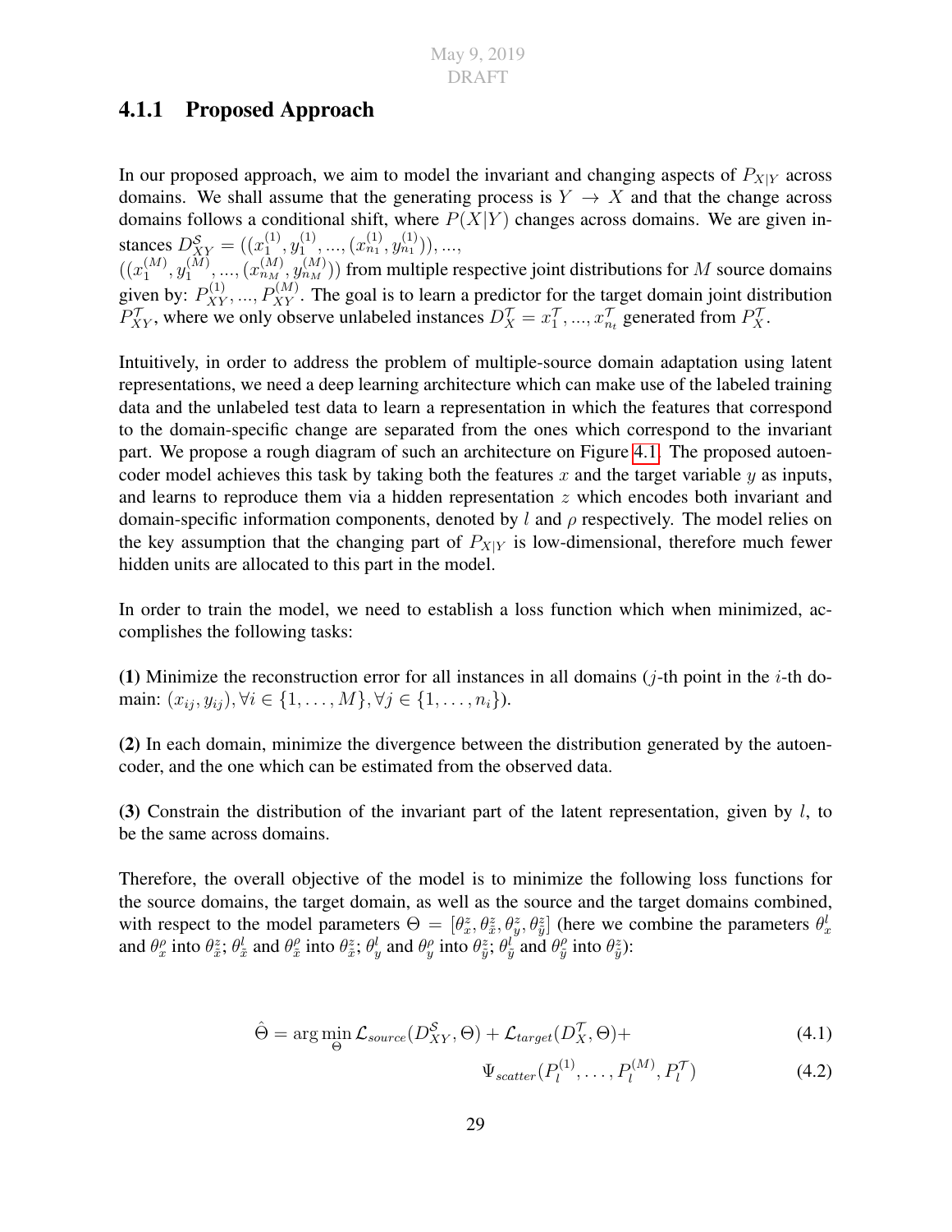### 4.1.1 Proposed Approach

In our proposed approach, we aim to model the invariant and changing aspects of $P_{X|Y}$ across domains. We shall assume that the generating process is $Y \rightarrow X$ and that the change across domains follows a conditional shift, where $P(X|Y)$ changes across domains. We are given instances $D^{\mathcal{S}}_{XY} = ((x^{(1)}_1, y^{(1)}_1, ..., (x^{(1)}_{n_1}, y^{(1)}_{n_1})), ...,$
$((x^{(M)}_1, y^{(M)}_1, ..., (x^{(M)}_{n_M}, y^{(M)}_{n_M}))$ from multiple respective joint distributions for $M$ source domains given by: $P^{(1)}_{XY}, ..., P^{(M)}_{XY}$. The goal is to learn a predictor for the target domain joint distribution $P^{\mathcal{T}}_{XY}$, where we only observe unlabeled instances $D^{\mathcal{T}}_X = x^{\mathcal{T}}_1, ..., x^{\mathcal{T}}_{n_t}$ generated from $P^{\mathcal{T}}_X$.

Intuitively, in order to address the problem of multiple-source domain adaptation using latent representations, we need a deep learning architecture which can make use of the labeled training data and the unlabeled test data to learn a representation in which the features that correspond to the domain-specific change are separated from the ones which correspond to the invariant part. We propose a rough diagram of such an architecture on Figure 4.1. The proposed autoencoder model achieves this task by taking both the features $x$ and the target variable $y$ as inputs, and learns to reproduce them via a hidden representation $z$ which encodes both invariant and domain-specific information components, denoted by $l$ and $\rho$ respectively. The model relies on the key assumption that the changing part of $P_{X|Y}$ is low-dimensional, therefore much fewer hidden units are allocated to this part in the model.

In order to train the model, we need to establish a loss function which when minimized, accomplishes the following tasks:

**(1)** Minimize the reconstruction error for all instances in all domains ($j$-th point in the $i$-th domain: $(x_{ij}, y_{ij}), \forall i \in \{1, \dots, M\}, \forall j \in \{1, \dots, n_i\}$).

**(2)** In each domain, minimize the divergence between the distribution generated by the autoencoder, and the one which can be estimated from the observed data.

**(3)** Constrain the distribution of the invariant part of the latent representation, given by $l$, to be the same across domains.

Therefore, the overall objective of the model is to minimize the following loss functions for the source domains, the target domain, as well as the source and the target domains combined, with respect to the model parameters $\Theta = [\theta^z_x, \theta^z_{\tilde{x}}, \theta^z_y, \theta^z_{\tilde{y}}]$ (here we combine the parameters $\theta^l_x$ and $\theta^\rho_x$ into $\theta^z_{\tilde{x}}$; $\theta^l_{\tilde{x}}$ and $\theta^\rho_{\tilde{x}}$ into $\theta^z_{\tilde{x}}$; $\theta^l_y$ and $\theta^\rho_y$ into $\theta^z_{\tilde{y}}$; $\theta^l_{\tilde{y}}$ and $\theta^\rho_{\tilde{y}}$ into $\theta^z_{\tilde{y}}$):

$$\hat{\Theta} = \arg\min_{\Theta} \mathcal{L}_{source}(D^{\mathcal{S}}_{XY}, \Theta) + \mathcal{L}_{target}(D^{\mathcal{T}}_X, \Theta) + \tag{4.1}$$

$$\Psi_{scatter}(P^{(1)}_l, \dots, P^{(M)}_l, P^{\mathcal{T}}_l) \tag{4.2}$$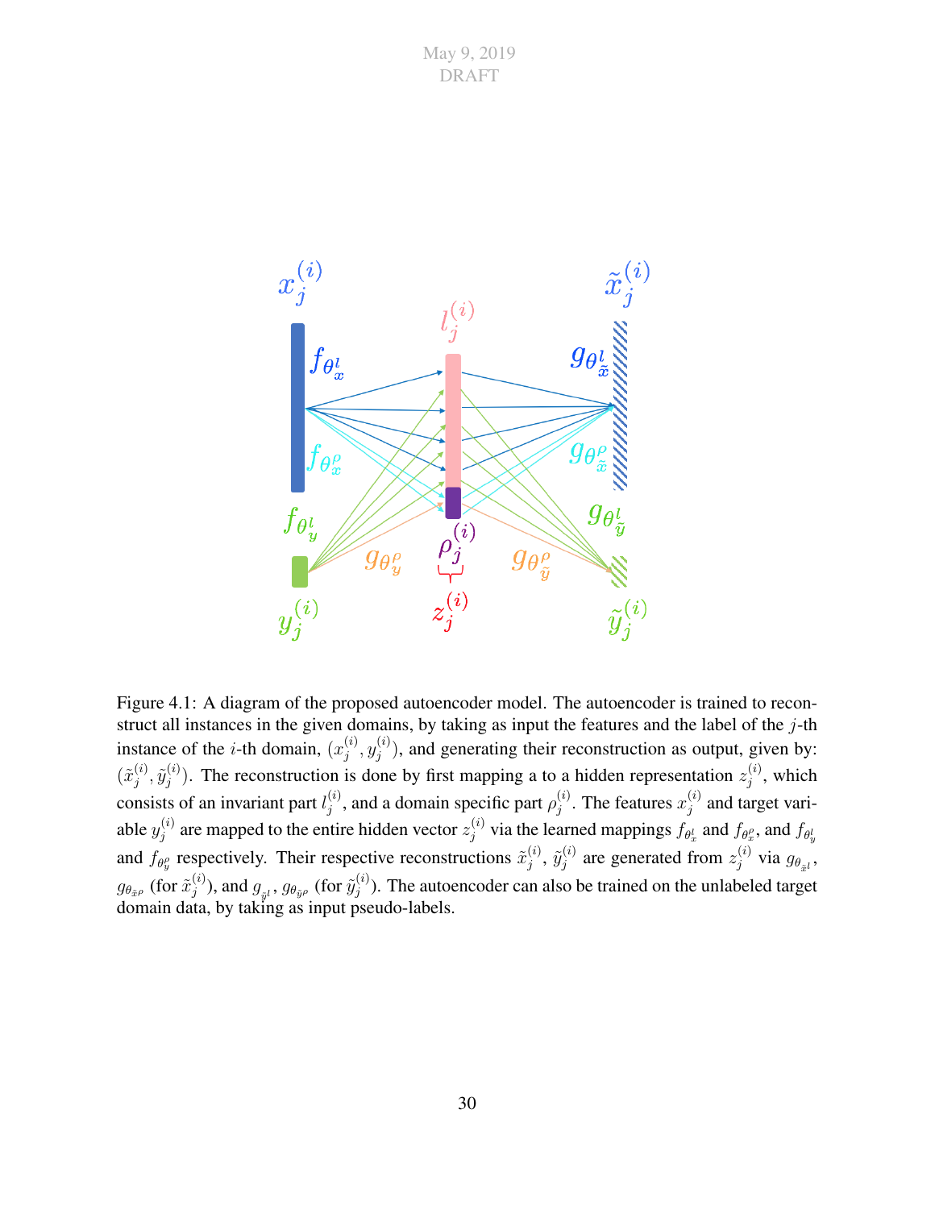Figure 4.1: A diagram of the proposed autoencoder model. The autoencoder is trained to reconstruct all instances in the given domains, by taking as input the features and the label of the $j$-th instance of the $i$-th domain, $(x_j^{(i)}, y_j^{(i)})$, and generating their reconstruction as output, given by: $(\tilde{x}_j^{(i)}, \tilde{y}_j^{(i)})$. The reconstruction is done by first mapping a to a hidden representation $z_j^{(i)}$, which consists of an invariant part $l_j^{(i)}$, and a domain specific part $\rho_j^{(i)}$. The features $x_j^{(i)}$ and target variable $y_j^{(i)}$ are mapped to the entire hidden vector $z_j^{(i)}$ via the learned mappings $f_{\theta_x^l}$ and $f_{\theta_x^\rho}$, and $f_{\theta_y^l}$ and $f_{\theta_y^\rho}$ respectively. Their respective reconstructions $\tilde{x}_j^{(i)}$, $\tilde{y}_j^{(i)}$ are generated from $z_j^{(i)}$ via $g_{\theta_{\tilde{x}^l}}$, $g_{\theta_{\tilde{x}^\rho}}$ (for $\tilde{x}_j^{(i)}$), and $g_{_{\tilde{y}^l}}$, $g_{\theta_{\tilde{y}^\rho}}$ (for $\tilde{y}_j^{(i)}$). The autoencoder can also be trained on the unlabeled target domain data, by taking as input pseudo-labels.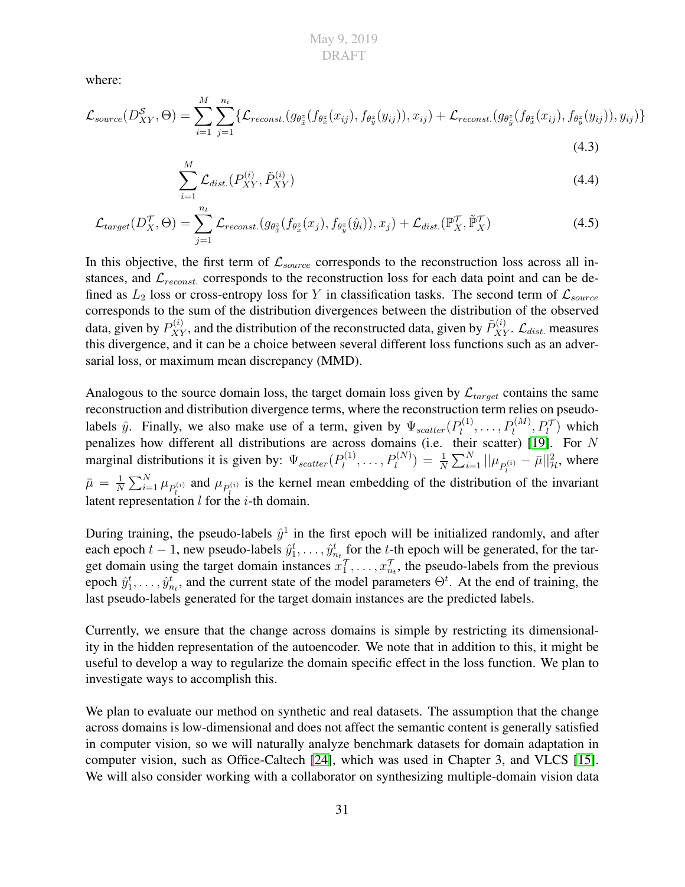where:

$$\mathcal{L}_{source}(D_{XY}^{\mathcal{S}}, \Theta) = \sum_{i=1}^{M} \sum_{j=1}^{n_i} \{\mathcal{L}_{reconst.}(g_{\theta_{\tilde{x}}^z}(f_{\theta_x^z}(x_{ij}), f_{\theta_y^z}(y_{ij})), x_{ij}) + \mathcal{L}_{reconst.}(g_{\theta_{\tilde{y}}^z}(f_{\theta_x^z}(x_{ij}), f_{\theta_y^z}(y_{ij})), y_{ij})\} \tag{4.3}$$

$$\sum_{i=1}^{M} \mathcal{L}_{dist.}(P_{XY}^{(i)}, \tilde{P}_{XY}^{(i)}) \tag{4.4}$$

$$\mathcal{L}_{target}(D_X^{\mathcal{T}}, \Theta) = \sum_{j=1}^{n_t} \mathcal{L}_{reconst.}(g_{\theta_{\tilde{x}}^z}(f_{\theta_x^z}(x_j), f_{\theta_y^z}(\hat{y}_i)), x_j) + \mathcal{L}_{dist.}(\mathbb{P}_X^{\mathcal{T}}, \tilde{\mathbb{P}}_X^{\mathcal{T}}) \tag{4.5}$$

In this objective, the first term of $\mathcal{L}_{source}$ corresponds to the reconstruction loss across all instances, and $\mathcal{L}_{reconst.}$ corresponds to the reconstruction loss for each data point and can be defined as $L_2$ loss or cross-entropy loss for $Y$ in classification tasks. The second term of $\mathcal{L}_{source}$ corresponds to the sum of the distribution divergences between the distribution of the observed data, given by $P_{XY}^{(i)}$, and the distribution of the reconstructed data, given by $\tilde{P}_{XY}^{(i)}$. $\mathcal{L}_{dist.}$ measures this divergence, and it can be a choice between several different loss functions such as an adversarial loss, or maximum mean discrepancy (MMD).

Analogous to the source domain loss, the target domain loss given by $\mathcal{L}_{target}$ contains the same reconstruction and distribution divergence terms, where the reconstruction term relies on pseudo-labels $\hat{y}$. Finally, we also make use of a term, given by $\Psi_{scatter}(P_l^{(1)}, \ldots, P_l^{(M)}, P_l^{\mathcal{T}})$ which penalizes how different all distributions are across domains (i.e. their scatter) [19]. For $N$ marginal distributions it is given by: $\Psi_{scatter}(P_l^{(1)}, \ldots, P_l^{(N)}) = \frac{1}{N}\sum_{i=1}^{N} ||\mu_{P_l^{(i)}} - \bar{\mu}||_{\mathcal{H}}^2$, where $\bar{\mu} = \frac{1}{N}\sum_{i=1}^{N} \mu_{P_l^{(i)}}$ and $\mu_{P_l^{(i)}}$ is the kernel mean embedding of the distribution of the invariant latent representation $l$ for the $i$-th domain.

During training, the pseudo-labels $\hat{y}^1$ in the first epoch will be initialized randomly, and after each epoch $t-1$, new pseudo-labels $\hat{y}_1^t, \ldots, \hat{y}_{n_t}^t$ for the $t$-th epoch will be generated, for the target domain using the target domain instances $x_1^{\mathcal{T}}, \ldots, x_{n_t}^{\mathcal{T}}$, the pseudo-labels from the previous epoch $\hat{y}_1^t, \ldots, \hat{y}_{n_t}^t$, and the current state of the model parameters $\Theta^t$. At the end of training, the last pseudo-labels generated for the target domain instances are the predicted labels.

Currently, we ensure that the change across domains is simple by restricting its dimensionality in the hidden representation of the autoencoder. We note that in addition to this, it might be useful to develop a way to regularize the domain specific effect in the loss function. We plan to investigate ways to accomplish this.

We plan to evaluate our method on synthetic and real datasets. The assumption that the change across domains is low-dimensional and does not affect the semantic content is generally satisfied in computer vision, so we will naturally analyze benchmark datasets for domain adaptation in computer vision, such as Office-Caltech [24], which was used in Chapter 3, and VLCS [15]. We will also consider working with a collaborator on synthesizing multiple-domain vision data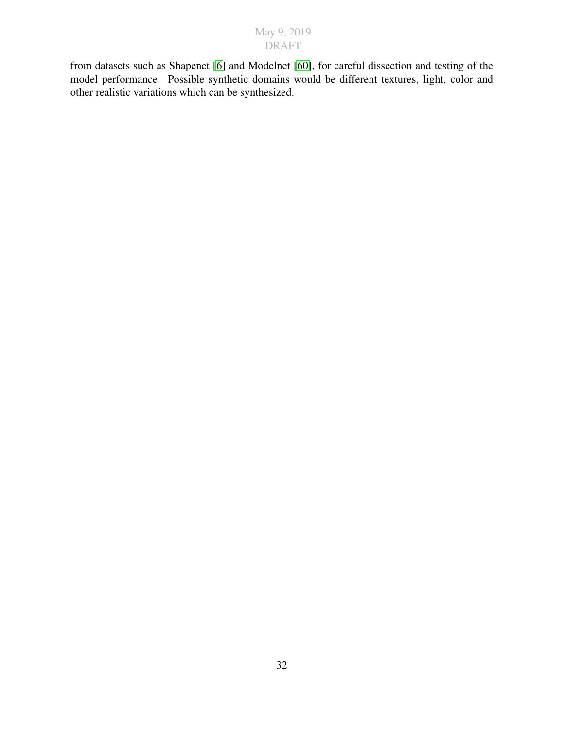from datasets such as Shapenet [6] and Modelnet [60], for careful dissection and testing of the model performance. Possible synthetic domains would be different textures, light, color and other realistic variations which can be synthesized.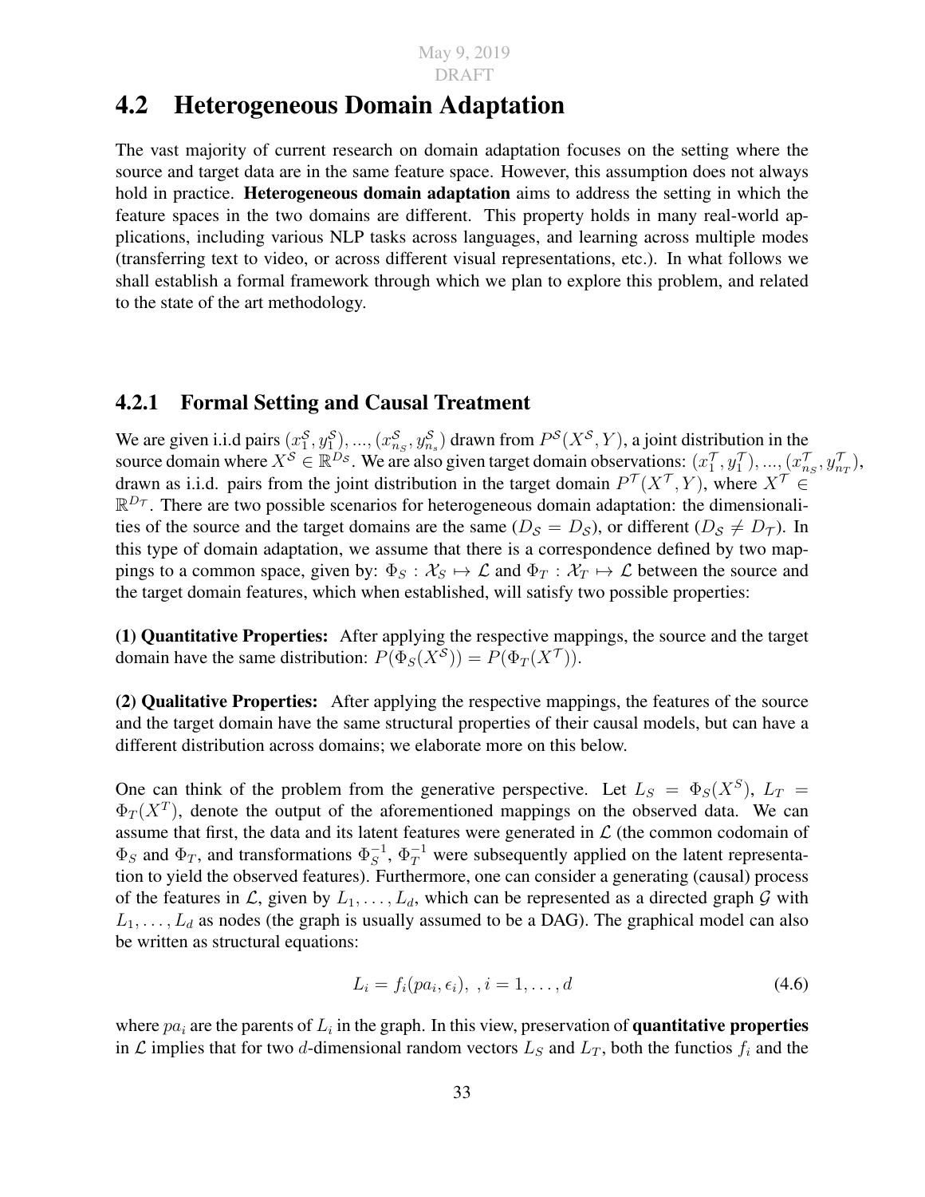## 4.2 Heterogeneous Domain Adaptation

The vast majority of current research on domain adaptation focuses on the setting where the source and target data are in the same feature space. However, this assumption does not always hold in practice. **Heterogeneous domain adaptation** aims to address the setting in which the feature spaces in the two domains are different. This property holds in many real-world applications, including various NLP tasks across languages, and learning across multiple modes (transferring text to video, or across different visual representations, etc.). In what follows we shall establish a formal framework through which we plan to explore this problem, and related to the state of the art methodology.

### 4.2.1 Formal Setting and Causal Treatment

We are given i.i.d pairs $(x_1^{\mathcal{S}}, y_1^{\mathcal{S}}), ..., (x_{n_S}^{\mathcal{S}}, y_{n_s}^{\mathcal{S}})$ drawn from $P^{\mathcal{S}}(X^{\mathcal{S}}, Y)$, a joint distribution in the source domain where $X^{\mathcal{S}} \in \mathbb{R}^{D_{\mathcal{S}}}$. We are also given target domain observations: $(x_1^{\mathcal{T}}, y_1^{\mathcal{T}}), ..., (x_{n_S}^{\mathcal{T}}, y_{n_T}^{\mathcal{T}})$, drawn as i.i.d. pairs from the joint distribution in the target domain $P^{\mathcal{T}}(X^{\mathcal{T}}, Y)$, where $X^{\mathcal{T}} \in \mathbb{R}^{D_{\mathcal{T}}}$. There are two possible scenarios for heterogeneous domain adaptation: the dimensionalities of the source and the target domains are the same ($D_{\mathcal{S}} = D_{\mathcal{S}}$), or different ($D_{\mathcal{S}} \neq D_{\mathcal{T}}$). In this type of domain adaptation, we assume that there is a correspondence defined by two mappings to a common space, given by: $\Phi_S : \mathcal{X}_S \mapsto \mathcal{L}$ and $\Phi_T : \mathcal{X}_T \mapsto \mathcal{L}$ between the source and the target domain features, which when established, will satisfy two possible properties:

**(1) Quantitative Properties:** After applying the respective mappings, the source and the target domain have the same distribution: $P(\Phi_S(X^{\mathcal{S}})) = P(\Phi_T(X^{\mathcal{T}}))$.

**(2) Qualitative Properties:** After applying the respective mappings, the features of the source and the target domain have the same structural properties of their causal models, but can have a different distribution across domains; we elaborate more on this below.

One can think of the problem from the generative perspective. Let $L_S = \Phi_S(X^S)$, $L_T = \Phi_T(X^T)$, denote the output of the aforementioned mappings on the observed data. We can assume that first, the data and its latent features were generated in $\mathcal{L}$ (the common codomain of $\Phi_S$ and $\Phi_T$, and transformations $\Phi_S^{-1}$, $\Phi_T^{-1}$ were subsequently applied on the latent representation to yield the observed features). Furthermore, one can consider a generating (causal) process of the features in $\mathcal{L}$, given by $L_1, \ldots, L_d$, which can be represented as a directed graph $\mathcal{G}$ with $L_1, \ldots, L_d$ as nodes (the graph is usually assumed to be a DAG). The graphical model can also be written as structural equations:

$$L_i = f_i(pa_i, \epsilon_i), \ , i = 1, \ldots, d \tag{4.6}$$

where $pa_i$ are the parents of $L_i$ in the graph. In this view, preservation of **quantitative properties** in $\mathcal{L}$ implies that for two $d$-dimensional random vectors $L_S$ and $L_T$, both the functios $f_i$ and the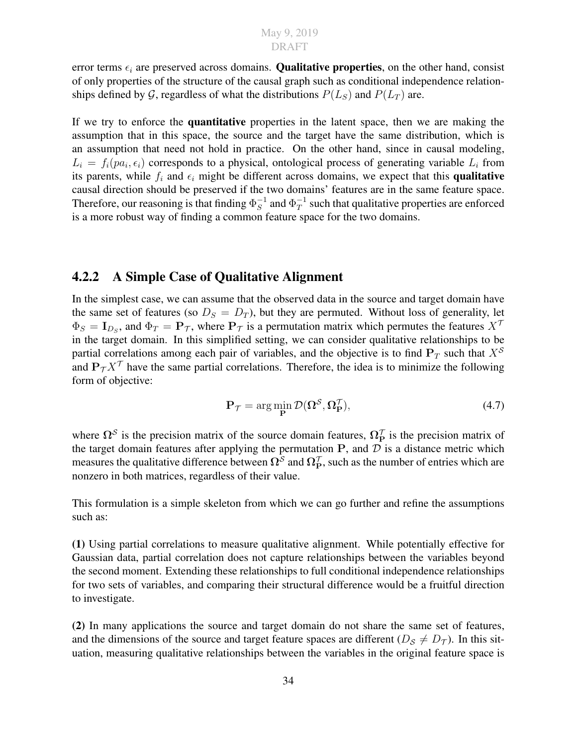error terms $\epsilon_i$ are preserved across domains. **Qualitative properties**, on the other hand, consist of only properties of the structure of the causal graph such as conditional independence relationships defined by $\mathcal{G}$, regardless of what the distributions $P(L_S)$ and $P(L_T)$ are.

If we try to enforce the **quantitative** properties in the latent space, then we are making the assumption that in this space, the source and the target have the same distribution, which is an assumption that need not hold in practice. On the other hand, since in causal modeling, $L_i = f_i(pa_i, \epsilon_i)$ corresponds to a physical, ontological process of generating variable $L_i$ from its parents, while $f_i$ and $\epsilon_i$ might be different across domains, we expect that this **qualitative** causal direction should be preserved if the two domains' features are in the same feature space. Therefore, our reasoning is that finding $\Phi_S^{-1}$ and $\Phi_T^{-1}$ such that qualitative properties are enforced is a more robust way of finding a common feature space for the two domains.

### 4.2.2 A Simple Case of Qualitative Alignment

In the simplest case, we can assume that the observed data in the source and target domain have the same set of features (so $D_S = D_T$), but they are permuted. Without loss of generality, let $\Phi_S = \mathbf{I}_{D_S}$, and $\Phi_T = \mathbf{P}_\mathcal{T}$, where $\mathbf{P}_\mathcal{T}$ is a permutation matrix which permutes the features $X^\mathcal{T}$ in the target domain. In this simplified setting, we can consider qualitative relationships to be partial correlations among each pair of variables, and the objective is to find $\mathbf{P}_T$ such that $X^\mathcal{S}$ and $\mathbf{P}_\mathcal{T} X^\mathcal{T}$ have the same partial correlations. Therefore, the idea is to minimize the following form of objective:

$$\mathbf{P}_\mathcal{T} = \arg\min_{\mathbf{P}} \mathcal{D}(\mathbf{\Omega}^\mathcal{S}, \mathbf{\Omega}^\mathcal{T}_\mathbf{P}), \tag{4.7}$$

where $\mathbf{\Omega}^\mathcal{S}$ is the precision matrix of the source domain features, $\mathbf{\Omega}^\mathcal{T}_\mathbf{P}$ is the precision matrix of the target domain features after applying the permutation $\mathbf{P}$, and $\mathcal{D}$ is a distance metric which measures the qualitative difference between $\mathbf{\Omega}^\mathcal{S}$ and $\mathbf{\Omega}^\mathcal{T}_\mathbf{P}$, such as the number of entries which are nonzero in both matrices, regardless of their value.

This formulation is a simple skeleton from which we can go further and refine the assumptions such as:

**(1)** Using partial correlations to measure qualitative alignment. While potentially effective for Gaussian data, partial correlation does not capture relationships between the variables beyond the second moment. Extending these relationships to full conditional independence relationships for two sets of variables, and comparing their structural difference would be a fruitful direction to investigate.

**(2)** In many applications the source and target domain do not share the same set of features, and the dimensions of the source and target feature spaces are different ($D_\mathcal{S} \neq D_\mathcal{T}$). In this situation, measuring qualitative relationships between the variables in the original feature space is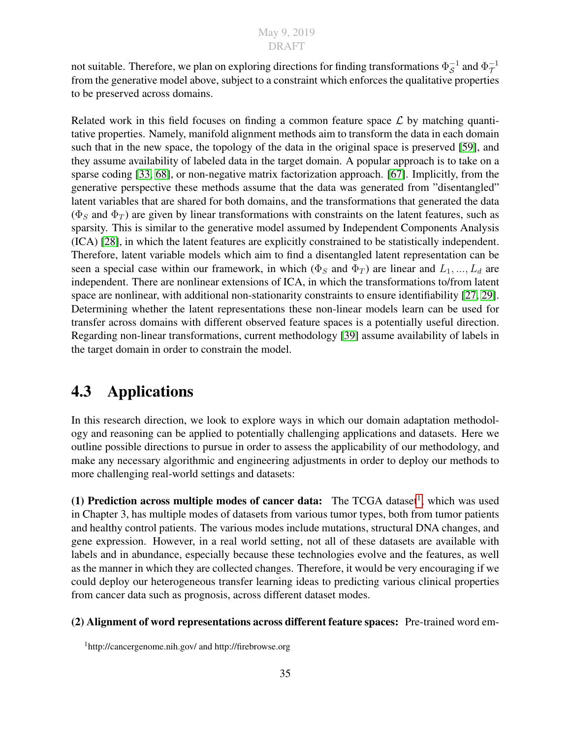not suitable. Therefore, we plan on exploring directions for finding transformations $\Phi_{\mathcal{S}}^{-1}$ and $\Phi_{\mathcal{T}}^{-1}$ from the generative model above, subject to a constraint which enforces the qualitative properties to be preserved across domains.

Related work in this field focuses on finding a common feature space $\mathcal{L}$ by matching quantitative properties. Namely, manifold alignment methods aim to transform the data in each domain such that in the new space, the topology of the data in the original space is preserved [59], and they assume availability of labeled data in the target domain. A popular approach is to take on a sparse coding [33, 68], or non-negative matrix factorization approach. [67]. Implicitly, from the generative perspective these methods assume that the data was generated from "disentangled" latent variables that are shared for both domains, and the transformations that generated the data ($\Phi_S$ and $\Phi_T$) are given by linear transformations with constraints on the latent features, such as sparsity. This is similar to the generative model assumed by Independent Components Analysis (ICA) [28], in which the latent features are explicitly constrained to be statistically independent. Therefore, latent variable models which aim to find a disentangled latent representation can be seen a special case within our framework, in which ($\Phi_S$ and $\Phi_T$) are linear and $L_1, ..., L_d$ are independent. There are nonlinear extensions of ICA, in which the transformations to/from latent space are nonlinear, with additional non-stationarity constraints to ensure identifiability [27, 29]. Determining whether the latent representations these non-linear models learn can be used for transfer across domains with different observed feature spaces is a potentially useful direction. Regarding non-linear transformations, current methodology [39] assume availability of labels in the target domain in order to constrain the model.

## 4.3 Applications

In this research direction, we look to explore ways in which our domain adaptation methodology and reasoning can be applied to potentially challenging applications and datasets. Here we outline possible directions to pursue in order to assess the applicability of our methodology, and make any necessary algorithmic and engineering adjustments in order to deploy our methods to more challenging real-world settings and datasets:

**(1) Prediction across multiple modes of cancer data:** The TCGA dataset[1], which was used in Chapter 3, has multiple modes of datasets from various tumor types, both from tumor patients and healthy control patients. The various modes include mutations, structural DNA changes, and gene expression. However, in a real world setting, not all of these datasets are available with labels and in abundance, especially because these technologies evolve and the features, as well as the manner in which they are collected changes. Therefore, it would be very encouraging if we could deploy our heterogeneous transfer learning ideas to predicting various clinical properties from cancer data such as prognosis, across different dataset modes.

**(2) Alignment of word representations across different feature spaces:** Pre-trained word em-

[1] http://cancergenome.nih.gov/ and http://firebrowse.org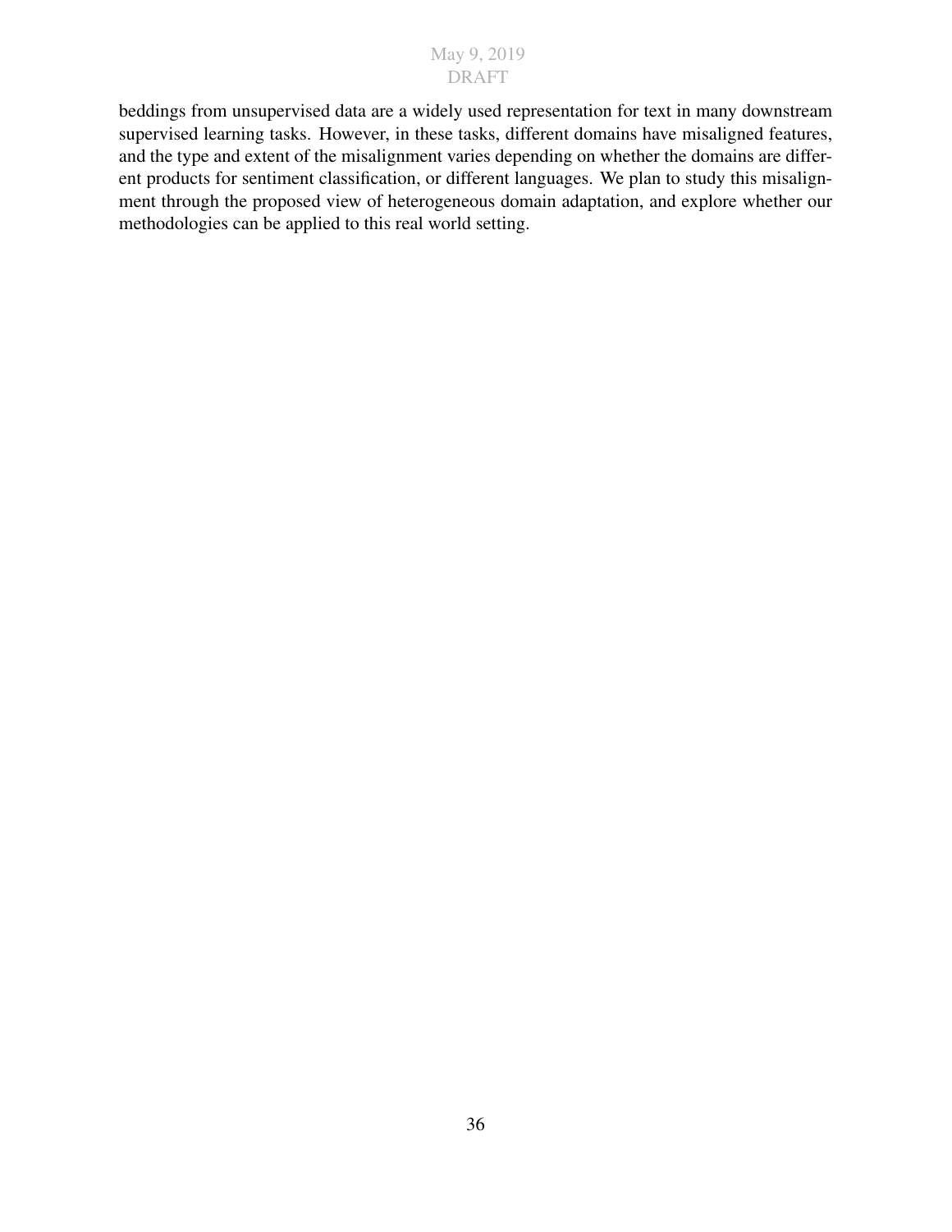beddings from unsupervised data are a widely used representation for text in many downstream supervised learning tasks. However, in these tasks, different domains have misaligned features, and the type and extent of the misalignment varies depending on whether the domains are different products for sentiment classification, or different languages. We plan to study this misalignment through the proposed view of heterogeneous domain adaptation, and explore whether our methodologies can be applied to this real world setting.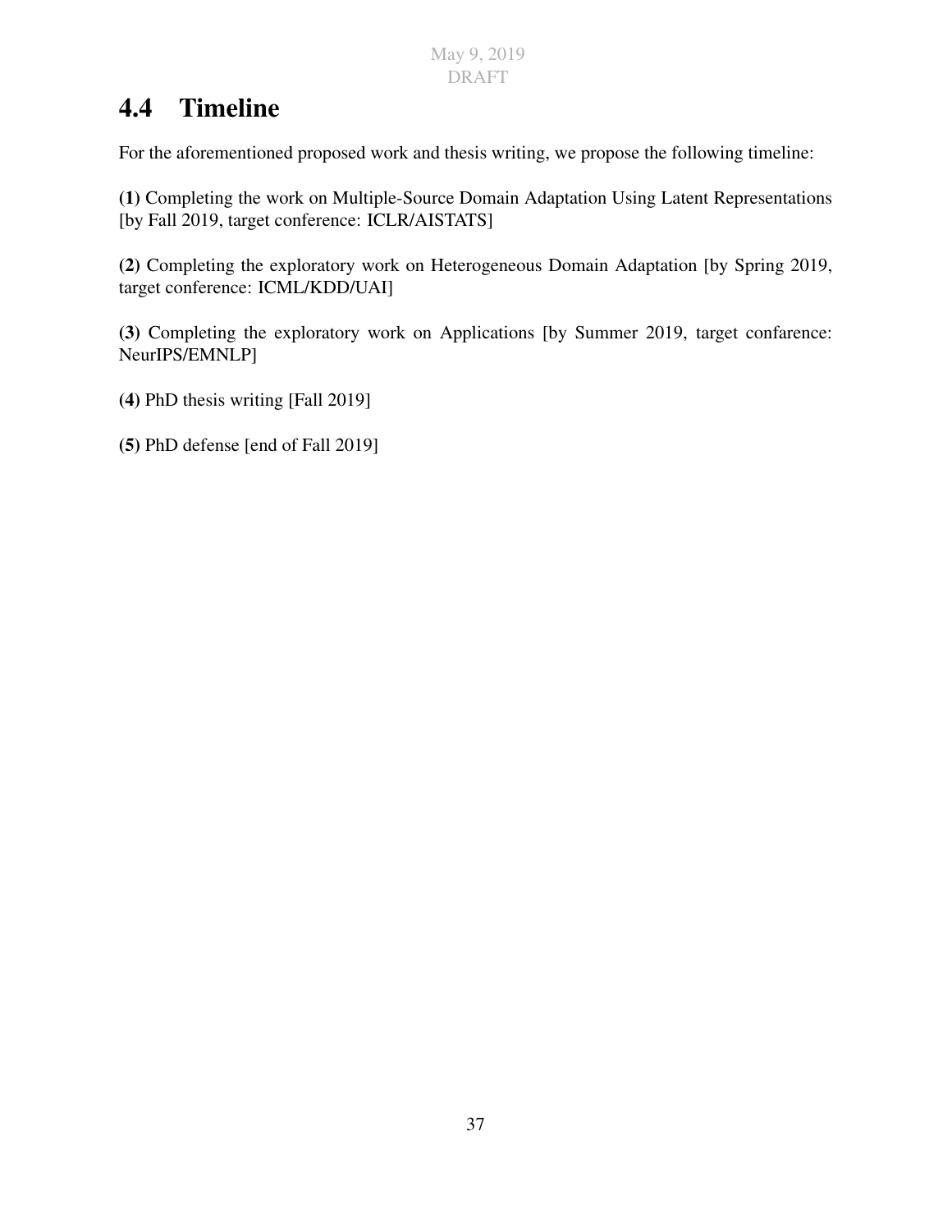## 4.4 Timeline

For the aforementioned proposed work and thesis writing, we propose the following timeline:

**(1)** Completing the work on Multiple-Source Domain Adaptation Using Latent Representations [by Fall 2019, target conference: ICLR/AISTATS]

**(2)** Completing the exploratory work on Heterogeneous Domain Adaptation [by Spring 2019, target conference: ICML/KDD/UAI]

**(3)** Completing the exploratory work on Applications [by Summer 2019, target confarence: NeurIPS/EMNLP]

**(4)** PhD thesis writing [Fall 2019]

**(5)** PhD defense [end of Fall 2019]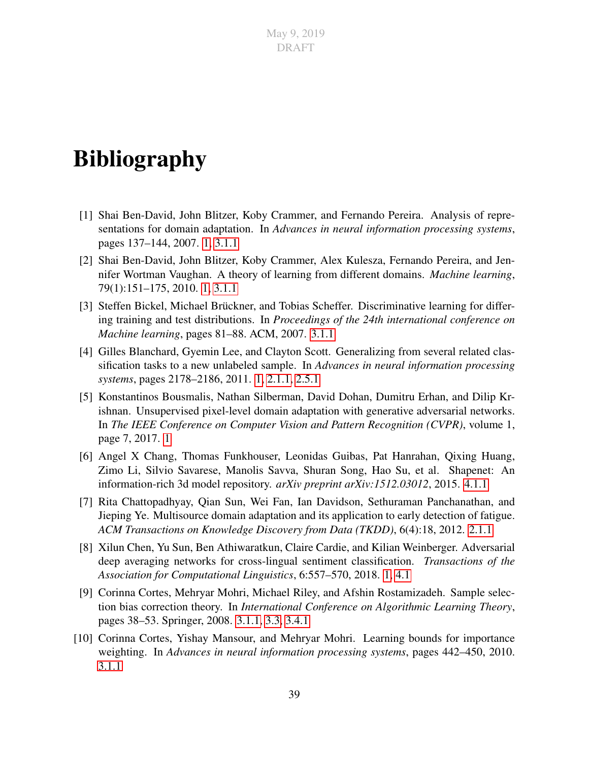# Bibliography

[1] Shai Ben-David, John Blitzer, Koby Crammer, and Fernando Pereira. Analysis of representations for domain adaptation. In *Advances in neural information processing systems*, pages 137–144, 2007. 1, 3.1.1

[2] Shai Ben-David, John Blitzer, Koby Crammer, Alex Kulesza, Fernando Pereira, and Jennifer Wortman Vaughan. A theory of learning from different domains. *Machine learning*, 79(1):151–175, 2010. 1, 3.1.1

[3] Steffen Bickel, Michael Brückner, and Tobias Scheffer. Discriminative learning for differing training and test distributions. In *Proceedings of the 24th international conference on Machine learning*, pages 81–88. ACM, 2007. 3.1.1

[4] Gilles Blanchard, Gyemin Lee, and Clayton Scott. Generalizing from several related classification tasks to a new unlabeled sample. In *Advances in neural information processing systems*, pages 2178–2186, 2011. 1, 2.1.1, 2.5.1

[5] Konstantinos Bousmalis, Nathan Silberman, David Dohan, Dumitru Erhan, and Dilip Krishnan. Unsupervised pixel-level domain adaptation with generative adversarial networks. In *The IEEE Conference on Computer Vision and Pattern Recognition (CVPR)*, volume 1, page 7, 2017. 1

[6] Angel X Chang, Thomas Funkhouser, Leonidas Guibas, Pat Hanrahan, Qixing Huang, Zimo Li, Silvio Savarese, Manolis Savva, Shuran Song, Hao Su, et al. Shapenet: An information-rich 3d model repository. *arXiv preprint arXiv:1512.03012*, 2015. 4.1.1

[7] Rita Chattopadhyay, Qian Sun, Wei Fan, Ian Davidson, Sethuraman Panchanathan, and Jieping Ye. Multisource domain adaptation and its application to early detection of fatigue. *ACM Transactions on Knowledge Discovery from Data (TKDD)*, 6(4):18, 2012. 2.1.1

[8] Xilun Chen, Yu Sun, Ben Athiwaratkun, Claire Cardie, and Kilian Weinberger. Adversarial deep averaging networks for cross-lingual sentiment classification. *Transactions of the Association for Computational Linguistics*, 6:557–570, 2018. 1, 4.1

[9] Corinna Cortes, Mehryar Mohri, Michael Riley, and Afshin Rostamizadeh. Sample selection bias correction theory. In *International Conference on Algorithmic Learning Theory*, pages 38–53. Springer, 2008. 3.1.1, 3.3, 3.4.1

[10] Corinna Cortes, Yishay Mansour, and Mehryar Mohri. Learning bounds for importance weighting. In *Advances in neural information processing systems*, pages 442–450, 2010. 3.1.1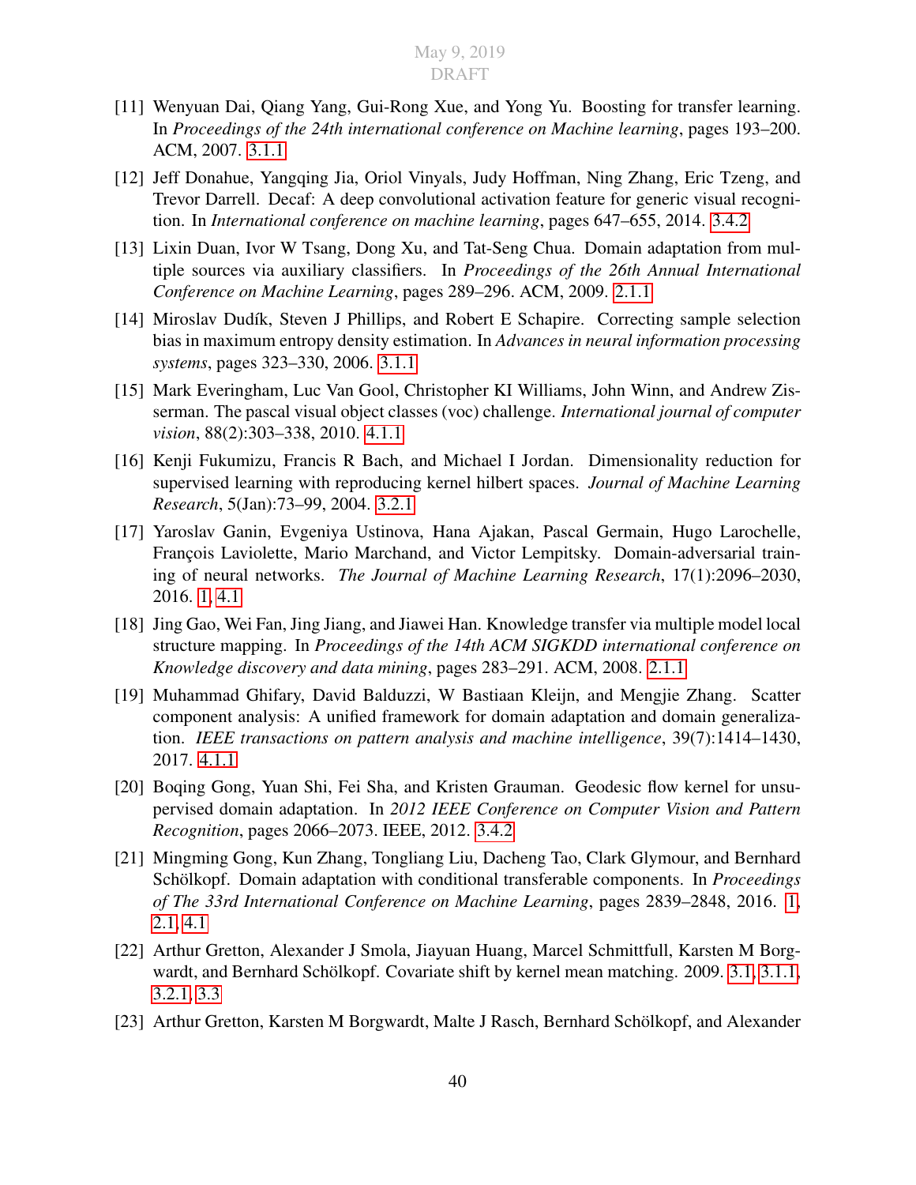[11] Wenyuan Dai, Qiang Yang, Gui-Rong Xue, and Yong Yu. Boosting for transfer learning. In *Proceedings of the 24th international conference on Machine learning*, pages 193–200. ACM, 2007. 3.1.1

[12] Jeff Donahue, Yangqing Jia, Oriol Vinyals, Judy Hoffman, Ning Zhang, Eric Tzeng, and Trevor Darrell. Decaf: A deep convolutional activation feature for generic visual recognition. In *International conference on machine learning*, pages 647–655, 2014. 3.4.2

[13] Lixin Duan, Ivor W Tsang, Dong Xu, and Tat-Seng Chua. Domain adaptation from multiple sources via auxiliary classifiers. In *Proceedings of the 26th Annual International Conference on Machine Learning*, pages 289–296. ACM, 2009. 2.1.1

[14] Miroslav Dudík, Steven J Phillips, and Robert E Schapire. Correcting sample selection bias in maximum entropy density estimation. In *Advances in neural information processing systems*, pages 323–330, 2006. 3.1.1

[15] Mark Everingham, Luc Van Gool, Christopher KI Williams, John Winn, and Andrew Zisserman. The pascal visual object classes (voc) challenge. *International journal of computer vision*, 88(2):303–338, 2010. 4.1.1

[16] Kenji Fukumizu, Francis R Bach, and Michael I Jordan. Dimensionality reduction for supervised learning with reproducing kernel hilbert spaces. *Journal of Machine Learning Research*, 5(Jan):73–99, 2004. 3.2.1

[17] Yaroslav Ganin, Evgeniya Ustinova, Hana Ajakan, Pascal Germain, Hugo Larochelle, François Laviolette, Mario Marchand, and Victor Lempitsky. Domain-adversarial training of neural networks. *The Journal of Machine Learning Research*, 17(1):2096–2030, 2016. 1, 4.1

[18] Jing Gao, Wei Fan, Jing Jiang, and Jiawei Han. Knowledge transfer via multiple model local structure mapping. In *Proceedings of the 14th ACM SIGKDD international conference on Knowledge discovery and data mining*, pages 283–291. ACM, 2008. 2.1.1

[19] Muhammad Ghifary, David Balduzzi, W Bastiaan Kleijn, and Mengjie Zhang. Scatter component analysis: A unified framework for domain adaptation and domain generalization. *IEEE transactions on pattern analysis and machine intelligence*, 39(7):1414–1430, 2017. 4.1.1

[20] Boqing Gong, Yuan Shi, Fei Sha, and Kristen Grauman. Geodesic flow kernel for unsupervised domain adaptation. In *2012 IEEE Conference on Computer Vision and Pattern Recognition*, pages 2066–2073. IEEE, 2012. 3.4.2

[21] Mingming Gong, Kun Zhang, Tongliang Liu, Dacheng Tao, Clark Glymour, and Bernhard Schölkopf. Domain adaptation with conditional transferable components. In *Proceedings of The 33rd International Conference on Machine Learning*, pages 2839–2848, 2016. 1, 2.1, 4.1

[22] Arthur Gretton, Alexander J Smola, Jiayuan Huang, Marcel Schmittfull, Karsten M Borgwardt, and Bernhard Schölkopf. Covariate shift by kernel mean matching. 2009. 3.1, 3.1.1, 3.2.1, 3.3

[23] Arthur Gretton, Karsten M Borgwardt, Malte J Rasch, Bernhard Schölkopf, and Alexander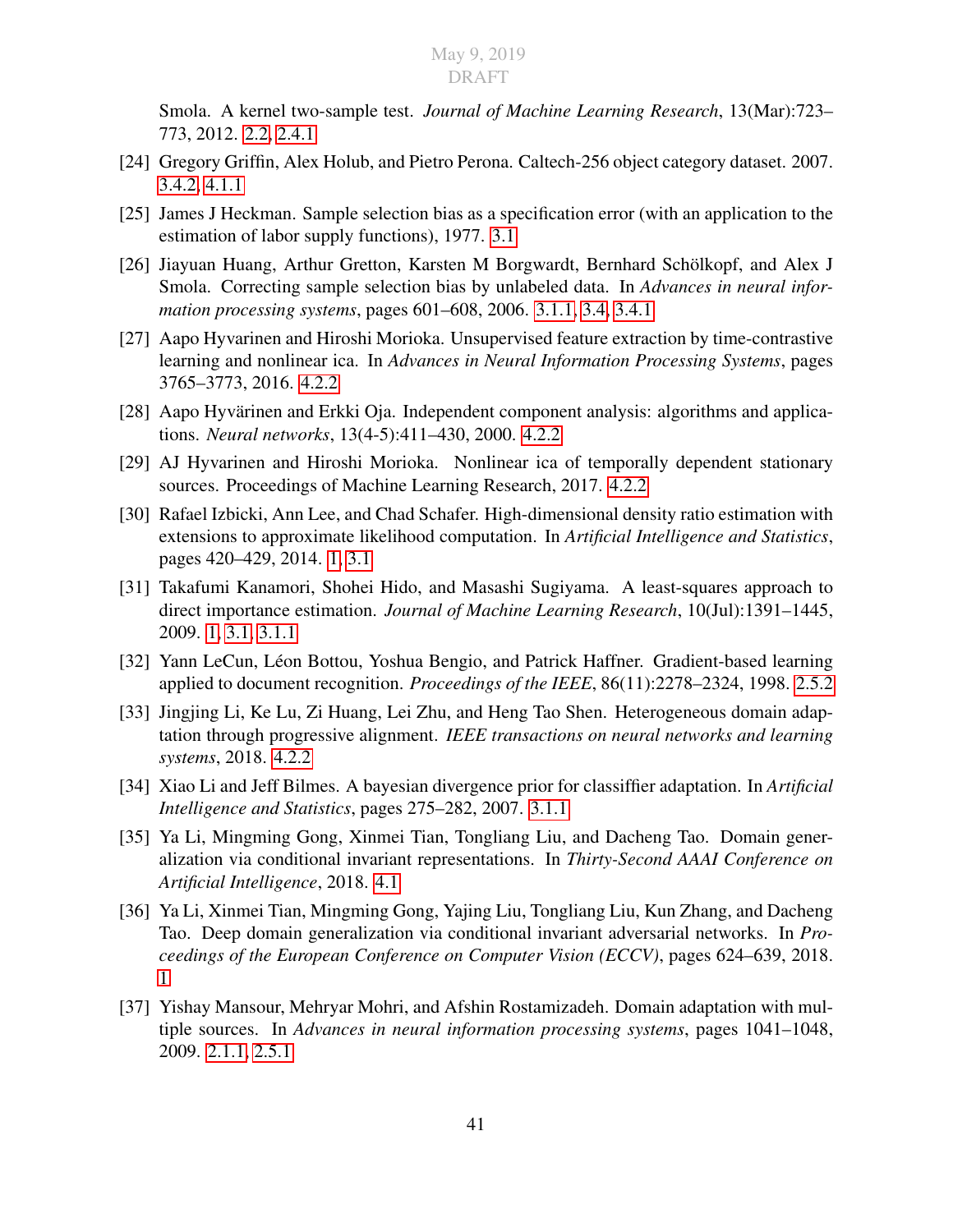Smola. A kernel two-sample test. *Journal of Machine Learning Research*, 13(Mar):723–773, 2012. 2.2, 2.4.1

[24] Gregory Griffin, Alex Holub, and Pietro Perona. Caltech-256 object category dataset. 2007. 3.4.2, 4.1.1

[25] James J Heckman. Sample selection bias as a specification error (with an application to the estimation of labor supply functions), 1977. 3.1

[26] Jiayuan Huang, Arthur Gretton, Karsten M Borgwardt, Bernhard Schölkopf, and Alex J Smola. Correcting sample selection bias by unlabeled data. In *Advances in neural information processing systems*, pages 601–608, 2006. 3.1.1, 3.4, 3.4.1

[27] Aapo Hyvarinen and Hiroshi Morioka. Unsupervised feature extraction by time-contrastive learning and nonlinear ica. In *Advances in Neural Information Processing Systems*, pages 3765–3773, 2016. 4.2.2

[28] Aapo Hyvärinen and Erkki Oja. Independent component analysis: algorithms and applications. *Neural networks*, 13(4-5):411–430, 2000. 4.2.2

[29] AJ Hyvarinen and Hiroshi Morioka. Nonlinear ica of temporally dependent stationary sources. Proceedings of Machine Learning Research, 2017. 4.2.2

[30] Rafael Izbicki, Ann Lee, and Chad Schafer. High-dimensional density ratio estimation with extensions to approximate likelihood computation. In *Artificial Intelligence and Statistics*, pages 420–429, 2014. 1, 3.1

[31] Takafumi Kanamori, Shohei Hido, and Masashi Sugiyama. A least-squares approach to direct importance estimation. *Journal of Machine Learning Research*, 10(Jul):1391–1445, 2009. 1, 3.1, 3.1.1

[32] Yann LeCun, Léon Bottou, Yoshua Bengio, and Patrick Haffner. Gradient-based learning applied to document recognition. *Proceedings of the IEEE*, 86(11):2278–2324, 1998. 2.5.2

[33] Jingjing Li, Ke Lu, Zi Huang, Lei Zhu, and Heng Tao Shen. Heterogeneous domain adaptation through progressive alignment. *IEEE transactions on neural networks and learning systems*, 2018. 4.2.2

[34] Xiao Li and Jeff Bilmes. A bayesian divergence prior for classiffier adaptation. In *Artificial Intelligence and Statistics*, pages 275–282, 2007. 3.1.1

[35] Ya Li, Mingming Gong, Xinmei Tian, Tongliang Liu, and Dacheng Tao. Domain generalization via conditional invariant representations. In *Thirty-Second AAAI Conference on Artificial Intelligence*, 2018. 4.1

[36] Ya Li, Xinmei Tian, Mingming Gong, Yajing Liu, Tongliang Liu, Kun Zhang, and Dacheng Tao. Deep domain generalization via conditional invariant adversarial networks. In *Proceedings of the European Conference on Computer Vision (ECCV)*, pages 624–639, 2018. 1

[37] Yishay Mansour, Mehryar Mohri, and Afshin Rostamizadeh. Domain adaptation with multiple sources. In *Advances in neural information processing systems*, pages 1041–1048, 2009. 2.1.1, 2.5.1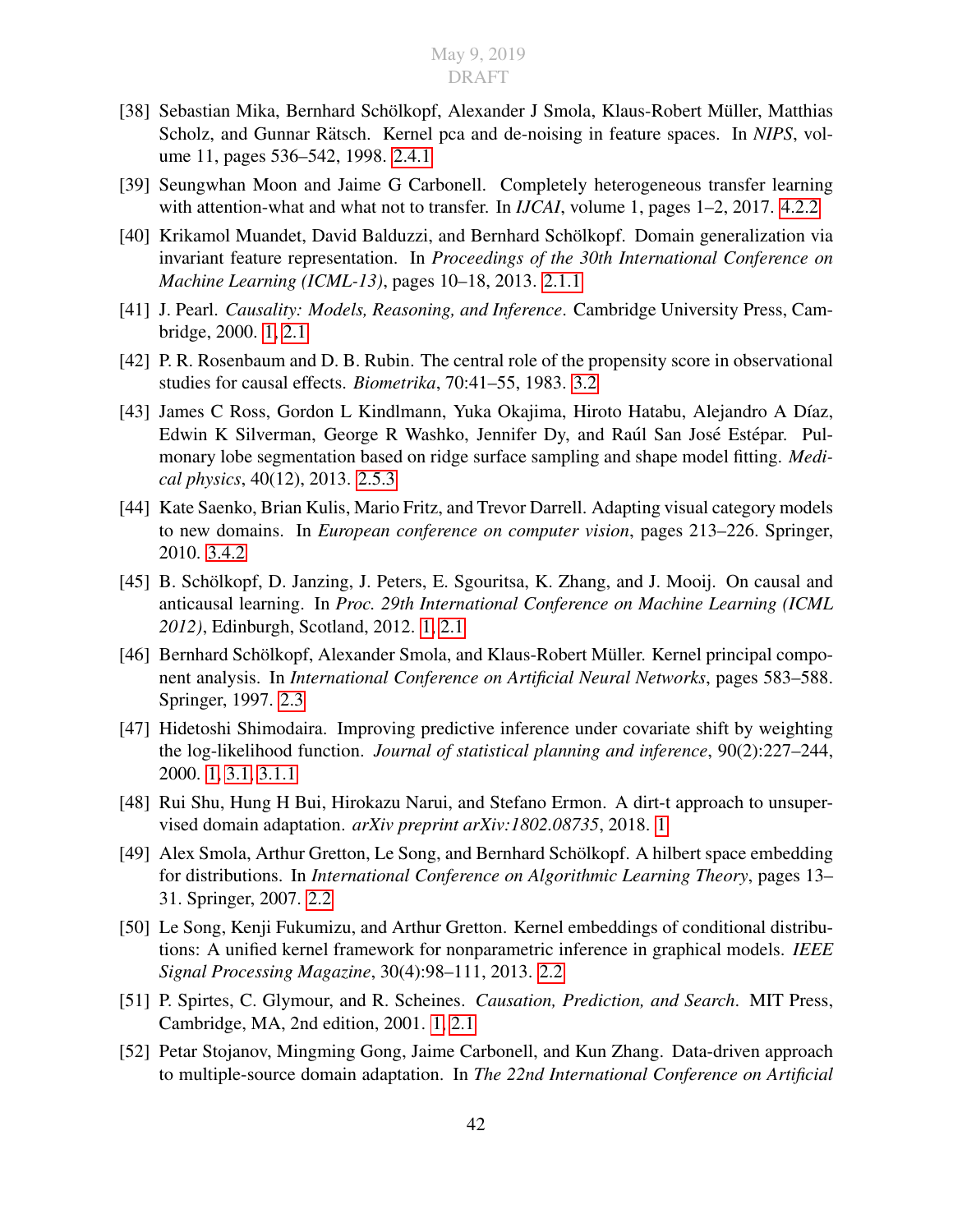[38] Sebastian Mika, Bernhard Schölkopf, Alexander J Smola, Klaus-Robert Müller, Matthias Scholz, and Gunnar Rätsch. Kernel pca and de-noising in feature spaces. In *NIPS*, volume 11, pages 536–542, 1998. 2.4.1

[39] Seungwhan Moon and Jaime G Carbonell. Completely heterogeneous transfer learning with attention-what and what not to transfer. In *IJCAI*, volume 1, pages 1–2, 2017. 4.2.2

[40] Krikamol Muandet, David Balduzzi, and Bernhard Schölkopf. Domain generalization via invariant feature representation. In *Proceedings of the 30th International Conference on Machine Learning (ICML-13)*, pages 10–18, 2013. 2.1.1

[41] J. Pearl. *Causality: Models, Reasoning, and Inference*. Cambridge University Press, Cambridge, 2000. 1, 2.1

[42] P. R. Rosenbaum and D. B. Rubin. The central role of the propensity score in observational studies for causal effects. *Biometrika*, 70:41–55, 1983. 3.2

[43] James C Ross, Gordon L Kindlmann, Yuka Okajima, Hiroto Hatabu, Alejandro A Díaz, Edwin K Silverman, George R Washko, Jennifer Dy, and Raúl San José Estépar. Pulmonary lobe segmentation based on ridge surface sampling and shape model fitting. *Medical physics*, 40(12), 2013. 2.5.3

[44] Kate Saenko, Brian Kulis, Mario Fritz, and Trevor Darrell. Adapting visual category models to new domains. In *European conference on computer vision*, pages 213–226. Springer, 2010. 3.4.2

[45] B. Schölkopf, D. Janzing, J. Peters, E. Sgouritsa, K. Zhang, and J. Mooij. On causal and anticausal learning. In *Proc. 29th International Conference on Machine Learning (ICML 2012)*, Edinburgh, Scotland, 2012. 1, 2.1

[46] Bernhard Schölkopf, Alexander Smola, and Klaus-Robert Müller. Kernel principal component analysis. In *International Conference on Artificial Neural Networks*, pages 583–588. Springer, 1997. 2.3

[47] Hidetoshi Shimodaira. Improving predictive inference under covariate shift by weighting the log-likelihood function. *Journal of statistical planning and inference*, 90(2):227–244, 2000. 1, 3.1, 3.1.1

[48] Rui Shu, Hung H Bui, Hirokazu Narui, and Stefano Ermon. A dirt-t approach to unsupervised domain adaptation. *arXiv preprint arXiv:1802.08735*, 2018. 1

[49] Alex Smola, Arthur Gretton, Le Song, and Bernhard Schölkopf. A hilbert space embedding for distributions. In *International Conference on Algorithmic Learning Theory*, pages 13–31. Springer, 2007. 2.2

[50] Le Song, Kenji Fukumizu, and Arthur Gretton. Kernel embeddings of conditional distributions: A unified kernel framework for nonparametric inference in graphical models. *IEEE Signal Processing Magazine*, 30(4):98–111, 2013. 2.2

[51] P. Spirtes, C. Glymour, and R. Scheines. *Causation, Prediction, and Search*. MIT Press, Cambridge, MA, 2nd edition, 2001. 1, 2.1

[52] Petar Stojanov, Mingming Gong, Jaime Carbonell, and Kun Zhang. Data-driven approach to multiple-source domain adaptation. In *The 22nd International Conference on Artificial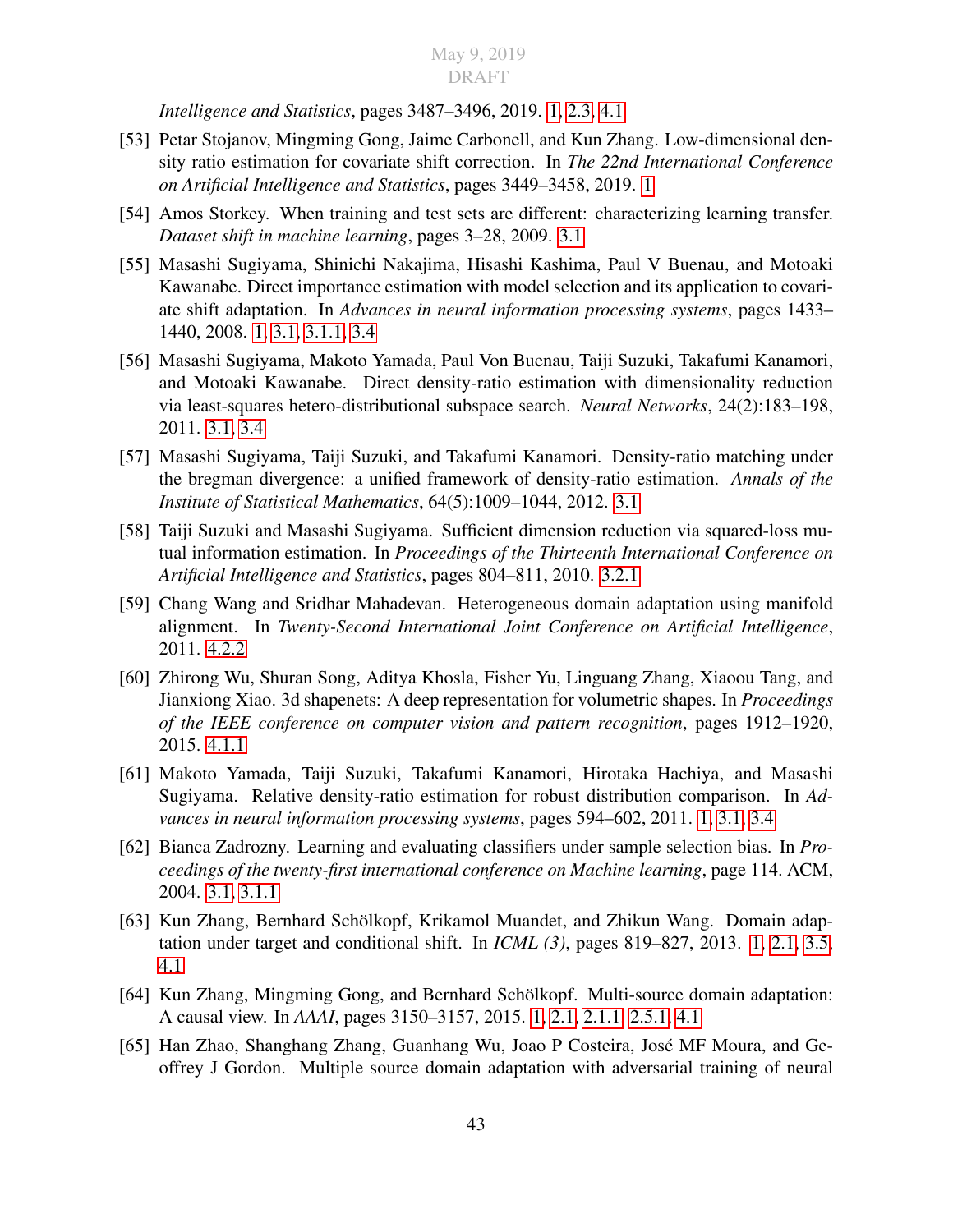*Intelligence and Statistics*, pages 3487–3496, 2019. 1, 2.3, 4.1

[53] Petar Stojanov, Mingming Gong, Jaime Carbonell, and Kun Zhang. Low-dimensional density ratio estimation for covariate shift correction. In *The 22nd International Conference on Artificial Intelligence and Statistics*, pages 3449–3458, 2019. 1

[54] Amos Storkey. When training and test sets are different: characterizing learning transfer. *Dataset shift in machine learning*, pages 3–28, 2009. 3.1

[55] Masashi Sugiyama, Shinichi Nakajima, Hisashi Kashima, Paul V Buenau, and Motoaki Kawanabe. Direct importance estimation with model selection and its application to covariate shift adaptation. In *Advances in neural information processing systems*, pages 1433–1440, 2008. 1, 3.1, 3.1.1, 3.4

[56] Masashi Sugiyama, Makoto Yamada, Paul Von Buenau, Taiji Suzuki, Takafumi Kanamori, and Motoaki Kawanabe. Direct density-ratio estimation with dimensionality reduction via least-squares hetero-distributional subspace search. *Neural Networks*, 24(2):183–198, 2011. 3.1, 3.4

[57] Masashi Sugiyama, Taiji Suzuki, and Takafumi Kanamori. Density-ratio matching under the bregman divergence: a unified framework of density-ratio estimation. *Annals of the Institute of Statistical Mathematics*, 64(5):1009–1044, 2012. 3.1

[58] Taiji Suzuki and Masashi Sugiyama. Sufficient dimension reduction via squared-loss mutual information estimation. In *Proceedings of the Thirteenth International Conference on Artificial Intelligence and Statistics*, pages 804–811, 2010. 3.2.1

[59] Chang Wang and Sridhar Mahadevan. Heterogeneous domain adaptation using manifold alignment. In *Twenty-Second International Joint Conference on Artificial Intelligence*, 2011. 4.2.2

[60] Zhirong Wu, Shuran Song, Aditya Khosla, Fisher Yu, Linguang Zhang, Xiaoou Tang, and Jianxiong Xiao. 3d shapenets: A deep representation for volumetric shapes. In *Proceedings of the IEEE conference on computer vision and pattern recognition*, pages 1912–1920, 2015. 4.1.1

[61] Makoto Yamada, Taiji Suzuki, Takafumi Kanamori, Hirotaka Hachiya, and Masashi Sugiyama. Relative density-ratio estimation for robust distribution comparison. In *Advances in neural information processing systems*, pages 594–602, 2011. 1, 3.1, 3.4

[62] Bianca Zadrozny. Learning and evaluating classifiers under sample selection bias. In *Proceedings of the twenty-first international conference on Machine learning*, page 114. ACM, 2004. 3.1, 3.1.1

[63] Kun Zhang, Bernhard Schölkopf, Krikamol Muandet, and Zhikun Wang. Domain adaptation under target and conditional shift. In *ICML (3)*, pages 819–827, 2013. 1, 2.1, 3.5, 4.1

[64] Kun Zhang, Mingming Gong, and Bernhard Schölkopf. Multi-source domain adaptation: A causal view. In *AAAI*, pages 3150–3157, 2015. 1, 2.1, 2.1.1, 2.5.1, 4.1

[65] Han Zhao, Shanghang Zhang, Guanhang Wu, Joao P Costeira, José MF Moura, and Geoffrey J Gordon. Multiple source domain adaptation with adversarial training of neural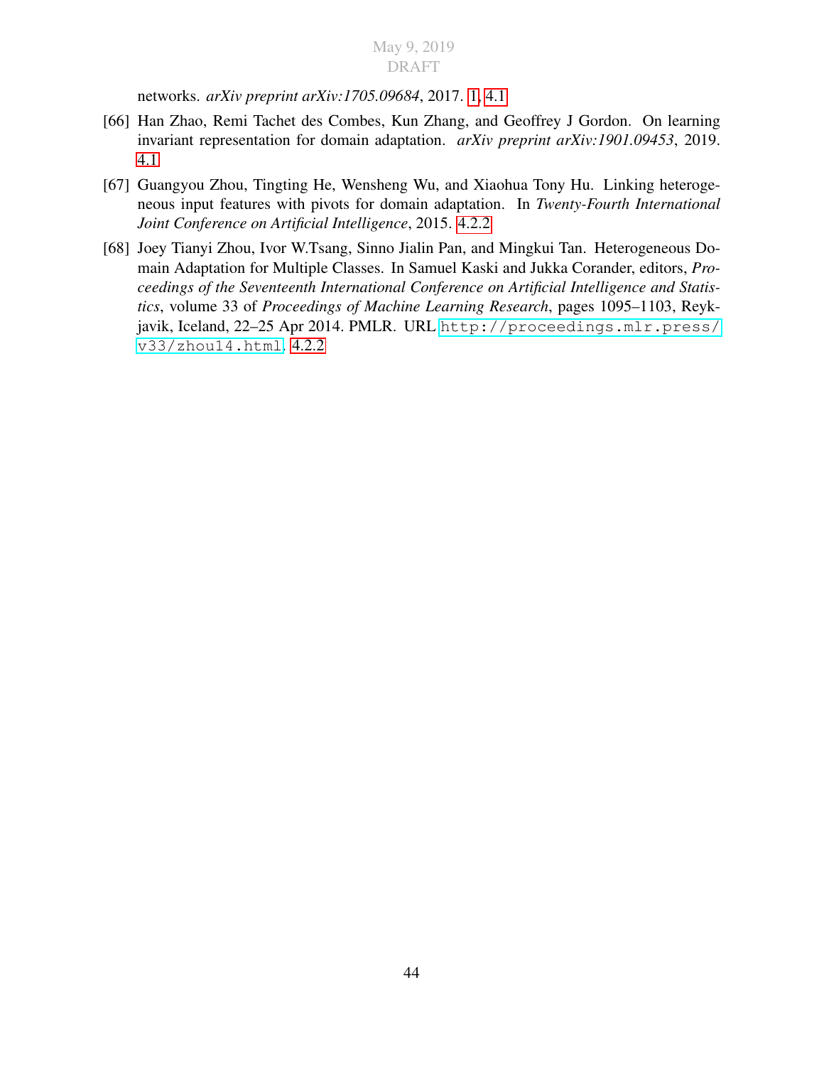networks. *arXiv preprint arXiv:1705.09684*, 2017. 1, 4.1

[66] Han Zhao, Remi Tachet des Combes, Kun Zhang, and Geoffrey J Gordon. On learning invariant representation for domain adaptation. *arXiv preprint arXiv:1901.09453*, 2019. 4.1

[67] Guangyou Zhou, Tingting He, Wensheng Wu, and Xiaohua Tony Hu. Linking heterogeneous input features with pivots for domain adaptation. In *Twenty-Fourth International Joint Conference on Artificial Intelligence*, 2015. 4.2.2

[68] Joey Tianyi Zhou, Ivor W.Tsang, Sinno Jialin Pan, and Mingkui Tan. Heterogeneous Domain Adaptation for Multiple Classes. In Samuel Kaski and Jukka Corander, editors, *Proceedings of the Seventeenth International Conference on Artificial Intelligence and Statistics*, volume 33 of *Proceedings of Machine Learning Research*, pages 1095–1103, Reykjavik, Iceland, 22–25 Apr 2014. PMLR. URL `http://proceedings.mlr.press/v33/zhou14.html`. 4.2.2